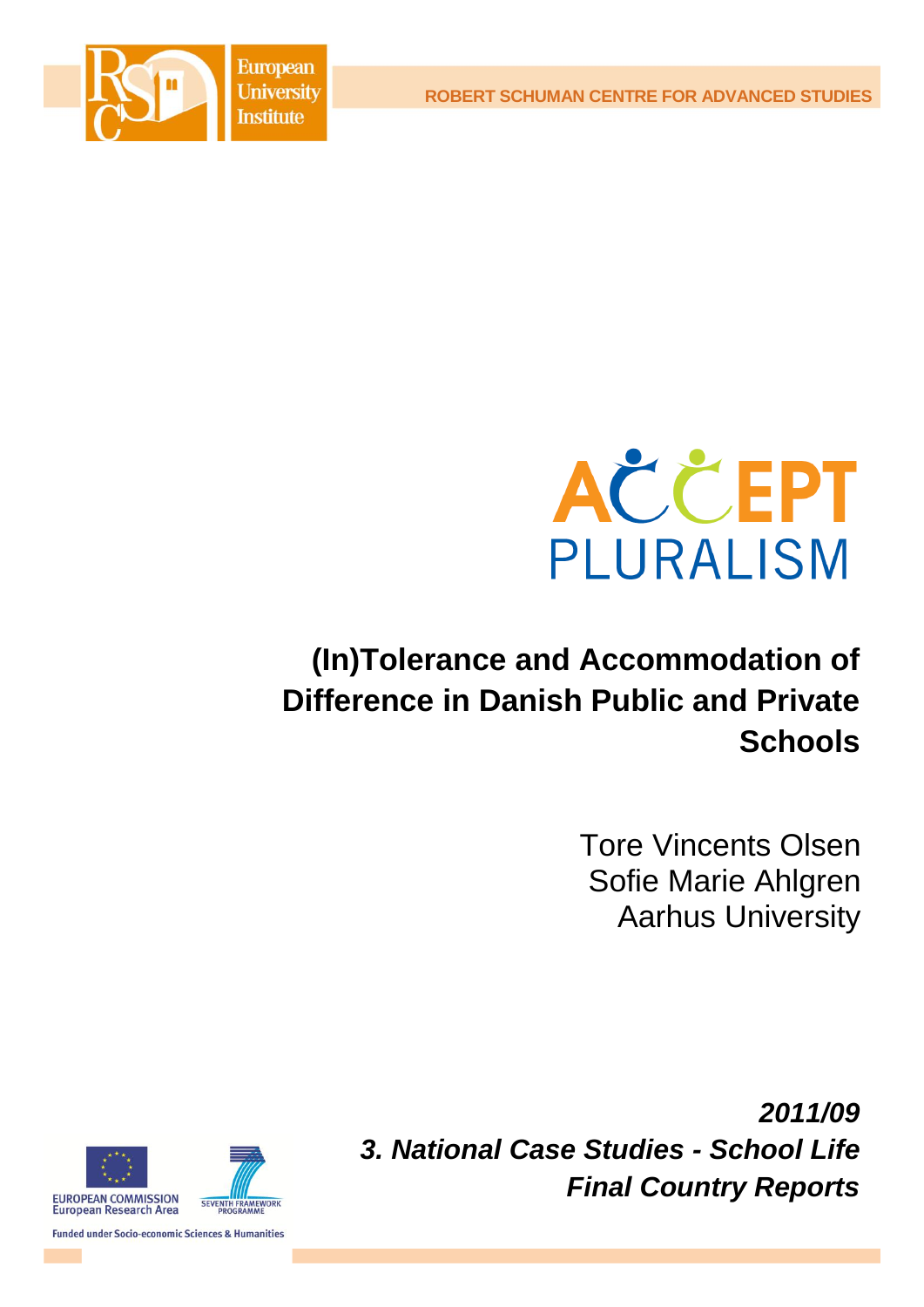ROBERT SCHUMAN CENTRE FOR ADVANCED STUDIES

European University Institute

ACCEPT PLURALISM

# (In)Tolerance and Accommodation of Difference in Danish Public and Private Schools

Tore Vincents Olsen
Sofie Marie Ahlgren
Aarhus University

***2011/09***
***3. National Case Studies - School Life***
***Final Country Reports***

EUROPEAN COMMISSION
European Research Area

SEVENTH FRAMEWORK PROGRAMME

Funded under Socio-economic Sciences & Humanities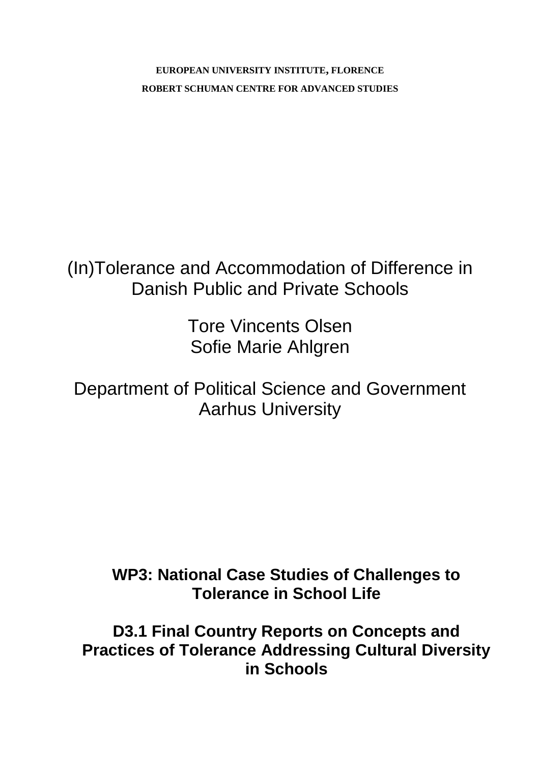**EUROPEAN UNIVERSITY INSTITUTE, FLORENCE**

**ROBERT SCHUMAN CENTRE FOR ADVANCED STUDIES**

# (In)Tolerance and Accommodation of Difference in Danish Public and Private Schools

Tore Vincents Olsen

Sofie Marie Ahlgren

Department of Political Science and Government

Aarhus University

**WP3: National Case Studies of Challenges to Tolerance in School Life**

**D3.1 Final Country Reports on Concepts and Practices of Tolerance Addressing Cultural Diversity in Schools**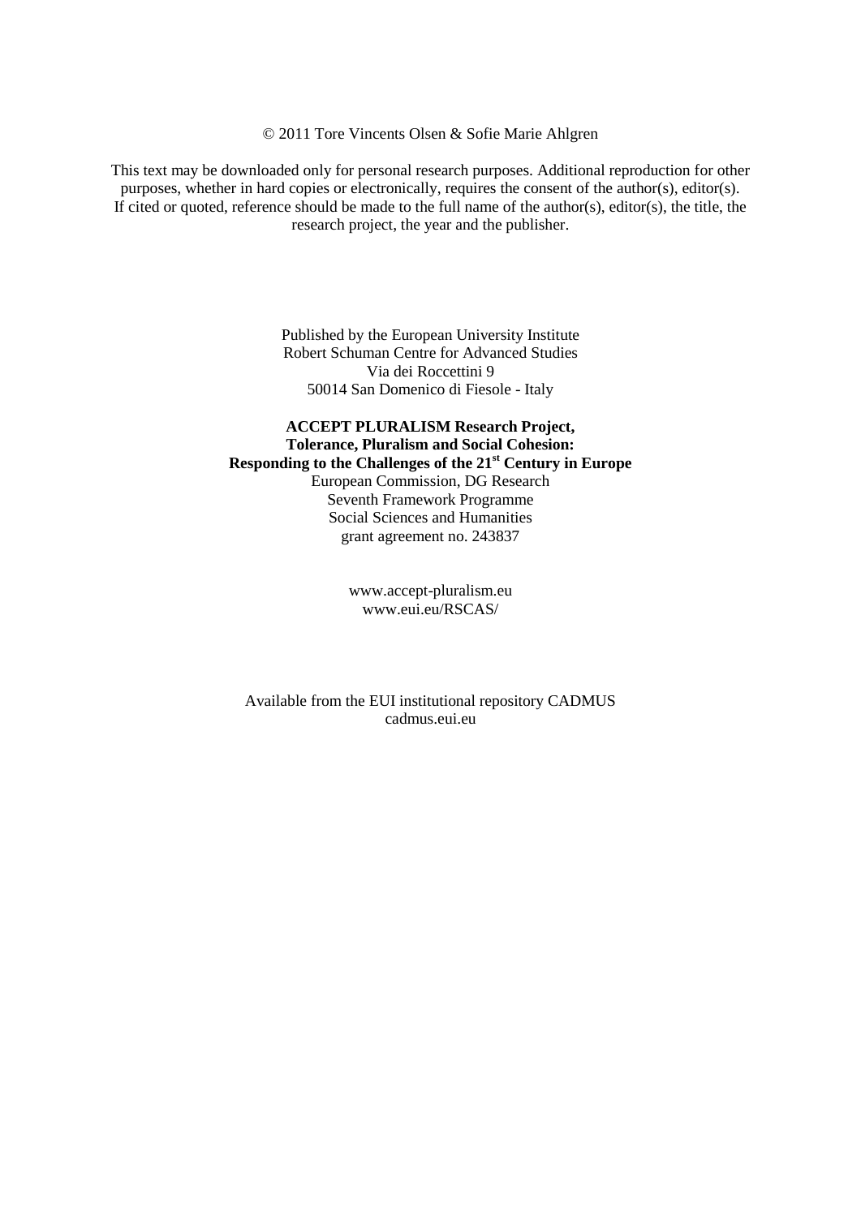© 2011 Tore Vincents Olsen & Sofie Marie Ahlgren

This text may be downloaded only for personal research purposes. Additional reproduction for other purposes, whether in hard copies or electronically, requires the consent of the author(s), editor(s). If cited or quoted, reference should be made to the full name of the author(s), editor(s), the title, the research project, the year and the publisher.

Published by the European University Institute  
Robert Schuman Centre for Advanced Studies  
Via dei Roccettini 9  
50014 San Domenico di Fiesole - Italy

**ACCEPT PLURALISM Research Project,**  
**Tolerance, Pluralism and Social Cohesion:**  
**Responding to the Challenges of the 21st Century in Europe**  
European Commission, DG Research  
Seventh Framework Programme  
Social Sciences and Humanities  
grant agreement no. 243837

www.accept-pluralism.eu  
www.eui.eu/RSCAS/

Available from the EUI institutional repository CADMUS  
cadmus.eui.eu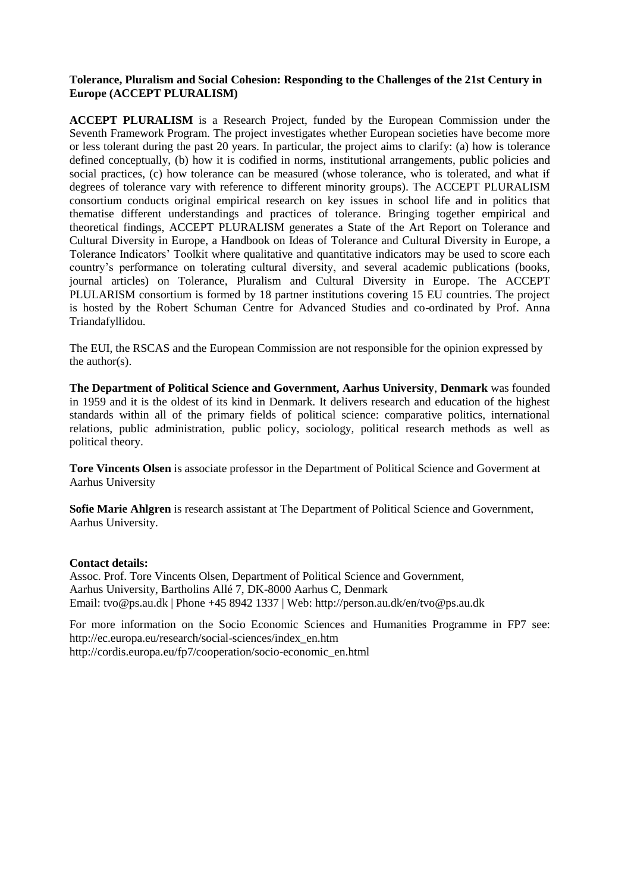**Tolerance, Pluralism and Social Cohesion: Responding to the Challenges of the 21st Century in Europe (ACCEPT PLURALISM)**

**ACCEPT PLURALISM** is a Research Project, funded by the European Commission under the Seventh Framework Program. The project investigates whether European societies have become more or less tolerant during the past 20 years. In particular, the project aims to clarify: (a) how is tolerance defined conceptually, (b) how it is codified in norms, institutional arrangements, public policies and social practices, (c) how tolerance can be measured (whose tolerance, who is tolerated, and what if degrees of tolerance vary with reference to different minority groups). The ACCEPT PLURALISM consortium conducts original empirical research on key issues in school life and in politics that thematise different understandings and practices of tolerance. Bringing together empirical and theoretical findings, ACCEPT PLURALISM generates a State of the Art Report on Tolerance and Cultural Diversity in Europe, a Handbook on Ideas of Tolerance and Cultural Diversity in Europe, a Tolerance Indicators' Toolkit where qualitative and quantitative indicators may be used to score each country's performance on tolerating cultural diversity, and several academic publications (books, journal articles) on Tolerance, Pluralism and Cultural Diversity in Europe. The ACCEPT PLULARISM consortium is formed by 18 partner institutions covering 15 EU countries. The project is hosted by the Robert Schuman Centre for Advanced Studies and co-ordinated by Prof. Anna Triandafyllidou.

The EUI, the RSCAS and the European Commission are not responsible for the opinion expressed by the author(s).

**The Department of Political Science and Government, Aarhus University**, **Denmark** was founded in 1959 and it is the oldest of its kind in Denmark. It delivers research and education of the highest standards within all of the primary fields of political science: comparative politics, international relations, public administration, public policy, sociology, political research methods as well as political theory.

**Tore Vincents Olsen** is associate professor in the Department of Political Science and Goverment at Aarhus University

**Sofie Marie Ahlgren** is research assistant at The Department of Political Science and Government, Aarhus University.

**Contact details:**
Assoc. Prof. Tore Vincents Olsen, Department of Political Science and Government,
Aarhus University, Bartholins Allé 7, DK-8000 Aarhus C, Denmark
Email: tvo@ps.au.dk | Phone +45 8942 1337 | Web: http://person.au.dk/en/tvo@ps.au.dk

For more information on the Socio Economic Sciences and Humanities Programme in FP7 see:
http://ec.europa.eu/research/social-sciences/index_en.htm
http://cordis.europa.eu/fp7/cooperation/socio-economic_en.html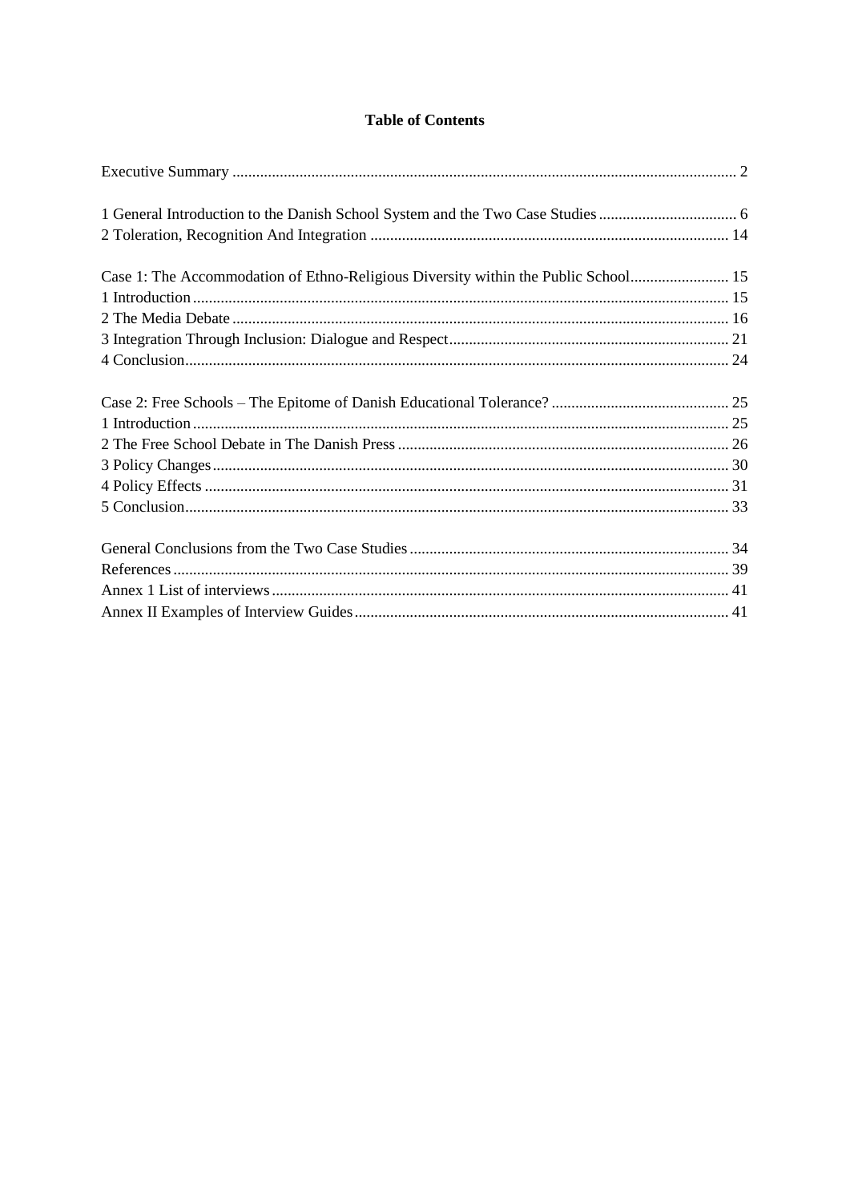# Table of Contents

Executive Summary ........................................................................................................................... 2

1 General Introduction to the Danish School System and the Two Case Studies .................................. 6
2 Toleration, Recognition And Integration .......................................................................................... 14

Case 1: The Accommodation of Ethno-Religious Diversity within the Public School......................... 15
1 Introduction ........................................................................................................................................ 15
2 The Media Debate .............................................................................................................................. 16
3 Integration Through Inclusion: Dialogue and Respect....................................................................... 21
4 Conclusion.......................................................................................................................................... 24

Case 2: Free Schools – The Epitome of Danish Educational Tolerance? ............................................. 25
1 Introduction ........................................................................................................................................ 25
2 The Free School Debate in The Danish Press .................................................................................... 26
3 Policy Changes ................................................................................................................................... 30
4 Policy Effects ..................................................................................................................................... 31
5 Conclusion.......................................................................................................................................... 33

General Conclusions from the Two Case Studies ................................................................................. 34
References ............................................................................................................................................. 39
Annex 1 List of interviews .................................................................................................................... 41
Annex II Examples of Interview Guides ............................................................................................... 41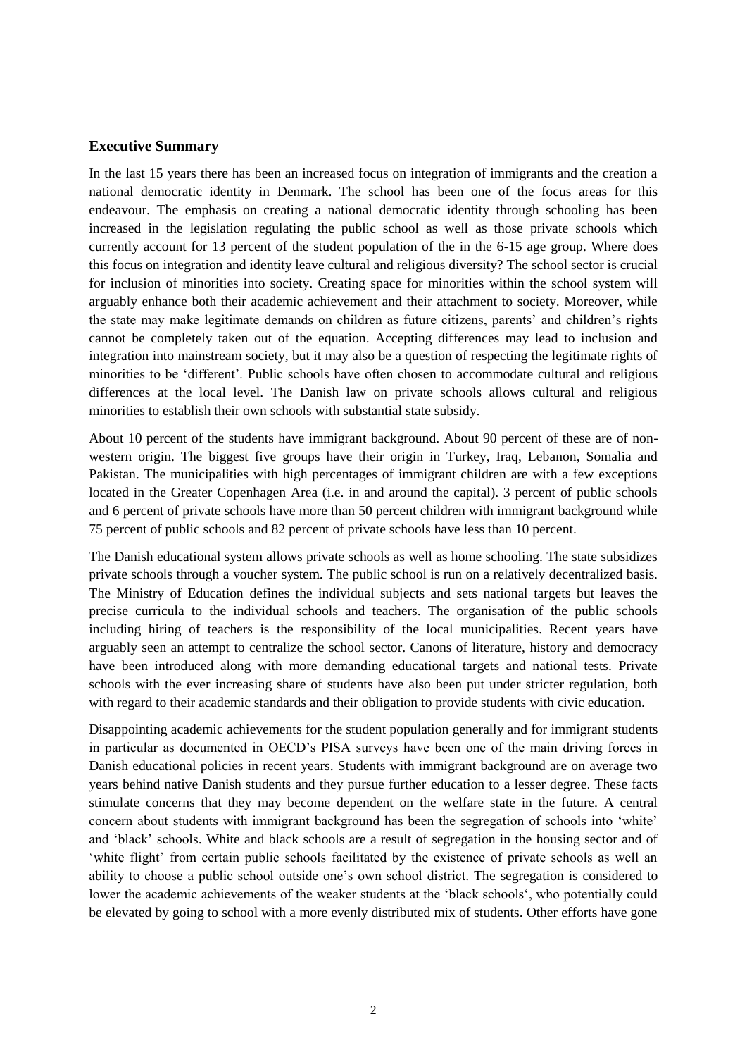## Executive Summary

In the last 15 years there has been an increased focus on integration of immigrants and the creation a national democratic identity in Denmark. The school has been one of the focus areas for this endeavour. The emphasis on creating a national democratic identity through schooling has been increased in the legislation regulating the public school as well as those private schools which currently account for 13 percent of the student population of the in the 6-15 age group. Where does this focus on integration and identity leave cultural and religious diversity? The school sector is crucial for inclusion of minorities into society. Creating space for minorities within the school system will arguably enhance both their academic achievement and their attachment to society. Moreover, while the state may make legitimate demands on children as future citizens, parents' and children's rights cannot be completely taken out of the equation. Accepting differences may lead to inclusion and integration into mainstream society, but it may also be a question of respecting the legitimate rights of minorities to be 'different'. Public schools have often chosen to accommodate cultural and religious differences at the local level. The Danish law on private schools allows cultural and religious minorities to establish their own schools with substantial state subsidy.

About 10 percent of the students have immigrant background. About 90 percent of these are of non-western origin. The biggest five groups have their origin in Turkey, Iraq, Lebanon, Somalia and Pakistan. The municipalities with high percentages of immigrant children are with a few exceptions located in the Greater Copenhagen Area (i.e. in and around the capital). 3 percent of public schools and 6 percent of private schools have more than 50 percent children with immigrant background while 75 percent of public schools and 82 percent of private schools have less than 10 percent.

The Danish educational system allows private schools as well as home schooling. The state subsidizes private schools through a voucher system. The public school is run on a relatively decentralized basis. The Ministry of Education defines the individual subjects and sets national targets but leaves the precise curricula to the individual schools and teachers. The organisation of the public schools including hiring of teachers is the responsibility of the local municipalities. Recent years have arguably seen an attempt to centralize the school sector. Canons of literature, history and democracy have been introduced along with more demanding educational targets and national tests. Private schools with the ever increasing share of students have also been put under stricter regulation, both with regard to their academic standards and their obligation to provide students with civic education.

Disappointing academic achievements for the student population generally and for immigrant students in particular as documented in OECD's PISA surveys have been one of the main driving forces in Danish educational policies in recent years. Students with immigrant background are on average two years behind native Danish students and they pursue further education to a lesser degree. These facts stimulate concerns that they may become dependent on the welfare state in the future. A central concern about students with immigrant background has been the segregation of schools into 'white' and 'black' schools. White and black schools are a result of segregation in the housing sector and of 'white flight' from certain public schools facilitated by the existence of private schools as well an ability to choose a public school outside one's own school district. The segregation is considered to lower the academic achievements of the weaker students at the 'black schools', who potentially could be elevated by going to school with a more evenly distributed mix of students. Other efforts have gone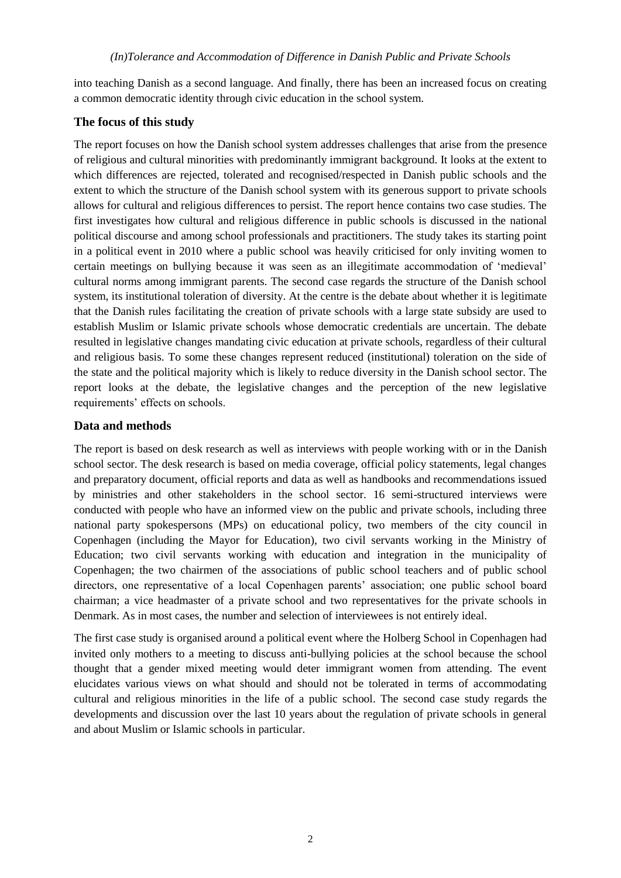into teaching Danish as a second language. And finally, there has been an increased focus on creating a common democratic identity through civic education in the school system.

## The focus of this study

The report focuses on how the Danish school system addresses challenges that arise from the presence of religious and cultural minorities with predominantly immigrant background. It looks at the extent to which differences are rejected, tolerated and recognised/respected in Danish public schools and the extent to which the structure of the Danish school system with its generous support to private schools allows for cultural and religious differences to persist. The report hence contains two case studies. The first investigates how cultural and religious difference in public schools is discussed in the national political discourse and among school professionals and practitioners. The study takes its starting point in a political event in 2010 where a public school was heavily criticised for only inviting women to certain meetings on bullying because it was seen as an illegitimate accommodation of 'medieval' cultural norms among immigrant parents. The second case regards the structure of the Danish school system, its institutional toleration of diversity. At the centre is the debate about whether it is legitimate that the Danish rules facilitating the creation of private schools with a large state subsidy are used to establish Muslim or Islamic private schools whose democratic credentials are uncertain. The debate resulted in legislative changes mandating civic education at private schools, regardless of their cultural and religious basis. To some these changes represent reduced (institutional) toleration on the side of the state and the political majority which is likely to reduce diversity in the Danish school sector. The report looks at the debate, the legislative changes and the perception of the new legislative requirements' effects on schools.

## Data and methods

The report is based on desk research as well as interviews with people working with or in the Danish school sector. The desk research is based on media coverage, official policy statements, legal changes and preparatory document, official reports and data as well as handbooks and recommendations issued by ministries and other stakeholders in the school sector. 16 semi-structured interviews were conducted with people who have an informed view on the public and private schools, including three national party spokespersons (MPs) on educational policy, two members of the city council in Copenhagen (including the Mayor for Education), two civil servants working in the Ministry of Education; two civil servants working with education and integration in the municipality of Copenhagen; the two chairmen of the associations of public school teachers and of public school directors, one representative of a local Copenhagen parents' association; one public school board chairman; a vice headmaster of a private school and two representatives for the private schools in Denmark. As in most cases, the number and selection of interviewees is not entirely ideal.

The first case study is organised around a political event where the Holberg School in Copenhagen had invited only mothers to a meeting to discuss anti-bullying policies at the school because the school thought that a gender mixed meeting would deter immigrant women from attending. The event elucidates various views on what should and should not be tolerated in terms of accommodating cultural and religious minorities in the life of a public school. The second case study regards the developments and discussion over the last 10 years about the regulation of private schools in general and about Muslim or Islamic schools in particular.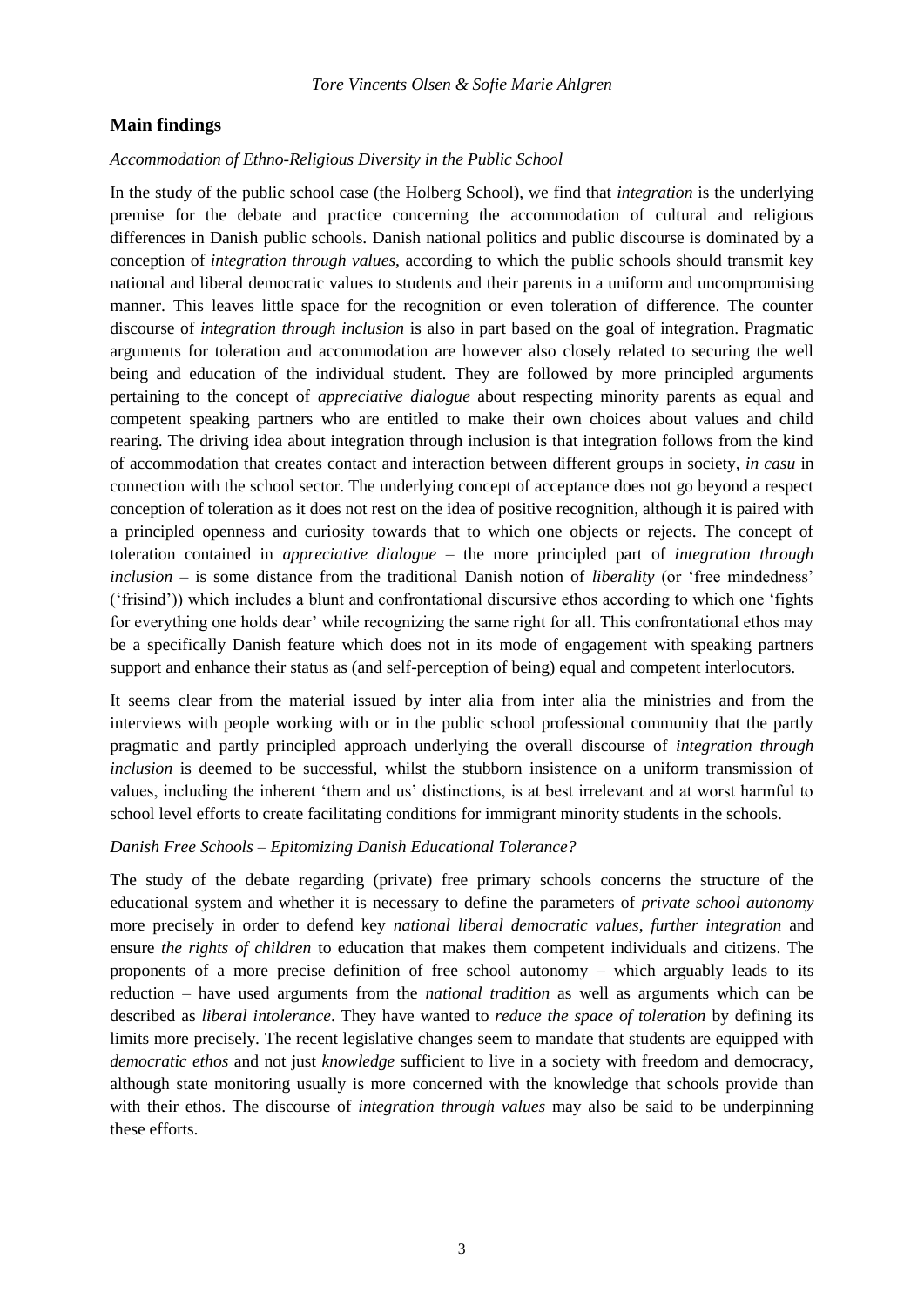## Main findings

### *Accommodation of Ethno-Religious Diversity in the Public School*

In the study of the public school case (the Holberg School), we find that *integration* is the underlying premise for the debate and practice concerning the accommodation of cultural and religious differences in Danish public schools. Danish national politics and public discourse is dominated by a conception of *integration through values*, according to which the public schools should transmit key national and liberal democratic values to students and their parents in a uniform and uncompromising manner. This leaves little space for the recognition or even toleration of difference. The counter discourse of *integration through inclusion* is also in part based on the goal of integration. Pragmatic arguments for toleration and accommodation are however also closely related to securing the well being and education of the individual student. They are followed by more principled arguments pertaining to the concept of *appreciative dialogue* about respecting minority parents as equal and competent speaking partners who are entitled to make their own choices about values and child rearing. The driving idea about integration through inclusion is that integration follows from the kind of accommodation that creates contact and interaction between different groups in society, *in casu* in connection with the school sector. The underlying concept of acceptance does not go beyond a respect conception of toleration as it does not rest on the idea of positive recognition, although it is paired with a principled openness and curiosity towards that to which one objects or rejects. The concept of toleration contained in *appreciative dialogue* – the more principled part of *integration through inclusion* – is some distance from the traditional Danish notion of *liberality* (or 'free mindedness' ('frisind')) which includes a blunt and confrontational discursive ethos according to which one 'fights for everything one holds dear' while recognizing the same right for all. This confrontational ethos may be a specifically Danish feature which does not in its mode of engagement with speaking partners support and enhance their status as (and self-perception of being) equal and competent interlocutors.

It seems clear from the material issued by inter alia from inter alia the ministries and from the interviews with people working with or in the public school professional community that the partly pragmatic and partly principled approach underlying the overall discourse of *integration through inclusion* is deemed to be successful, whilst the stubborn insistence on a uniform transmission of values, including the inherent 'them and us' distinctions, is at best irrelevant and at worst harmful to school level efforts to create facilitating conditions for immigrant minority students in the schools.

### *Danish Free Schools – Epitomizing Danish Educational Tolerance?*

The study of the debate regarding (private) free primary schools concerns the structure of the educational system and whether it is necessary to define the parameters of *private school autonomy* more precisely in order to defend key *national liberal democratic values*, *further integration* and ensure *the rights of children* to education that makes them competent individuals and citizens. The proponents of a more precise definition of free school autonomy – which arguably leads to its reduction – have used arguments from the *national tradition* as well as arguments which can be described as *liberal intolerance*. They have wanted to *reduce the space of toleration* by defining its limits more precisely. The recent legislative changes seem to mandate that students are equipped with *democratic ethos* and not just *knowledge* sufficient to live in a society with freedom and democracy, although state monitoring usually is more concerned with the knowledge that schools provide than with their ethos. The discourse of *integration through values* may also be said to be underpinning these efforts.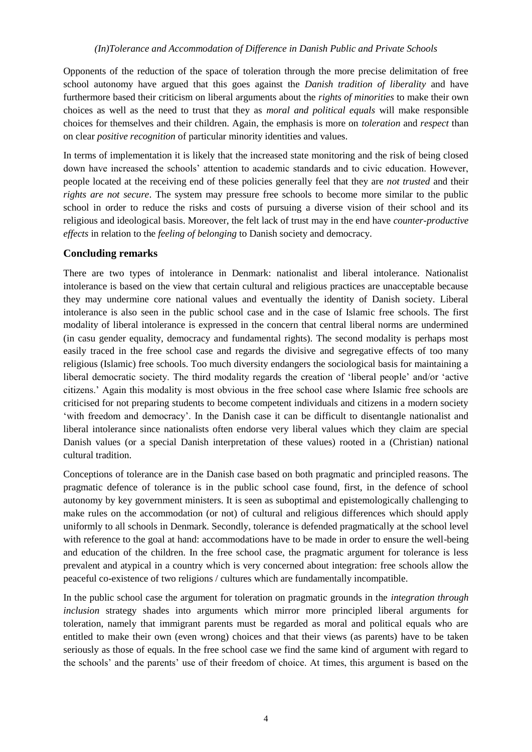Opponents of the reduction of the space of toleration through the more precise delimitation of free school autonomy have argued that this goes against the *Danish tradition of liberality* and have furthermore based their criticism on liberal arguments about the *rights of minorities* to make their own choices as well as the need to trust that they as *moral and political equals* will make responsible choices for themselves and their children. Again, the emphasis is more on *toleration* and *respect* than on clear *positive recognition* of particular minority identities and values.

In terms of implementation it is likely that the increased state monitoring and the risk of being closed down have increased the schools' attention to academic standards and to civic education. However, people located at the receiving end of these policies generally feel that they are *not trusted* and their *rights are not secure*. The system may pressure free schools to become more similar to the public school in order to reduce the risks and costs of pursuing a diverse vision of their school and its religious and ideological basis. Moreover, the felt lack of trust may in the end have *counter-productive effects* in relation to the *feeling of belonging* to Danish society and democracy.

## Concluding remarks

There are two types of intolerance in Denmark: nationalist and liberal intolerance. Nationalist intolerance is based on the view that certain cultural and religious practices are unacceptable because they may undermine core national values and eventually the identity of Danish society. Liberal intolerance is also seen in the public school case and in the case of Islamic free schools. The first modality of liberal intolerance is expressed in the concern that central liberal norms are undermined (in casu gender equality, democracy and fundamental rights). The second modality is perhaps most easily traced in the free school case and regards the divisive and segregative effects of too many religious (Islamic) free schools. Too much diversity endangers the sociological basis for maintaining a liberal democratic society. The third modality regards the creation of 'liberal people' and/or 'active citizens.' Again this modality is most obvious in the free school case where Islamic free schools are criticised for not preparing students to become competent individuals and citizens in a modern society 'with freedom and democracy'. In the Danish case it can be difficult to disentangle nationalist and liberal intolerance since nationalists often endorse very liberal values which they claim are special Danish values (or a special Danish interpretation of these values) rooted in a (Christian) national cultural tradition.

Conceptions of tolerance are in the Danish case based on both pragmatic and principled reasons. The pragmatic defence of tolerance is in the public school case found, first, in the defence of school autonomy by key government ministers. It is seen as suboptimal and epistemologically challenging to make rules on the accommodation (or not) of cultural and religious differences which should apply uniformly to all schools in Denmark. Secondly, tolerance is defended pragmatically at the school level with reference to the goal at hand: accommodations have to be made in order to ensure the well-being and education of the children. In the free school case, the pragmatic argument for tolerance is less prevalent and atypical in a country which is very concerned about integration: free schools allow the peaceful co-existence of two religions / cultures which are fundamentally incompatible.

In the public school case the argument for toleration on pragmatic grounds in the *integration through inclusion* strategy shades into arguments which mirror more principled liberal arguments for toleration, namely that immigrant parents must be regarded as moral and political equals who are entitled to make their own (even wrong) choices and that their views (as parents) have to be taken seriously as those of equals. In the free school case we find the same kind of argument with regard to the schools' and the parents' use of their freedom of choice. At times, this argument is based on the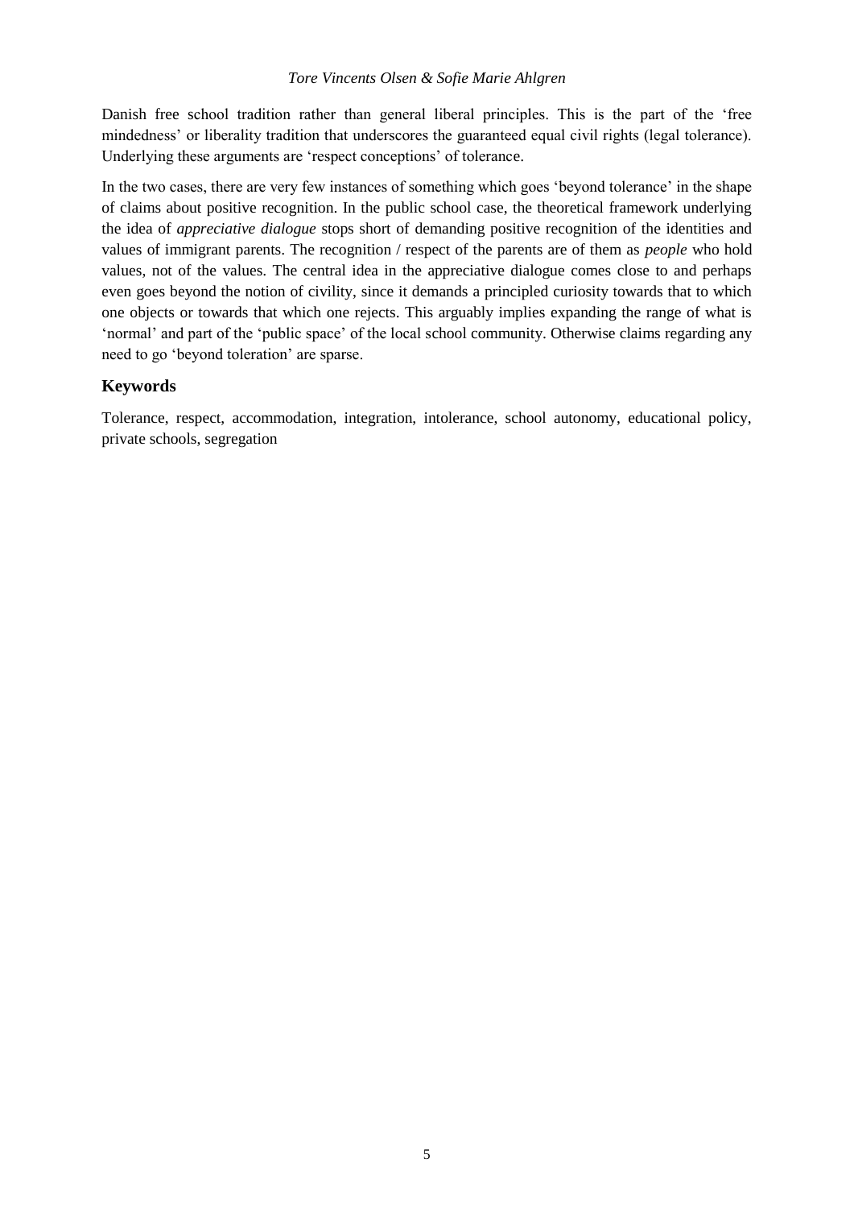Danish free school tradition rather than general liberal principles. This is the part of the 'free mindedness' or liberality tradition that underscores the guaranteed equal civil rights (legal tolerance). Underlying these arguments are 'respect conceptions' of tolerance.

In the two cases, there are very few instances of something which goes 'beyond tolerance' in the shape of claims about positive recognition. In the public school case, the theoretical framework underlying the idea of *appreciative dialogue* stops short of demanding positive recognition of the identities and values of immigrant parents. The recognition / respect of the parents are of them as *people* who hold values, not of the values. The central idea in the appreciative dialogue comes close to and perhaps even goes beyond the notion of civility, since it demands a principled curiosity towards that to which one objects or towards that which one rejects. This arguably implies expanding the range of what is 'normal' and part of the 'public space' of the local school community. Otherwise claims regarding any need to go 'beyond toleration' are sparse.

## Keywords

Tolerance, respect, accommodation, integration, intolerance, school autonomy, educational policy, private schools, segregation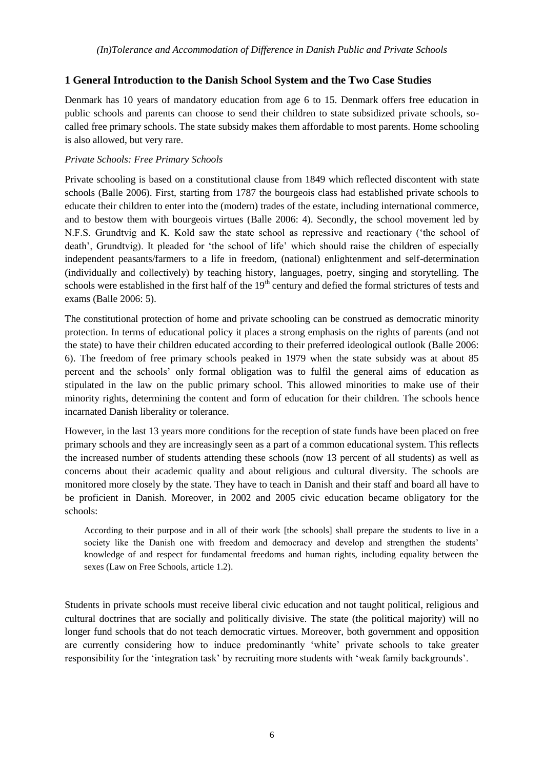## 1 General Introduction to the Danish School System and the Two Case Studies

Denmark has 10 years of mandatory education from age 6 to 15. Denmark offers free education in public schools and parents can choose to send their children to state subsidized private schools, so-called free primary schools. The state subsidy makes them affordable to most parents. Home schooling is also allowed, but very rare.

*Private Schools: Free Primary Schools*

Private schooling is based on a constitutional clause from 1849 which reflected discontent with state schools (Balle 2006). First, starting from 1787 the bourgeois class had established private schools to educate their children to enter into the (modern) trades of the estate, including international commerce, and to bestow them with bourgeois virtues (Balle 2006: 4). Secondly, the school movement led by N.F.S. Grundtvig and K. Kold saw the state school as repressive and reactionary ('the school of death', Grundtvig). It pleaded for 'the school of life' which should raise the children of especially independent peasants/farmers to a life in freedom, (national) enlightenment and self-determination (individually and collectively) by teaching history, languages, poetry, singing and storytelling. The schools were established in the first half of the 19th century and defied the formal strictures of tests and exams (Balle 2006: 5).

The constitutional protection of home and private schooling can be construed as democratic minority protection. In terms of educational policy it places a strong emphasis on the rights of parents (and not the state) to have their children educated according to their preferred ideological outlook (Balle 2006: 6). The freedom of free primary schools peaked in 1979 when the state subsidy was at about 85 percent and the schools' only formal obligation was to fulfil the general aims of education as stipulated in the law on the public primary school. This allowed minorities to make use of their minority rights, determining the content and form of education for their children. The schools hence incarnated Danish liberality or tolerance.

However, in the last 13 years more conditions for the reception of state funds have been placed on free primary schools and they are increasingly seen as a part of a common educational system. This reflects the increased number of students attending these schools (now 13 percent of all students) as well as concerns about their academic quality and about religious and cultural diversity. The schools are monitored more closely by the state. They have to teach in Danish and their staff and board all have to be proficient in Danish. Moreover, in 2002 and 2005 civic education became obligatory for the schools:

> According to their purpose and in all of their work [the schools] shall prepare the students to live in a society like the Danish one with freedom and democracy and develop and strengthen the students' knowledge of and respect for fundamental freedoms and human rights, including equality between the sexes (Law on Free Schools, article 1.2).

Students in private schools must receive liberal civic education and not taught political, religious and cultural doctrines that are socially and politically divisive. The state (the political majority) will no longer fund schools that do not teach democratic virtues. Moreover, both government and opposition are currently considering how to induce predominantly 'white' private schools to take greater responsibility for the 'integration task' by recruiting more students with 'weak family backgrounds'.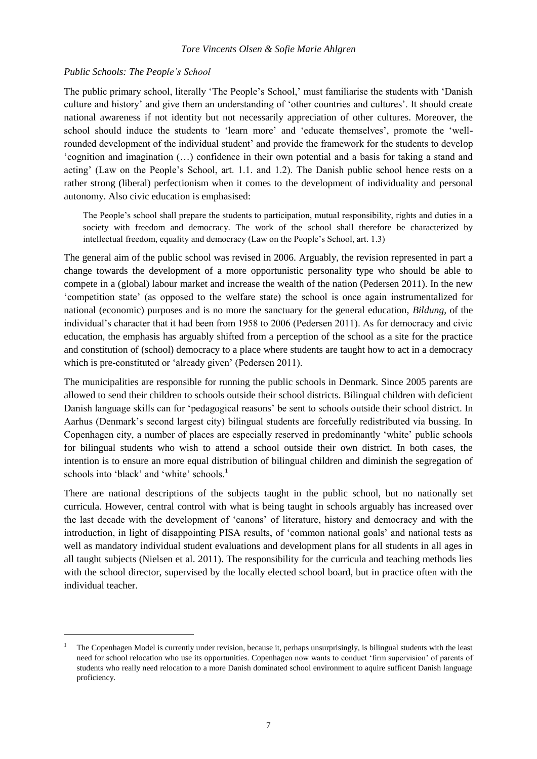*Public Schools: The People's School*

The public primary school, literally 'The People's School,' must familiarise the students with 'Danish culture and history' and give them an understanding of 'other countries and cultures'. It should create national awareness if not identity but not necessarily appreciation of other cultures. Moreover, the school should induce the students to 'learn more' and 'educate themselves', promote the 'well-rounded development of the individual student' and provide the framework for the students to develop 'cognition and imagination (…) confidence in their own potential and a basis for taking a stand and acting' (Law on the People's School, art. 1.1. and 1.2). The Danish public school hence rests on a rather strong (liberal) perfectionism when it comes to the development of individuality and personal autonomy. Also civic education is emphasised:

> The People's school shall prepare the students to participation, mutual responsibility, rights and duties in a society with freedom and democracy. The work of the school shall therefore be characterized by intellectual freedom, equality and democracy (Law on the People's School, art. 1.3)

The general aim of the public school was revised in 2006. Arguably, the revision represented in part a change towards the development of a more opportunistic personality type who should be able to compete in a (global) labour market and increase the wealth of the nation (Pedersen 2011). In the new 'competition state' (as opposed to the welfare state) the school is once again instrumentalized for national (economic) purposes and is no more the sanctuary for the general education, *Bildung*, of the individual's character that it had been from 1958 to 2006 (Pedersen 2011). As for democracy and civic education, the emphasis has arguably shifted from a perception of the school as a site for the practice and constitution of (school) democracy to a place where students are taught how to act in a democracy which is pre-constituted or 'already given' (Pedersen 2011).

The municipalities are responsible for running the public schools in Denmark. Since 2005 parents are allowed to send their children to schools outside their school districts. Bilingual children with deficient Danish language skills can for 'pedagogical reasons' be sent to schools outside their school district. In Aarhus (Denmark's second largest city) bilingual students are forcefully redistributed via bussing. In Copenhagen city, a number of places are especially reserved in predominantly 'white' public schools for bilingual students who wish to attend a school outside their own district. In both cases, the intention is to ensure an more equal distribution of bilingual children and diminish the segregation of schools into 'black' and 'white' schools.[1]

There are national descriptions of the subjects taught in the public school, but no nationally set curricula. However, central control with what is being taught in schools arguably has increased over the last decade with the development of 'canons' of literature, history and democracy and with the introduction, in light of disappointing PISA results, of 'common national goals' and national tests as well as mandatory individual student evaluations and development plans for all students in all ages in all taught subjects (Nielsen et al. 2011). The responsibility for the curricula and teaching methods lies with the school director, supervised by the locally elected school board, but in practice often with the individual teacher.

---

[1] The Copenhagen Model is currently under revision, because it, perhaps unsurprisingly, is bilingual students with the least need for school relocation who use its opportunities. Copenhagen now wants to conduct 'firm supervision' of parents of students who really need relocation to a more Danish dominated school environment to aquire sufficent Danish language proficiency.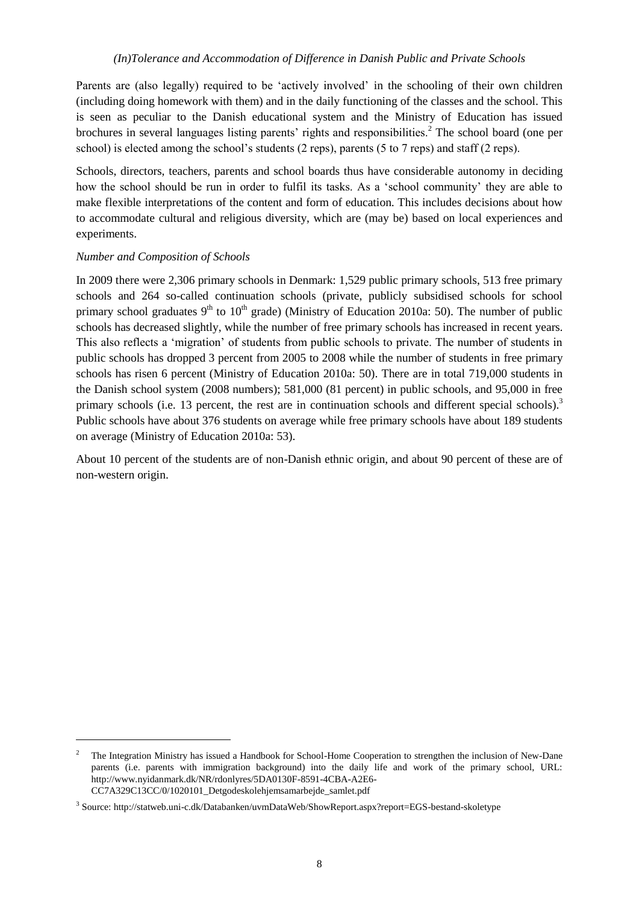Parents are (also legally) required to be 'actively involved' in the schooling of their own children (including doing homework with them) and in the daily functioning of the classes and the school. This is seen as peculiar to the Danish educational system and the Ministry of Education has issued brochures in several languages listing parents' rights and responsibilities.[2] The school board (one per school) is elected among the school's students (2 reps), parents (5 to 7 reps) and staff (2 reps).

Schools, directors, teachers, parents and school boards thus have considerable autonomy in deciding how the school should be run in order to fulfil its tasks. As a 'school community' they are able to make flexible interpretations of the content and form of education. This includes decisions about how to accommodate cultural and religious diversity, which are (may be) based on local experiences and experiments.

*Number and Composition of Schools*

In 2009 there were 2,306 primary schools in Denmark: 1,529 public primary schools, 513 free primary schools and 264 so-called continuation schools (private, publicly subsidised schools for school primary school graduates 9th to 10th grade) (Ministry of Education 2010a: 50). The number of public schools has decreased slightly, while the number of free primary schools has increased in recent years. This also reflects a 'migration' of students from public schools to private. The number of students in public schools has dropped 3 percent from 2005 to 2008 while the number of students in free primary schools has risen 6 percent (Ministry of Education 2010a: 50). There are in total 719,000 students in the Danish school system (2008 numbers); 581,000 (81 percent) in public schools, and 95,000 in free primary schools (i.e. 13 percent, the rest are in continuation schools and different special schools).[3] Public schools have about 376 students on average while free primary schools have about 189 students on average (Ministry of Education 2010a: 53).

About 10 percent of the students are of non-Danish ethnic origin, and about 90 percent of these are of non-western origin.

---

[2] The Integration Ministry has issued a Handbook for School-Home Cooperation to strengthen the inclusion of New-Dane parents (i.e. parents with immigration background) into the daily life and work of the primary school, URL: http://www.nyidanmark.dk/NR/rdonlyres/5DA0130F-8591-4CBA-A2E6-CC7A329C13CC/0/1020101_Detgodeskolehjemsamarbejde_samlet.pdf

[3] Source: http://statweb.uni-c.dk/Databanken/uvmDataWeb/ShowReport.aspx?report=EGS-bestand-skoletype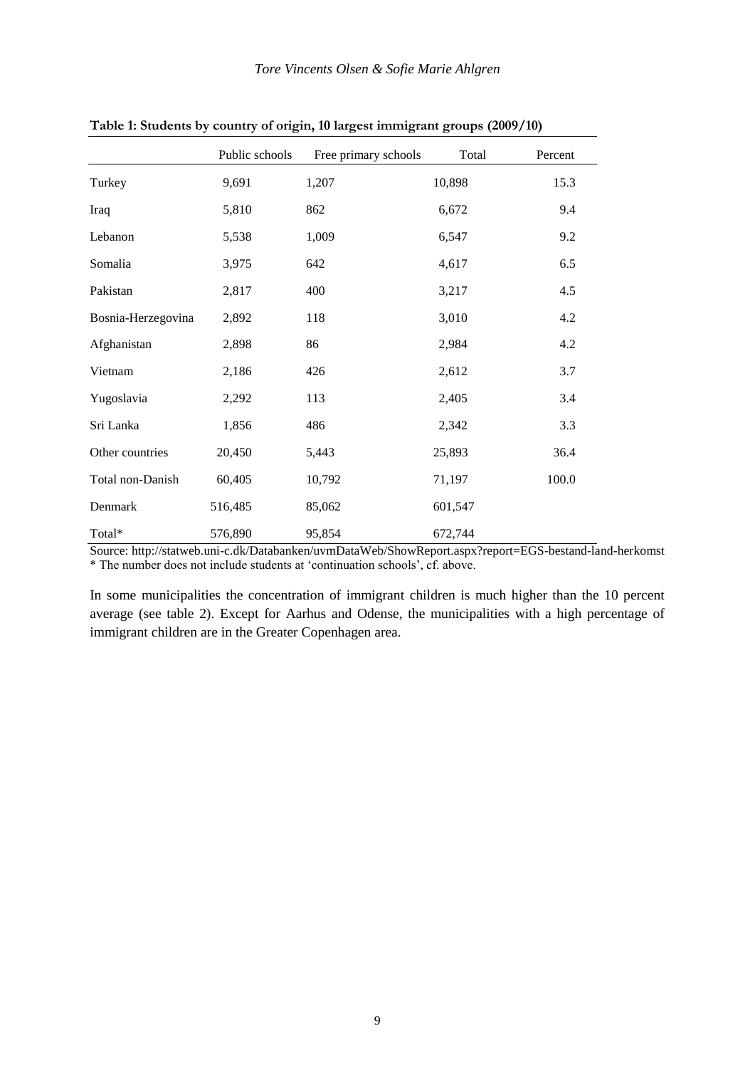**Table 1: Students by country of origin, 10 largest immigrant groups (2009/10)**

| | Public schools | Free primary schools | Total | Percent |
|---|---|---|---|---|
| Turkey | 9,691 | 1,207 | 10,898 | 15.3 |
| Iraq | 5,810 | 862 | 6,672 | 9.4 |
| Lebanon | 5,538 | 1,009 | 6,547 | 9.2 |
| Somalia | 3,975 | 642 | 4,617 | 6.5 |
| Pakistan | 2,817 | 400 | 3,217 | 4.5 |
| Bosnia-Herzegovina | 2,892 | 118 | 3,010 | 4.2 |
| Afghanistan | 2,898 | 86 | 2,984 | 4.2 |
| Vietnam | 2,186 | 426 | 2,612 | 3.7 |
| Yugoslavia | 2,292 | 113 | 2,405 | 3.4 |
| Sri Lanka | 1,856 | 486 | 2,342 | 3.3 |
| Other countries | 20,450 | 5,443 | 25,893 | 36.4 |
| Total non-Danish | 60,405 | 10,792 | 71,197 | 100.0 |
| Denmark | 516,485 | 85,062 | 601,547 | |
| Total* | 576,890 | 95,854 | 672,744 | |

Source: http://statweb.uni-c.dk/Databanken/uvmDataWeb/ShowReport.aspx?report=EGS-bestand-land-herkomst
* The number does not include students at 'continuation schools', cf. above.

In some municipalities the concentration of immigrant children is much higher than the 10 percent average (see table 2). Except for Aarhus and Odense, the municipalities with a high percentage of immigrant children are in the Greater Copenhagen area.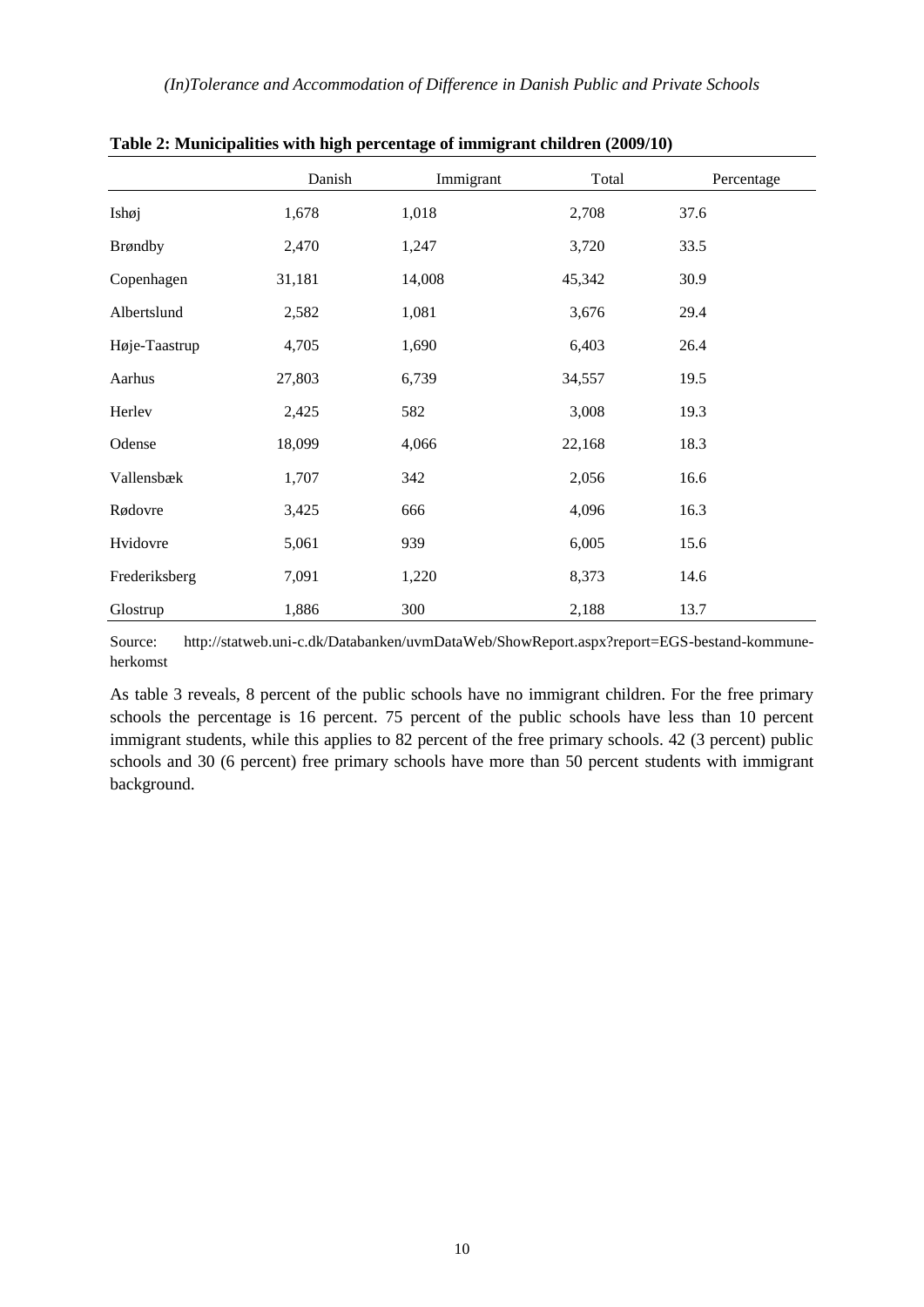**Table 2: Municipalities with high percentage of immigrant children (2009/10)**

| | Danish | Immigrant | Total | Percentage |
|---|---|---|---|---|
| Ishøj | 1,678 | 1,018 | 2,708 | 37.6 |
| Brøndby | 2,470 | 1,247 | 3,720 | 33.5 |
| Copenhagen | 31,181 | 14,008 | 45,342 | 30.9 |
| Albertslund | 2,582 | 1,081 | 3,676 | 29.4 |
| Høje-Taastrup | 4,705 | 1,690 | 6,403 | 26.4 |
| Aarhus | 27,803 | 6,739 | 34,557 | 19.5 |
| Herlev | 2,425 | 582 | 3,008 | 19.3 |
| Odense | 18,099 | 4,066 | 22,168 | 18.3 |
| Vallensbæk | 1,707 | 342 | 2,056 | 16.6 |
| Rødovre | 3,425 | 666 | 4,096 | 16.3 |
| Hvidovre | 5,061 | 939 | 6,005 | 15.6 |
| Frederiksberg | 7,091 | 1,220 | 8,373 | 14.6 |
| Glostrup | 1,886 | 300 | 2,188 | 13.7 |

Source: http://statweb.uni-c.dk/Databanken/uvmDataWeb/ShowReport.aspx?report=EGS-bestand-kommune-herkomst

As table 3 reveals, 8 percent of the public schools have no immigrant children. For the free primary schools the percentage is 16 percent. 75 percent of the public schools have less than 10 percent immigrant students, while this applies to 82 percent of the free primary schools. 42 (3 percent) public schools and 30 (6 percent) free primary schools have more than 50 percent students with immigrant background.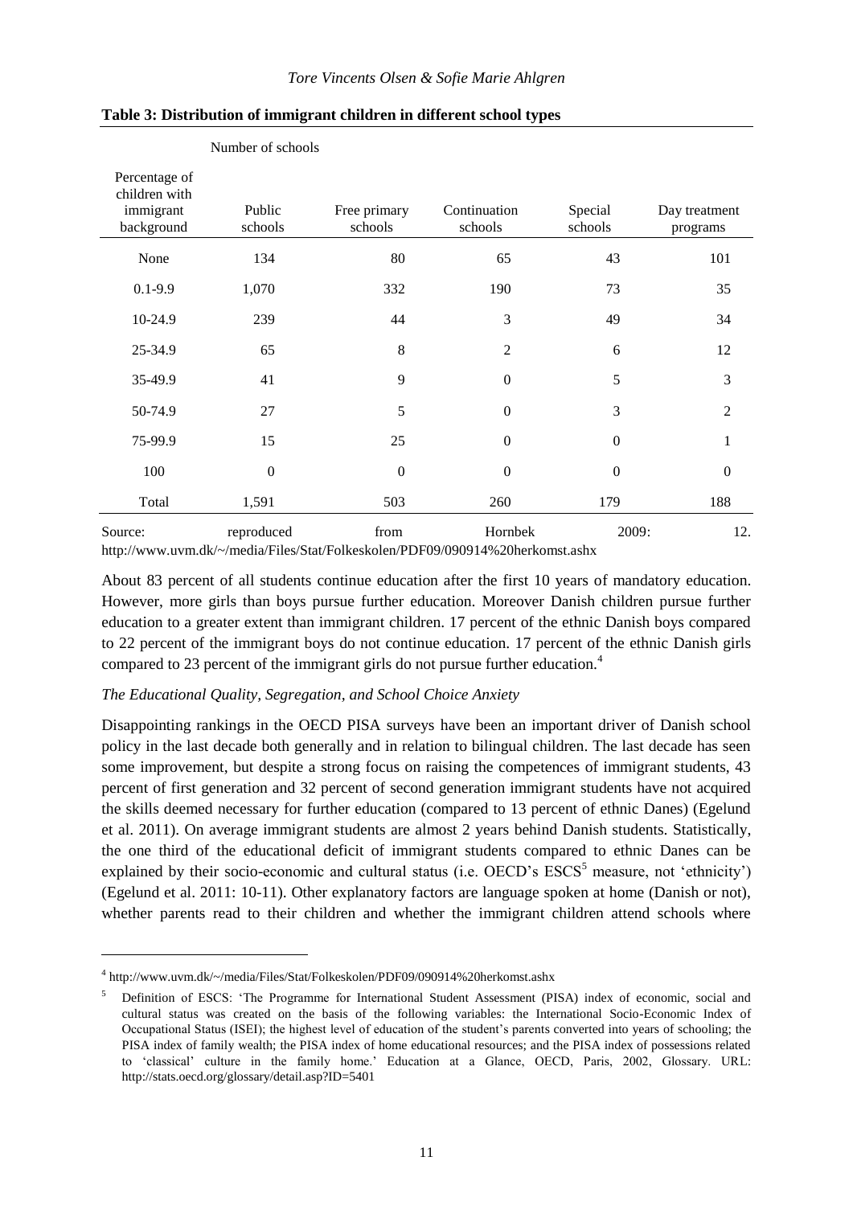**Table 3: Distribution of immigrant children in different school types**

| | Number of schools | | | | |
|---|---|---|---|---|---|
| Percentage of children with immigrant background | Public schools | Free primary schools | Continuation schools | Special schools | Day treatment programs |
| None | 134 | 80 | 65 | 43 | 101 |
| 0.1-9.9 | 1,070 | 332 | 190 | 73 | 35 |
| 10-24.9 | 239 | 44 | 3 | 49 | 34 |
| 25-34.9 | 65 | 8 | 2 | 6 | 12 |
| 35-49.9 | 41 | 9 | 0 | 5 | 3 |
| 50-74.9 | 27 | 5 | 0 | 3 | 2 |
| 75-99.9 | 15 | 25 | 0 | 0 | 1 |
| 100 | 0 | 0 | 0 | 0 | 0 |
| Total | 1,591 | 503 | 260 | 179 | 188 |

Source: reproduced from Hornbek 2009: 12. http://www.uvm.dk/~/media/Files/Stat/Folkeskolen/PDF09/090914%20herkomst.ashx

About 83 percent of all students continue education after the first 10 years of mandatory education. However, more girls than boys pursue further education. Moreover Danish children pursue further education to a greater extent than immigrant children. 17 percent of the ethnic Danish boys compared to 22 percent of the immigrant boys do not continue education. 17 percent of the ethnic Danish girls compared to 23 percent of the immigrant girls do not pursue further education.[4]

*The Educational Quality, Segregation, and School Choice Anxiety*

Disappointing rankings in the OECD PISA surveys have been an important driver of Danish school policy in the last decade both generally and in relation to bilingual children. The last decade has seen some improvement, but despite a strong focus on raising the competences of immigrant students, 43 percent of first generation and 32 percent of second generation immigrant students have not acquired the skills deemed necessary for further education (compared to 13 percent of ethnic Danes) (Egelund et al. 2011). On average immigrant students are almost 2 years behind Danish students. Statistically, the one third of the educational deficit of immigrant students compared to ethnic Danes can be explained by their socio-economic and cultural status (i.e. OECD's ESCS[5] measure, not 'ethnicity') (Egelund et al. 2011: 10-11). Other explanatory factors are language spoken at home (Danish or not), whether parents read to their children and whether the immigrant children attend schools where

[4] http://www.uvm.dk/~/media/Files/Stat/Folkeskolen/PDF09/090914%20herkomst.ashx

[5] Definition of ESCS: 'The Programme for International Student Assessment (PISA) index of economic, social and cultural status was created on the basis of the following variables: the International Socio-Economic Index of Occupational Status (ISEI); the highest level of education of the student's parents converted into years of schooling; the PISA index of family wealth; the PISA index of home educational resources; and the PISA index of possessions related to 'classical' culture in the family home.' Education at a Glance, OECD, Paris, 2002, Glossary. URL: http://stats.oecd.org/glossary/detail.asp?ID=5401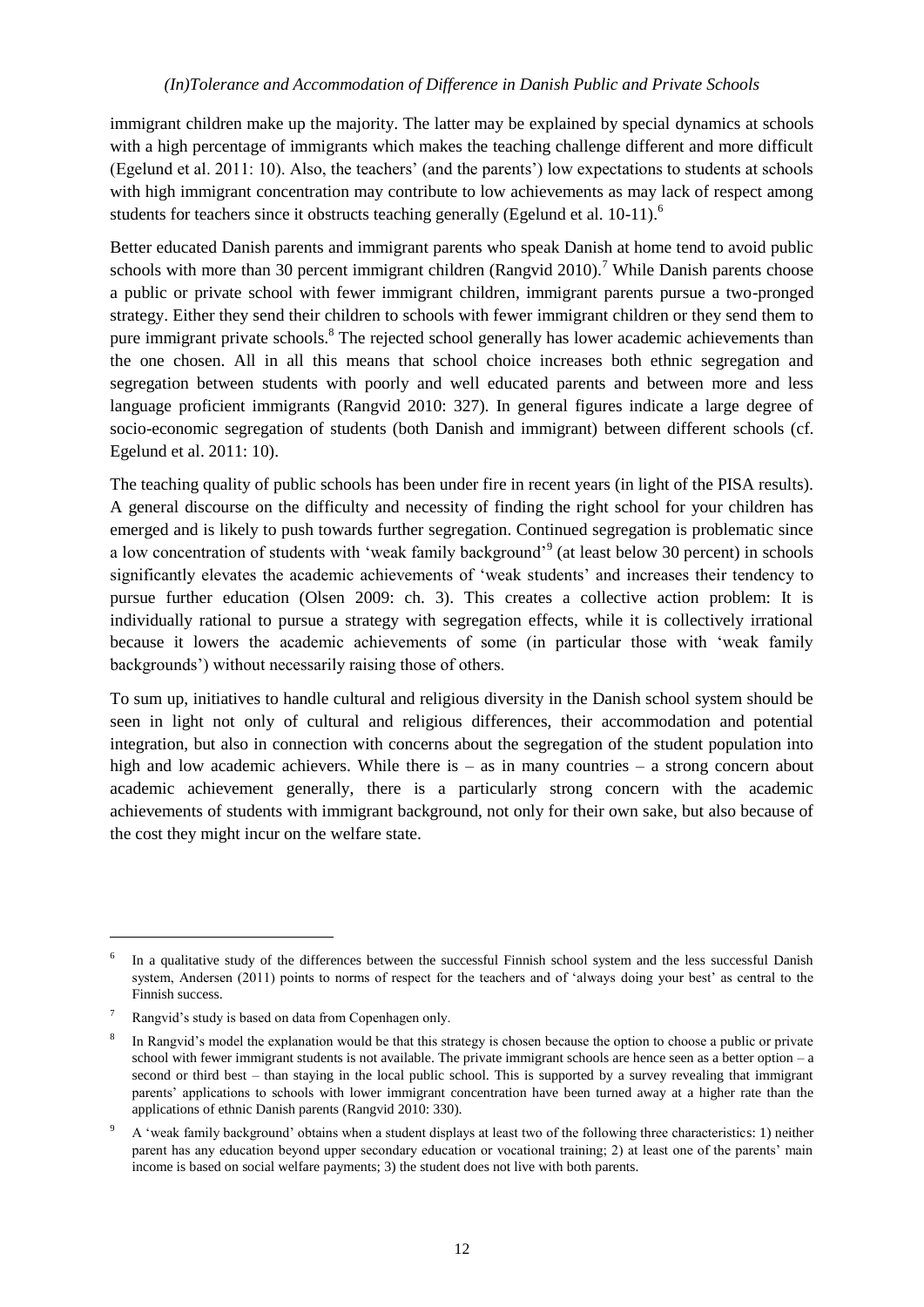immigrant children make up the majority. The latter may be explained by special dynamics at schools with a high percentage of immigrants which makes the teaching challenge different and more difficult (Egelund et al. 2011: 10). Also, the teachers' (and the parents') low expectations to students at schools with high immigrant concentration may contribute to low achievements as may lack of respect among students for teachers since it obstructs teaching generally (Egelund et al. 10-11).[6]

Better educated Danish parents and immigrant parents who speak Danish at home tend to avoid public schools with more than 30 percent immigrant children (Rangvid 2010).[7] While Danish parents choose a public or private school with fewer immigrant children, immigrant parents pursue a two-pronged strategy. Either they send their children to schools with fewer immigrant children or they send them to pure immigrant private schools.[8] The rejected school generally has lower academic achievements than the one chosen. All in all this means that school choice increases both ethnic segregation and segregation between students with poorly and well educated parents and between more and less language proficient immigrants (Rangvid 2010: 327). In general figures indicate a large degree of socio-economic segregation of students (both Danish and immigrant) between different schools (cf. Egelund et al. 2011: 10).

The teaching quality of public schools has been under fire in recent years (in light of the PISA results). A general discourse on the difficulty and necessity of finding the right school for your children has emerged and is likely to push towards further segregation. Continued segregation is problematic since a low concentration of students with 'weak family background'[9] (at least below 30 percent) in schools significantly elevates the academic achievements of 'weak students' and increases their tendency to pursue further education (Olsen 2009: ch. 3). This creates a collective action problem: It is individually rational to pursue a strategy with segregation effects, while it is collectively irrational because it lowers the academic achievements of some (in particular those with 'weak family backgrounds') without necessarily raising those of others.

To sum up, initiatives to handle cultural and religious diversity in the Danish school system should be seen in light not only of cultural and religious differences, their accommodation and potential integration, but also in connection with concerns about the segregation of the student population into high and low academic achievers. While there is – as in many countries – a strong concern about academic achievement generally, there is a particularly strong concern with the academic achievements of students with immigrant background, not only for their own sake, but also because of the cost they might incur on the welfare state.

---

[6] In a qualitative study of the differences between the successful Finnish school system and the less successful Danish system, Andersen (2011) points to norms of respect for the teachers and of 'always doing your best' as central to the Finnish success.

[7] Rangvid's study is based on data from Copenhagen only.

[8] In Rangvid's model the explanation would be that this strategy is chosen because the option to choose a public or private school with fewer immigrant students is not available. The private immigrant schools are hence seen as a better option – a second or third best – than staying in the local public school. This is supported by a survey revealing that immigrant parents' applications to schools with lower immigrant concentration have been turned away at a higher rate than the applications of ethnic Danish parents (Rangvid 2010: 330).

[9] A 'weak family background' obtains when a student displays at least two of the following three characteristics: 1) neither parent has any education beyond upper secondary education or vocational training; 2) at least one of the parents' main income is based on social welfare payments; 3) the student does not live with both parents.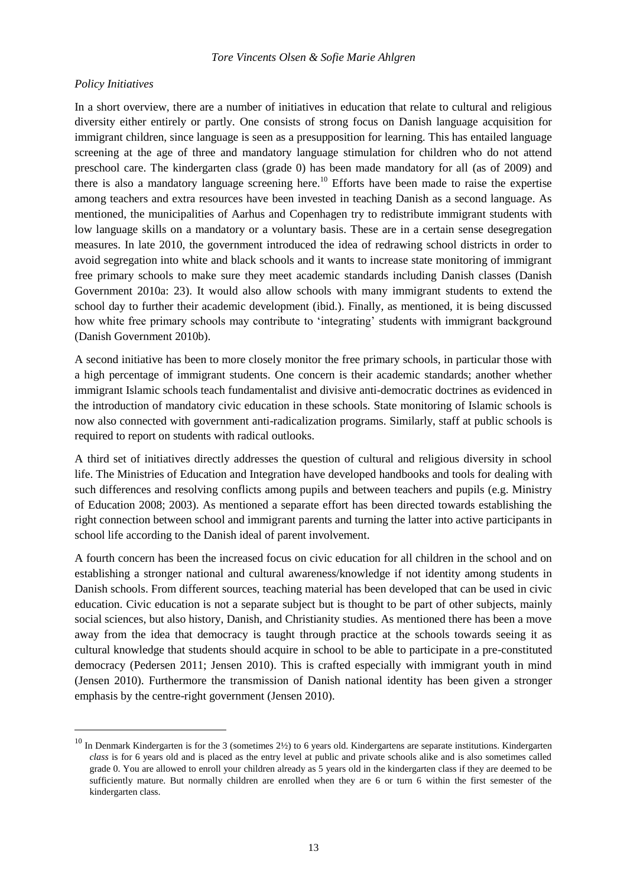*Policy Initiatives*

In a short overview, there are a number of initiatives in education that relate to cultural and religious diversity either entirely or partly. One consists of strong focus on Danish language acquisition for immigrant children, since language is seen as a presupposition for learning. This has entailed language screening at the age of three and mandatory language stimulation for children who do not attend preschool care. The kindergarten class (grade 0) has been made mandatory for all (as of 2009) and there is also a mandatory language screening here.[10] Efforts have been made to raise the expertise among teachers and extra resources have been invested in teaching Danish as a second language. As mentioned, the municipalities of Aarhus and Copenhagen try to redistribute immigrant students with low language skills on a mandatory or a voluntary basis. These are in a certain sense desegregation measures. In late 2010, the government introduced the idea of redrawing school districts in order to avoid segregation into white and black schools and it wants to increase state monitoring of immigrant free primary schools to make sure they meet academic standards including Danish classes (Danish Government 2010a: 23). It would also allow schools with many immigrant students to extend the school day to further their academic development (ibid.). Finally, as mentioned, it is being discussed how white free primary schools may contribute to 'integrating' students with immigrant background (Danish Government 2010b).

A second initiative has been to more closely monitor the free primary schools, in particular those with a high percentage of immigrant students. One concern is their academic standards; another whether immigrant Islamic schools teach fundamentalist and divisive anti-democratic doctrines as evidenced in the introduction of mandatory civic education in these schools. State monitoring of Islamic schools is now also connected with government anti-radicalization programs. Similarly, staff at public schools is required to report on students with radical outlooks.

A third set of initiatives directly addresses the question of cultural and religious diversity in school life. The Ministries of Education and Integration have developed handbooks and tools for dealing with such differences and resolving conflicts among pupils and between teachers and pupils (e.g. Ministry of Education 2008; 2003). As mentioned a separate effort has been directed towards establishing the right connection between school and immigrant parents and turning the latter into active participants in school life according to the Danish ideal of parent involvement.

A fourth concern has been the increased focus on civic education for all children in the school and on establishing a stronger national and cultural awareness/knowledge if not identity among students in Danish schools. From different sources, teaching material has been developed that can be used in civic education. Civic education is not a separate subject but is thought to be part of other subjects, mainly social sciences, but also history, Danish, and Christianity studies. As mentioned there has been a move away from the idea that democracy is taught through practice at the schools towards seeing it as cultural knowledge that students should acquire in school to be able to participate in a pre-constituted democracy (Pedersen 2011; Jensen 2010). This is crafted especially with immigrant youth in mind (Jensen 2010). Furthermore the transmission of Danish national identity has been given a stronger emphasis by the centre-right government (Jensen 2010).

---

[10] In Denmark Kindergarten is for the 3 (sometimes 2½) to 6 years old. Kindergartens are separate institutions. Kindergarten *class* is for 6 years old and is placed as the entry level at public and private schools alike and is also sometimes called grade 0. You are allowed to enroll your children already as 5 years old in the kindergarten class if they are deemed to be sufficiently mature. But normally children are enrolled when they are 6 or turn 6 within the first semester of the kindergarten class.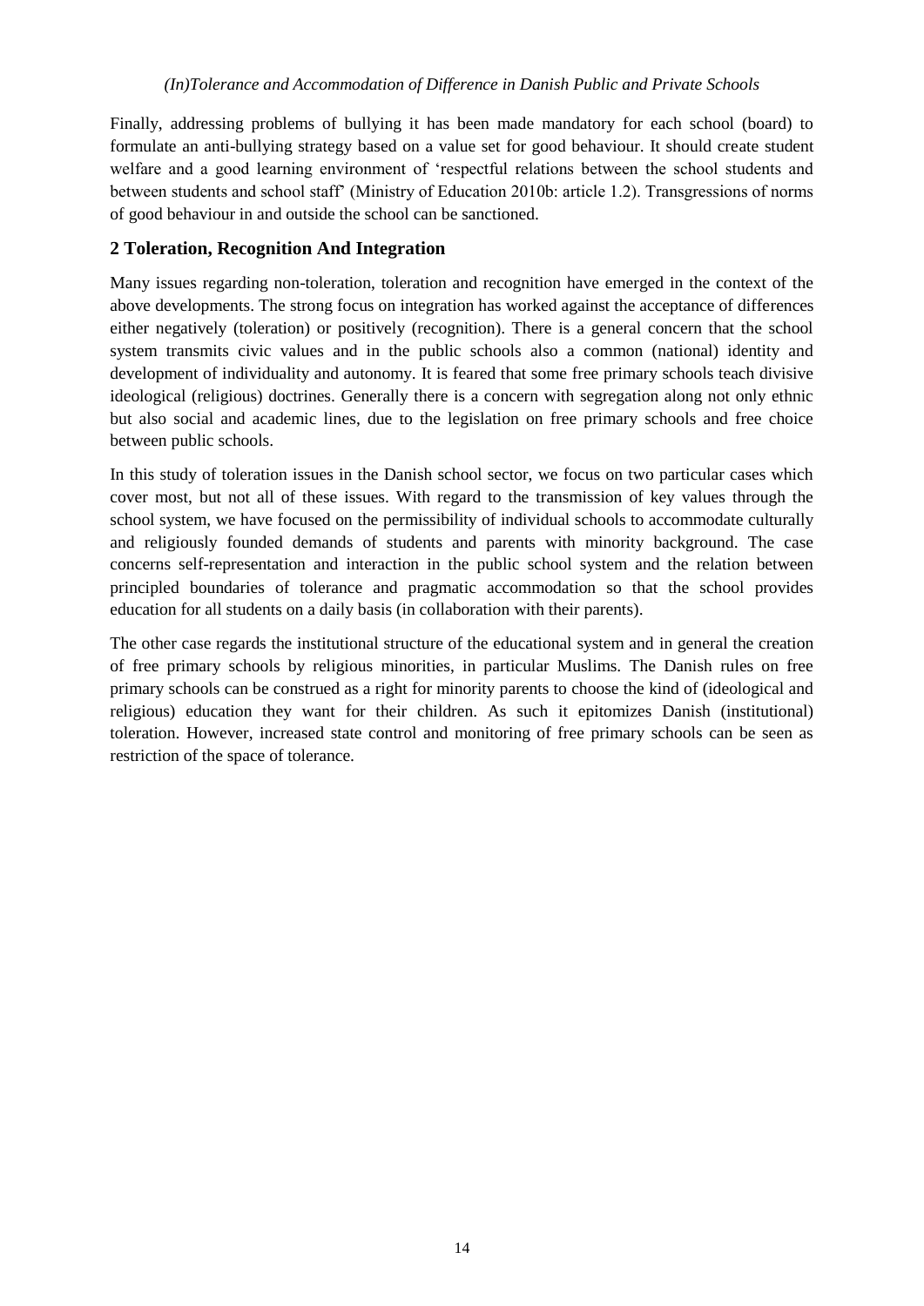Finally, addressing problems of bullying it has been made mandatory for each school (board) to formulate an anti-bullying strategy based on a value set for good behaviour. It should create student welfare and a good learning environment of 'respectful relations between the school students and between students and school staff' (Ministry of Education 2010b: article 1.2). Transgressions of norms of good behaviour in and outside the school can be sanctioned.

## 2 Toleration, Recognition And Integration

Many issues regarding non-toleration, toleration and recognition have emerged in the context of the above developments. The strong focus on integration has worked against the acceptance of differences either negatively (toleration) or positively (recognition). There is a general concern that the school system transmits civic values and in the public schools also a common (national) identity and development of individuality and autonomy. It is feared that some free primary schools teach divisive ideological (religious) doctrines. Generally there is a concern with segregation along not only ethnic but also social and academic lines, due to the legislation on free primary schools and free choice between public schools.

In this study of toleration issues in the Danish school sector, we focus on two particular cases which cover most, but not all of these issues. With regard to the transmission of key values through the school system, we have focused on the permissibility of individual schools to accommodate culturally and religiously founded demands of students and parents with minority background. The case concerns self-representation and interaction in the public school system and the relation between principled boundaries of tolerance and pragmatic accommodation so that the school provides education for all students on a daily basis (in collaboration with their parents).

The other case regards the institutional structure of the educational system and in general the creation of free primary schools by religious minorities, in particular Muslims. The Danish rules on free primary schools can be construed as a right for minority parents to choose the kind of (ideological and religious) education they want for their children. As such it epitomizes Danish (institutional) toleration. However, increased state control and monitoring of free primary schools can be seen as restriction of the space of tolerance.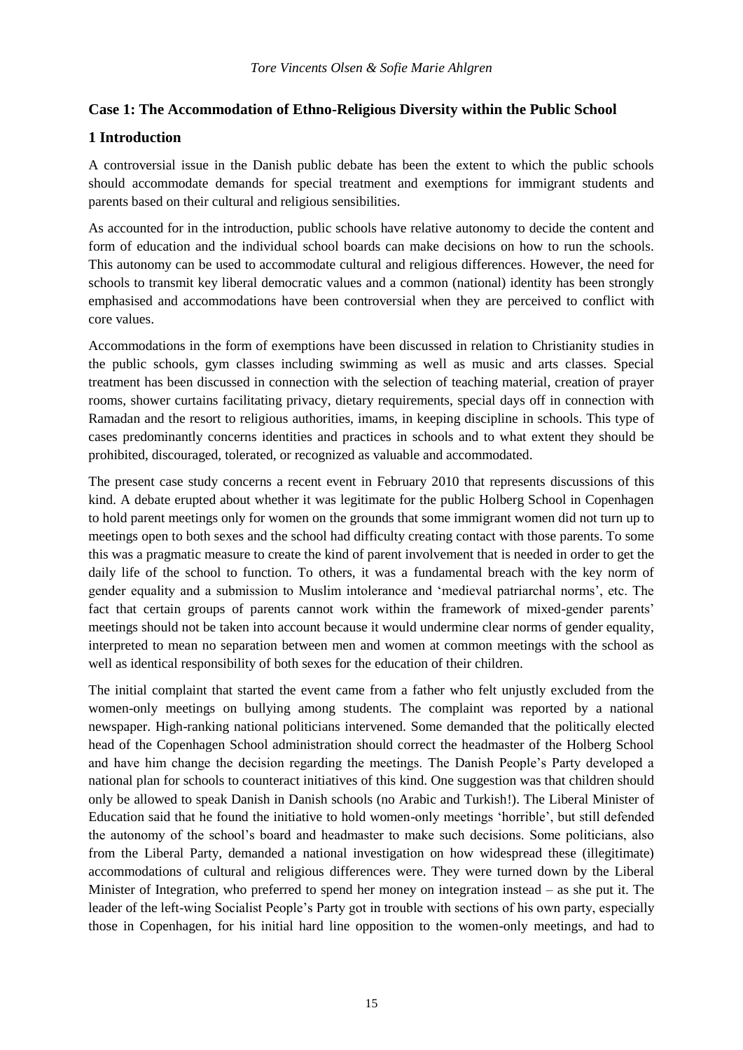## Case 1: The Accommodation of Ethno-Religious Diversity within the Public School

## 1 Introduction

A controversial issue in the Danish public debate has been the extent to which the public schools should accommodate demands for special treatment and exemptions for immigrant students and parents based on their cultural and religious sensibilities.

As accounted for in the introduction, public schools have relative autonomy to decide the content and form of education and the individual school boards can make decisions on how to run the schools. This autonomy can be used to accommodate cultural and religious differences. However, the need for schools to transmit key liberal democratic values and a common (national) identity has been strongly emphasised and accommodations have been controversial when they are perceived to conflict with core values.

Accommodations in the form of exemptions have been discussed in relation to Christianity studies in the public schools, gym classes including swimming as well as music and arts classes. Special treatment has been discussed in connection with the selection of teaching material, creation of prayer rooms, shower curtains facilitating privacy, dietary requirements, special days off in connection with Ramadan and the resort to religious authorities, imams, in keeping discipline in schools. This type of cases predominantly concerns identities and practices in schools and to what extent they should be prohibited, discouraged, tolerated, or recognized as valuable and accommodated.

The present case study concerns a recent event in February 2010 that represents discussions of this kind. A debate erupted about whether it was legitimate for the public Holberg School in Copenhagen to hold parent meetings only for women on the grounds that some immigrant women did not turn up to meetings open to both sexes and the school had difficulty creating contact with those parents. To some this was a pragmatic measure to create the kind of parent involvement that is needed in order to get the daily life of the school to function. To others, it was a fundamental breach with the key norm of gender equality and a submission to Muslim intolerance and 'medieval patriarchal norms', etc. The fact that certain groups of parents cannot work within the framework of mixed-gender parents' meetings should not be taken into account because it would undermine clear norms of gender equality, interpreted to mean no separation between men and women at common meetings with the school as well as identical responsibility of both sexes for the education of their children.

The initial complaint that started the event came from a father who felt unjustly excluded from the women-only meetings on bullying among students. The complaint was reported by a national newspaper. High-ranking national politicians intervened. Some demanded that the politically elected head of the Copenhagen School administration should correct the headmaster of the Holberg School and have him change the decision regarding the meetings. The Danish People's Party developed a national plan for schools to counteract initiatives of this kind. One suggestion was that children should only be allowed to speak Danish in Danish schools (no Arabic and Turkish!). The Liberal Minister of Education said that he found the initiative to hold women-only meetings 'horrible', but still defended the autonomy of the school's board and headmaster to make such decisions. Some politicians, also from the Liberal Party, demanded a national investigation on how widespread these (illegitimate) accommodations of cultural and religious differences were. They were turned down by the Liberal Minister of Integration, who preferred to spend her money on integration instead – as she put it. The leader of the left-wing Socialist People's Party got in trouble with sections of his own party, especially those in Copenhagen, for his initial hard line opposition to the women-only meetings, and had to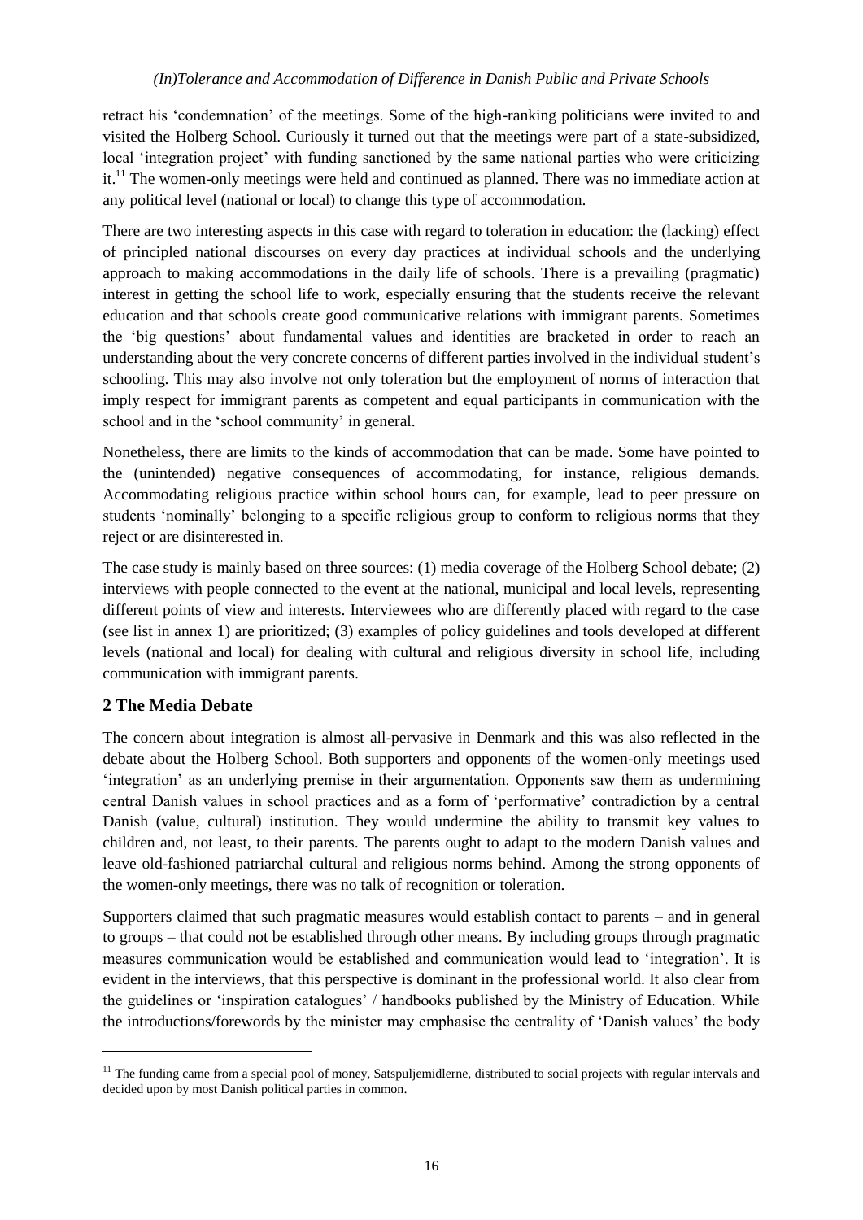retract his 'condemnation' of the meetings. Some of the high-ranking politicians were invited to and visited the Holberg School. Curiously it turned out that the meetings were part of a state-subsidized, local 'integration project' with funding sanctioned by the same national parties who were criticizing it.[11] The women-only meetings were held and continued as planned. There was no immediate action at any political level (national or local) to change this type of accommodation.

There are two interesting aspects in this case with regard to toleration in education: the (lacking) effect of principled national discourses on every day practices at individual schools and the underlying approach to making accommodations in the daily life of schools. There is a prevailing (pragmatic) interest in getting the school life to work, especially ensuring that the students receive the relevant education and that schools create good communicative relations with immigrant parents. Sometimes the 'big questions' about fundamental values and identities are bracketed in order to reach an understanding about the very concrete concerns of different parties involved in the individual student's schooling. This may also involve not only toleration but the employment of norms of interaction that imply respect for immigrant parents as competent and equal participants in communication with the school and in the 'school community' in general.

Nonetheless, there are limits to the kinds of accommodation that can be made. Some have pointed to the (unintended) negative consequences of accommodating, for instance, religious demands. Accommodating religious practice within school hours can, for example, lead to peer pressure on students 'nominally' belonging to a specific religious group to conform to religious norms that they reject or are disinterested in.

The case study is mainly based on three sources: (1) media coverage of the Holberg School debate; (2) interviews with people connected to the event at the national, municipal and local levels, representing different points of view and interests. Interviewees who are differently placed with regard to the case (see list in annex 1) are prioritized; (3) examples of policy guidelines and tools developed at different levels (national and local) for dealing with cultural and religious diversity in school life, including communication with immigrant parents.

## 2 The Media Debate

The concern about integration is almost all-pervasive in Denmark and this was also reflected in the debate about the Holberg School. Both supporters and opponents of the women-only meetings used 'integration' as an underlying premise in their argumentation. Opponents saw them as undermining central Danish values in school practices and as a form of 'performative' contradiction by a central Danish (value, cultural) institution. They would undermine the ability to transmit key values to children and, not least, to their parents. The parents ought to adapt to the modern Danish values and leave old-fashioned patriarchal cultural and religious norms behind. Among the strong opponents of the women-only meetings, there was no talk of recognition or toleration.

Supporters claimed that such pragmatic measures would establish contact to parents – and in general to groups – that could not be established through other means. By including groups through pragmatic measures communication would be established and communication would lead to 'integration'. It is evident in the interviews, that this perspective is dominant in the professional world. It also clear from the guidelines or 'inspiration catalogues' / handbooks published by the Ministry of Education. While the introductions/forewords by the minister may emphasise the centrality of 'Danish values' the body

[11] The funding came from a special pool of money, Satspuljemidlerne, distributed to social projects with regular intervals and decided upon by most Danish political parties in common.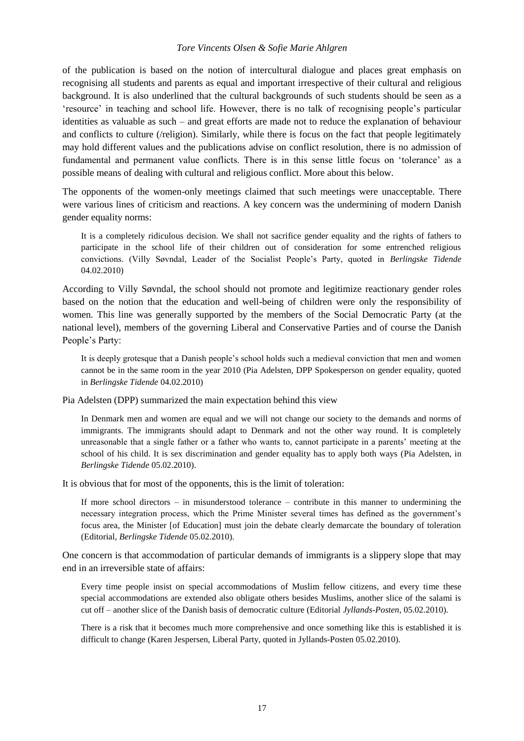of the publication is based on the notion of intercultural dialogue and places great emphasis on recognising all students and parents as equal and important irrespective of their cultural and religious background. It is also underlined that the cultural backgrounds of such students should be seen as a 'resource' in teaching and school life. However, there is no talk of recognising people's particular identities as valuable as such – and great efforts are made not to reduce the explanation of behaviour and conflicts to culture (/religion). Similarly, while there is focus on the fact that people legitimately may hold different values and the publications advise on conflict resolution, there is no admission of fundamental and permanent value conflicts. There is in this sense little focus on 'tolerance' as a possible means of dealing with cultural and religious conflict. More about this below.

The opponents of the women-only meetings claimed that such meetings were unacceptable. There were various lines of criticism and reactions. A key concern was the undermining of modern Danish gender equality norms:

> It is a completely ridiculous decision. We shall not sacrifice gender equality and the rights of fathers to participate in the school life of their children out of consideration for some entrenched religious convictions. (Villy Søvndal, Leader of the Socialist People's Party, quoted in *Berlingske Tidende* 04.02.2010)

According to Villy Søvndal, the school should not promote and legitimize reactionary gender roles based on the notion that the education and well-being of children were only the responsibility of women. This line was generally supported by the members of the Social Democratic Party (at the national level), members of the governing Liberal and Conservative Parties and of course the Danish People's Party:

> It is deeply grotesque that a Danish people's school holds such a medieval conviction that men and women cannot be in the same room in the year 2010 (Pia Adelsten, DPP Spokesperson on gender equality, quoted in *Berlingske Tidende* 04.02.2010)

Pia Adelsten (DPP) summarized the main expectation behind this view

> In Denmark men and women are equal and we will not change our society to the demands and norms of immigrants. The immigrants should adapt to Denmark and not the other way round. It is completely unreasonable that a single father or a father who wants to, cannot participate in a parents' meeting at the school of his child. It is sex discrimination and gender equality has to apply both ways (Pia Adelsten, in *Berlingske Tidende* 05.02.2010).

It is obvious that for most of the opponents, this is the limit of toleration:

> If more school directors – in misunderstood tolerance – contribute in this manner to undermining the necessary integration process, which the Prime Minister several times has defined as the government's focus area, the Minister [of Education] must join the debate clearly demarcate the boundary of toleration (Editorial, *Berlingske Tidende* 05.02.2010).

One concern is that accommodation of particular demands of immigrants is a slippery slope that may end in an irreversible state of affairs:

> Every time people insist on special accommodations of Muslim fellow citizens, and every time these special accommodations are extended also obligate others besides Muslims, another slice of the salami is cut off – another slice of the Danish basis of democratic culture (Editorial *Jyllands-Posten*, 05.02.2010).

> There is a risk that it becomes much more comprehensive and once something like this is established it is difficult to change (Karen Jespersen, Liberal Party, quoted in Jyllands-Posten 05.02.2010).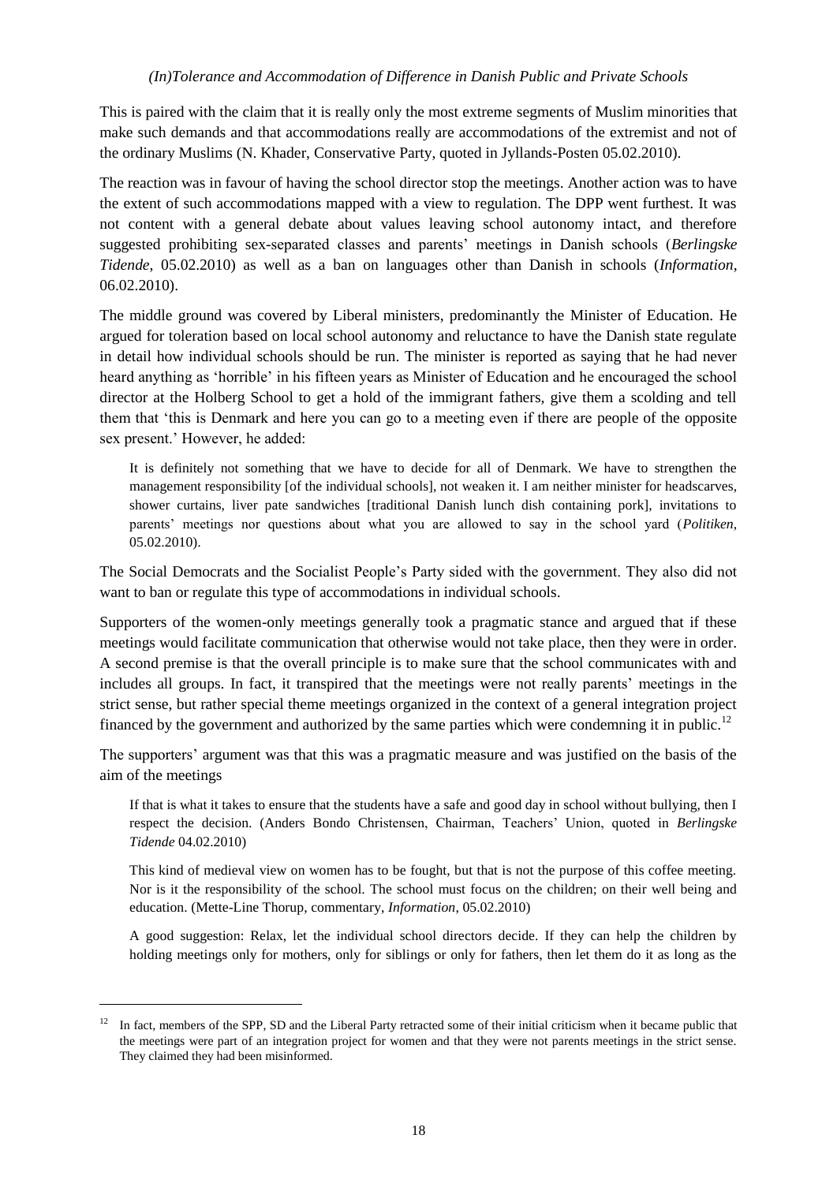This is paired with the claim that it is really only the most extreme segments of Muslim minorities that make such demands and that accommodations really are accommodations of the extremist and not of the ordinary Muslims (N. Khader, Conservative Party, quoted in Jyllands-Posten 05.02.2010).

The reaction was in favour of having the school director stop the meetings. Another action was to have the extent of such accommodations mapped with a view to regulation. The DPP went furthest. It was not content with a general debate about values leaving school autonomy intact, and therefore suggested prohibiting sex-separated classes and parents' meetings in Danish schools (*Berlingske Tidende*, 05.02.2010) as well as a ban on languages other than Danish in schools (*Information*, 06.02.2010).

The middle ground was covered by Liberal ministers, predominantly the Minister of Education. He argued for toleration based on local school autonomy and reluctance to have the Danish state regulate in detail how individual schools should be run. The minister is reported as saying that he had never heard anything as 'horrible' in his fifteen years as Minister of Education and he encouraged the school director at the Holberg School to get a hold of the immigrant fathers, give them a scolding and tell them that 'this is Denmark and here you can go to a meeting even if there are people of the opposite sex present.' However, he added:

> It is definitely not something that we have to decide for all of Denmark. We have to strengthen the management responsibility [of the individual schools], not weaken it. I am neither minister for headscarves, shower curtains, liver pate sandwiches [traditional Danish lunch dish containing pork], invitations to parents' meetings nor questions about what you are allowed to say in the school yard (*Politiken*, 05.02.2010).

The Social Democrats and the Socialist People's Party sided with the government. They also did not want to ban or regulate this type of accommodations in individual schools.

Supporters of the women-only meetings generally took a pragmatic stance and argued that if these meetings would facilitate communication that otherwise would not take place, then they were in order. A second premise is that the overall principle is to make sure that the school communicates with and includes all groups. In fact, it transpired that the meetings were not really parents' meetings in the strict sense, but rather special theme meetings organized in the context of a general integration project financed by the government and authorized by the same parties which were condemning it in public.[12]

The supporters' argument was that this was a pragmatic measure and was justified on the basis of the aim of the meetings

> If that is what it takes to ensure that the students have a safe and good day in school without bullying, then I respect the decision. (Anders Bondo Christensen, Chairman, Teachers' Union, quoted in *Berlingske Tidende* 04.02.2010)

> This kind of medieval view on women has to be fought, but that is not the purpose of this coffee meeting. Nor is it the responsibility of the school. The school must focus on the children; on their well being and education. (Mette-Line Thorup, commentary, *Information*, 05.02.2010)

> A good suggestion: Relax, let the individual school directors decide. If they can help the children by holding meetings only for mothers, only for siblings or only for fathers, then let them do it as long as the

---

[12] In fact, members of the SPP, SD and the Liberal Party retracted some of their initial criticism when it became public that the meetings were part of an integration project for women and that they were not parents meetings in the strict sense. They claimed they had been misinformed.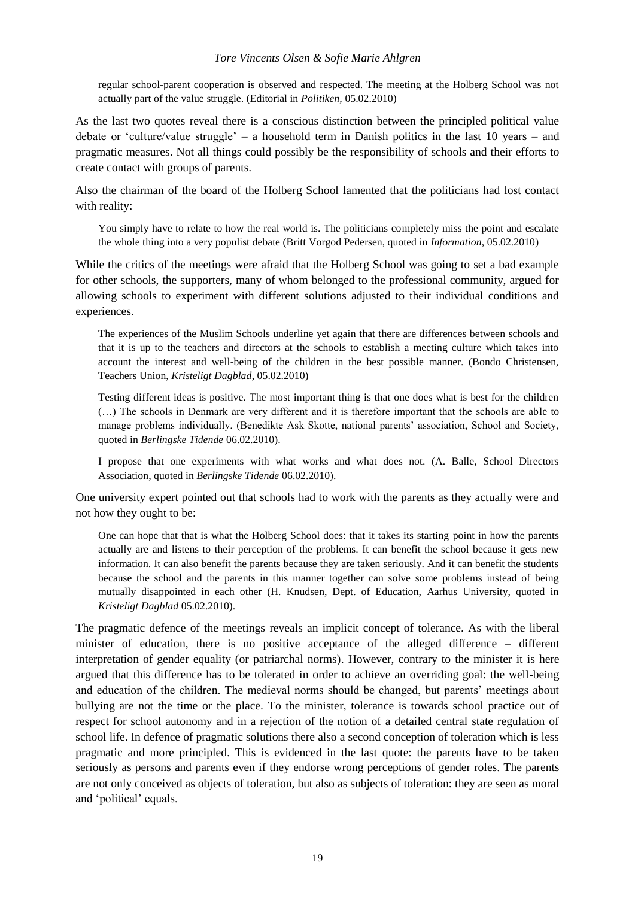> regular school-parent cooperation is observed and respected. The meeting at the Holberg School was not actually part of the value struggle. (Editorial in *Politiken,* 05.02.2010)

As the last two quotes reveal there is a conscious distinction between the principled political value debate or 'culture/value struggle' – a household term in Danish politics in the last 10 years – and pragmatic measures. Not all things could possibly be the responsibility of schools and their efforts to create contact with groups of parents.

Also the chairman of the board of the Holberg School lamented that the politicians had lost contact with reality:

> You simply have to relate to how the real world is. The politicians completely miss the point and escalate the whole thing into a very populist debate (Britt Vorgod Pedersen, quoted in *Information,* 05.02.2010)

While the critics of the meetings were afraid that the Holberg School was going to set a bad example for other schools, the supporters, many of whom belonged to the professional community, argued for allowing schools to experiment with different solutions adjusted to their individual conditions and experiences.

> The experiences of the Muslim Schools underline yet again that there are differences between schools and that it is up to the teachers and directors at the schools to establish a meeting culture which takes into account the interest and well-being of the children in the best possible manner. (Bondo Christensen, Teachers Union, *Kristeligt Dagblad,* 05.02.2010)

> Testing different ideas is positive. The most important thing is that one does what is best for the children (…) The schools in Denmark are very different and it is therefore important that the schools are able to manage problems individually. (Benedikte Ask Skotte, national parents' association, School and Society, quoted in *Berlingske Tidende* 06.02.2010).

> I propose that one experiments with what works and what does not. (A. Balle, School Directors Association, quoted in *Berlingske Tidende* 06.02.2010).

One university expert pointed out that schools had to work with the parents as they actually were and not how they ought to be:

> One can hope that that is what the Holberg School does: that it takes its starting point in how the parents actually are and listens to their perception of the problems. It can benefit the school because it gets new information. It can also benefit the parents because they are taken seriously. And it can benefit the students because the school and the parents in this manner together can solve some problems instead of being mutually disappointed in each other (H. Knudsen, Dept. of Education, Aarhus University, quoted in *Kristeligt Dagblad* 05.02.2010).

The pragmatic defence of the meetings reveals an implicit concept of tolerance. As with the liberal minister of education, there is no positive acceptance of the alleged difference – different interpretation of gender equality (or patriarchal norms). However, contrary to the minister it is here argued that this difference has to be tolerated in order to achieve an overriding goal: the well-being and education of the children. The medieval norms should be changed, but parents' meetings about bullying are not the time or the place. To the minister, tolerance is towards school practice out of respect for school autonomy and in a rejection of the notion of a detailed central state regulation of school life. In defence of pragmatic solutions there also a second conception of toleration which is less pragmatic and more principled. This is evidenced in the last quote: the parents have to be taken seriously as persons and parents even if they endorse wrong perceptions of gender roles. The parents are not only conceived as objects of toleration, but also as subjects of toleration: they are seen as moral and 'political' equals.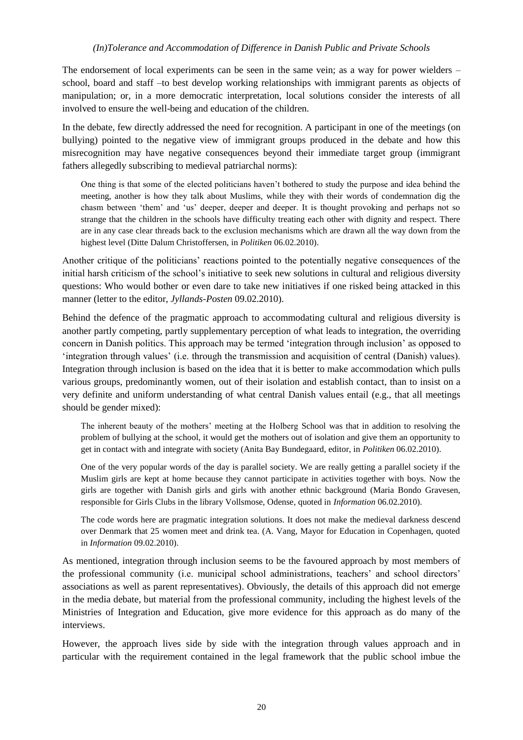The endorsement of local experiments can be seen in the same vein; as a way for power wielders – school, board and staff –to best develop working relationships with immigrant parents as objects of manipulation; or, in a more democratic interpretation, local solutions consider the interests of all involved to ensure the well-being and education of the children.

In the debate, few directly addressed the need for recognition. A participant in one of the meetings (on bullying) pointed to the negative view of immigrant groups produced in the debate and how this misrecognition may have negative consequences beyond their immediate target group (immigrant fathers allegedly subscribing to medieval patriarchal norms):

> One thing is that some of the elected politicians haven't bothered to study the purpose and idea behind the meeting, another is how they talk about Muslims, while they with their words of condemnation dig the chasm between 'them' and 'us' deeper, deeper and deeper. It is thought provoking and perhaps not so strange that the children in the schools have difficulty treating each other with dignity and respect. There are in any case clear threads back to the exclusion mechanisms which are drawn all the way down from the highest level (Ditte Dalum Christoffersen, in *Politiken* 06.02.2010).

Another critique of the politicians' reactions pointed to the potentially negative consequences of the initial harsh criticism of the school's initiative to seek new solutions in cultural and religious diversity questions: Who would bother or even dare to take new initiatives if one risked being attacked in this manner (letter to the editor, *Jyllands-Posten* 09.02.2010).

Behind the defence of the pragmatic approach to accommodating cultural and religious diversity is another partly competing, partly supplementary perception of what leads to integration, the overriding concern in Danish politics. This approach may be termed 'integration through inclusion' as opposed to 'integration through values' (i.e. through the transmission and acquisition of central (Danish) values). Integration through inclusion is based on the idea that it is better to make accommodation which pulls various groups, predominantly women, out of their isolation and establish contact, than to insist on a very definite and uniform understanding of what central Danish values entail (e.g., that all meetings should be gender mixed):

> The inherent beauty of the mothers' meeting at the Holberg School was that in addition to resolving the problem of bullying at the school, it would get the mothers out of isolation and give them an opportunity to get in contact with and integrate with society (Anita Bay Bundegaard, editor, in *Politiken* 06.02.2010).

> One of the very popular words of the day is parallel society. We are really getting a parallel society if the Muslim girls are kept at home because they cannot participate in activities together with boys. Now the girls are together with Danish girls and girls with another ethnic background (Maria Bondo Gravesen, responsible for Girls Clubs in the library Vollsmose, Odense, quoted in *Information* 06.02.2010).

> The code words here are pragmatic integration solutions. It does not make the medieval darkness descend over Denmark that 25 women meet and drink tea. (A. Vang, Mayor for Education in Copenhagen, quoted in *Information* 09.02.2010).

As mentioned, integration through inclusion seems to be the favoured approach by most members of the professional community (i.e. municipal school administrations, teachers' and school directors' associations as well as parent representatives). Obviously, the details of this approach did not emerge in the media debate, but material from the professional community, including the highest levels of the Ministries of Integration and Education, give more evidence for this approach as do many of the interviews.

However, the approach lives side by side with the integration through values approach and in particular with the requirement contained in the legal framework that the public school imbue the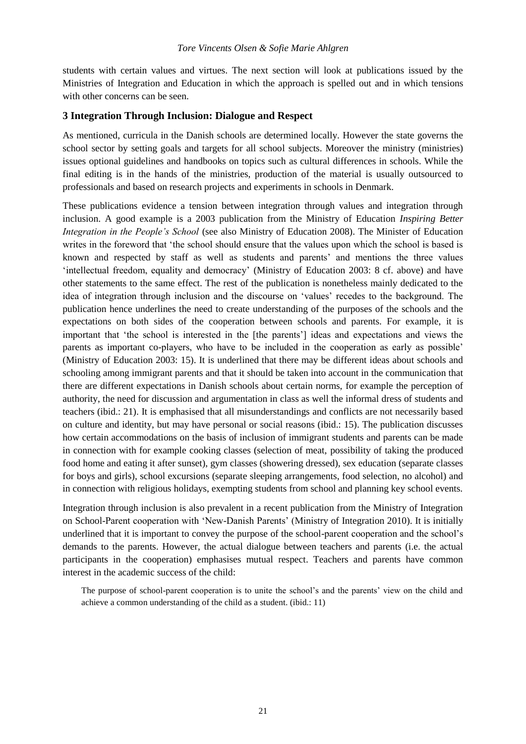students with certain values and virtues. The next section will look at publications issued by the Ministries of Integration and Education in which the approach is spelled out and in which tensions with other concerns can be seen.

## 3 Integration Through Inclusion: Dialogue and Respect

As mentioned, curricula in the Danish schools are determined locally. However the state governs the school sector by setting goals and targets for all school subjects. Moreover the ministry (ministries) issues optional guidelines and handbooks on topics such as cultural differences in schools. While the final editing is in the hands of the ministries, production of the material is usually outsourced to professionals and based on research projects and experiments in schools in Denmark.

These publications evidence a tension between integration through values and integration through inclusion. A good example is a 2003 publication from the Ministry of Education *Inspiring Better Integration in the People's School* (see also Ministry of Education 2008). The Minister of Education writes in the foreword that 'the school should ensure that the values upon which the school is based is known and respected by staff as well as students and parents' and mentions the three values 'intellectual freedom, equality and democracy' (Ministry of Education 2003: 8 cf. above) and have other statements to the same effect. The rest of the publication is nonetheless mainly dedicated to the idea of integration through inclusion and the discourse on 'values' recedes to the background. The publication hence underlines the need to create understanding of the purposes of the schools and the expectations on both sides of the cooperation between schools and parents. For example, it is important that 'the school is interested in the [the parents'] ideas and expectations and views the parents as important co-players, who have to be included in the cooperation as early as possible' (Ministry of Education 2003: 15). It is underlined that there may be different ideas about schools and schooling among immigrant parents and that it should be taken into account in the communication that there are different expectations in Danish schools about certain norms, for example the perception of authority, the need for discussion and argumentation in class as well the informal dress of students and teachers (ibid.: 21). It is emphasised that all misunderstandings and conflicts are not necessarily based on culture and identity, but may have personal or social reasons (ibid.: 15). The publication discusses how certain accommodations on the basis of inclusion of immigrant students and parents can be made in connection with for example cooking classes (selection of meat, possibility of taking the produced food home and eating it after sunset), gym classes (showering dressed), sex education (separate classes for boys and girls), school excursions (separate sleeping arrangements, food selection, no alcohol) and in connection with religious holidays, exempting students from school and planning key school events.

Integration through inclusion is also prevalent in a recent publication from the Ministry of Integration on School-Parent cooperation with 'New-Danish Parents' (Ministry of Integration 2010). It is initially underlined that it is important to convey the purpose of the school-parent cooperation and the school's demands to the parents. However, the actual dialogue between teachers and parents (i.e. the actual participants in the cooperation) emphasises mutual respect. Teachers and parents have common interest in the academic success of the child:

> The purpose of school-parent cooperation is to unite the school's and the parents' view on the child and achieve a common understanding of the child as a student. (ibid.: 11)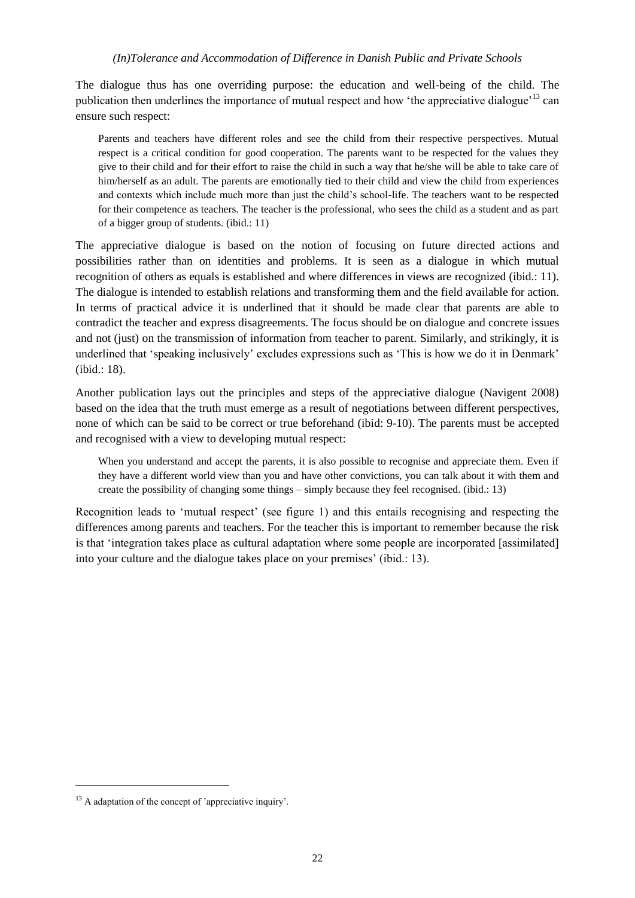The dialogue thus has one overriding purpose: the education and well-being of the child. The publication then underlines the importance of mutual respect and how 'the appreciative dialogue'[13] can ensure such respect:

> Parents and teachers have different roles and see the child from their respective perspectives. Mutual respect is a critical condition for good cooperation. The parents want to be respected for the values they give to their child and for their effort to raise the child in such a way that he/she will be able to take care of him/herself as an adult. The parents are emotionally tied to their child and view the child from experiences and contexts which include much more than just the child's school-life. The teachers want to be respected for their competence as teachers. The teacher is the professional, who sees the child as a student and as part of a bigger group of students. (ibid.: 11)

The appreciative dialogue is based on the notion of focusing on future directed actions and possibilities rather than on identities and problems. It is seen as a dialogue in which mutual recognition of others as equals is established and where differences in views are recognized (ibid.: 11). The dialogue is intended to establish relations and transforming them and the field available for action. In terms of practical advice it is underlined that it should be made clear that parents are able to contradict the teacher and express disagreements. The focus should be on dialogue and concrete issues and not (just) on the transmission of information from teacher to parent. Similarly, and strikingly, it is underlined that 'speaking inclusively' excludes expressions such as 'This is how we do it in Denmark' (ibid.: 18).

Another publication lays out the principles and steps of the appreciative dialogue (Navigent 2008) based on the idea that the truth must emerge as a result of negotiations between different perspectives, none of which can be said to be correct or true beforehand (ibid: 9-10). The parents must be accepted and recognised with a view to developing mutual respect:

> When you understand and accept the parents, it is also possible to recognise and appreciate them. Even if they have a different world view than you and have other convictions, you can talk about it with them and create the possibility of changing some things – simply because they feel recognised. (ibid.: 13)

Recognition leads to 'mutual respect' (see figure 1) and this entails recognising and respecting the differences among parents and teachers. For the teacher this is important to remember because the risk is that 'integration takes place as cultural adaptation where some people are incorporated [assimilated] into your culture and the dialogue takes place on your premises' (ibid.: 13).

---

[13] A adaptation of the concept of 'appreciative inquiry'.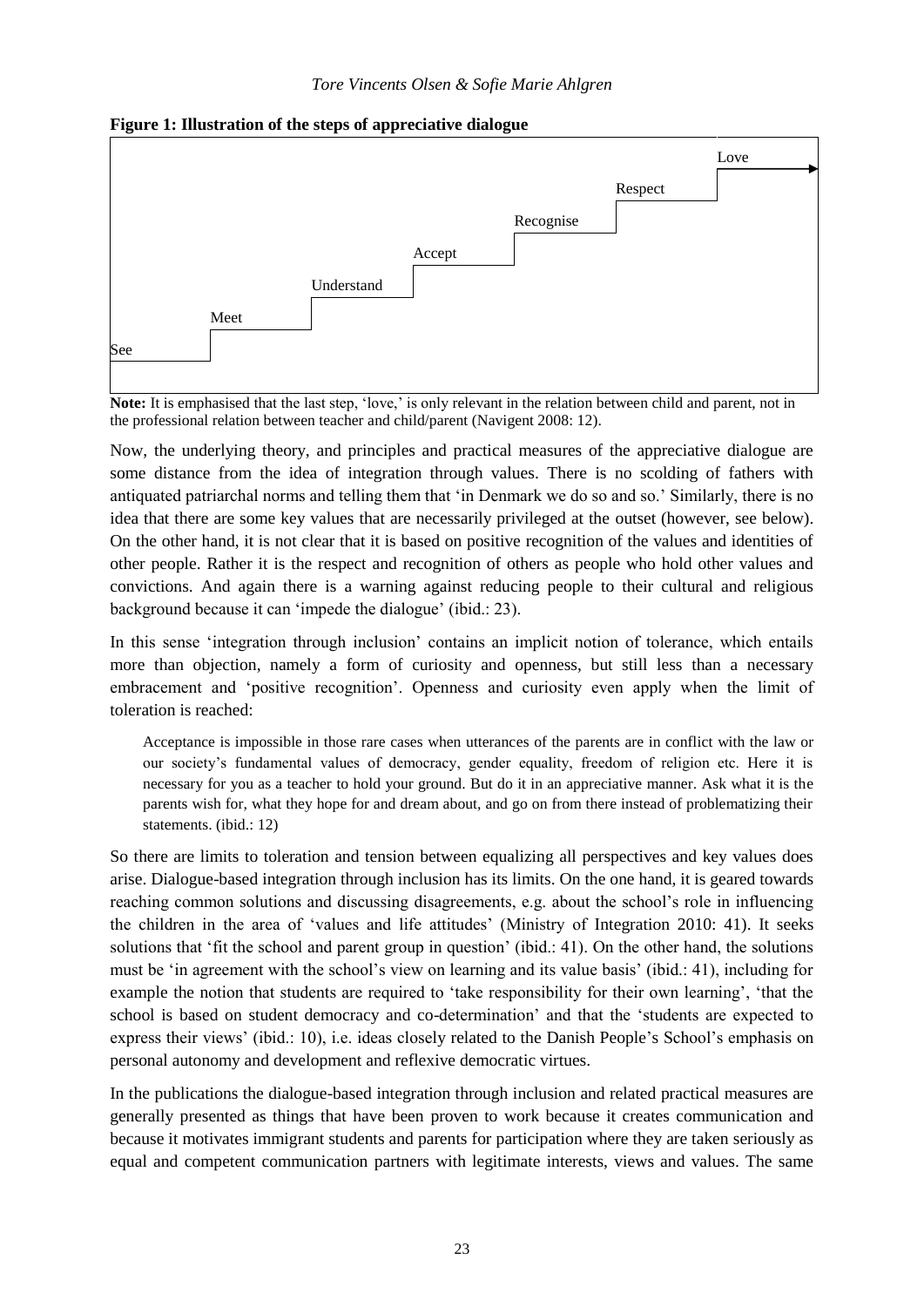**Figure 1: Illustration of the steps of appreciative dialogue**

See → Meet → Understand → Accept → Recognise → Respect → Love

**Note:** It is emphasised that the last step, 'love,' is only relevant in the relation between child and parent, not in the professional relation between teacher and child/parent (Navigent 2008: 12).

Now, the underlying theory, and principles and practical measures of the appreciative dialogue are some distance from the idea of integration through values. There is no scolding of fathers with antiquated patriarchal norms and telling them that 'in Denmark we do so and so.' Similarly, there is no idea that there are some key values that are necessarily privileged at the outset (however, see below). On the other hand, it is not clear that it is based on positive recognition of the values and identities of other people. Rather it is the respect and recognition of others as people who hold other values and convictions. And again there is a warning against reducing people to their cultural and religious background because it can 'impede the dialogue' (ibid.: 23).

In this sense 'integration through inclusion' contains an implicit notion of tolerance, which entails more than objection, namely a form of curiosity and openness, but still less than a necessary embracement and 'positive recognition'. Openness and curiosity even apply when the limit of toleration is reached:

> Acceptance is impossible in those rare cases when utterances of the parents are in conflict with the law or our society's fundamental values of democracy, gender equality, freedom of religion etc. Here it is necessary for you as a teacher to hold your ground. But do it in an appreciative manner. Ask what it is the parents wish for, what they hope for and dream about, and go on from there instead of problematizing their statements. (ibid.: 12)

So there are limits to toleration and tension between equalizing all perspectives and key values does arise. Dialogue-based integration through inclusion has its limits. On the one hand, it is geared towards reaching common solutions and discussing disagreements, e.g. about the school's role in influencing the children in the area of 'values and life attitudes' (Ministry of Integration 2010: 41). It seeks solutions that 'fit the school and parent group in question' (ibid.: 41). On the other hand, the solutions must be 'in agreement with the school's view on learning and its value basis' (ibid.: 41), including for example the notion that students are required to 'take responsibility for their own learning', 'that the school is based on student democracy and co-determination' and that the 'students are expected to express their views' (ibid.: 10), i.e. ideas closely related to the Danish People's School's emphasis on personal autonomy and development and reflexive democratic virtues.

In the publications the dialogue-based integration through inclusion and related practical measures are generally presented as things that have been proven to work because it creates communication and because it motivates immigrant students and parents for participation where they are taken seriously as equal and competent communication partners with legitimate interests, views and values. The same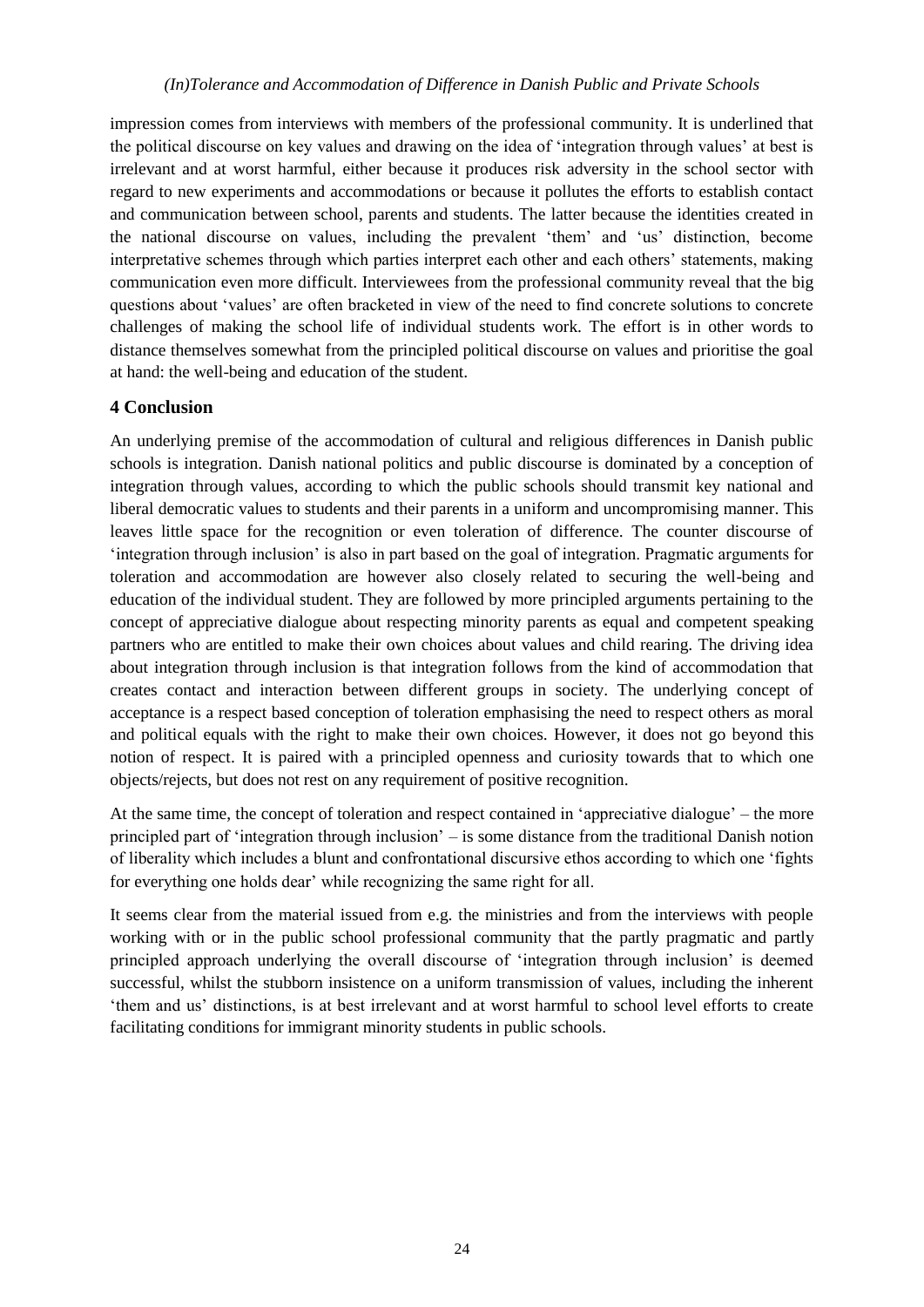impression comes from interviews with members of the professional community. It is underlined that the political discourse on key values and drawing on the idea of 'integration through values' at best is irrelevant and at worst harmful, either because it produces risk adversity in the school sector with regard to new experiments and accommodations or because it pollutes the efforts to establish contact and communication between school, parents and students. The latter because the identities created in the national discourse on values, including the prevalent 'them' and 'us' distinction, become interpretative schemes through which parties interpret each other and each others' statements, making communication even more difficult. Interviewees from the professional community reveal that the big questions about 'values' are often bracketed in view of the need to find concrete solutions to concrete challenges of making the school life of individual students work. The effort is in other words to distance themselves somewhat from the principled political discourse on values and prioritise the goal at hand: the well-being and education of the student.

## 4 Conclusion

An underlying premise of the accommodation of cultural and religious differences in Danish public schools is integration. Danish national politics and public discourse is dominated by a conception of integration through values, according to which the public schools should transmit key national and liberal democratic values to students and their parents in a uniform and uncompromising manner. This leaves little space for the recognition or even toleration of difference. The counter discourse of 'integration through inclusion' is also in part based on the goal of integration. Pragmatic arguments for toleration and accommodation are however also closely related to securing the well-being and education of the individual student. They are followed by more principled arguments pertaining to the concept of appreciative dialogue about respecting minority parents as equal and competent speaking partners who are entitled to make their own choices about values and child rearing. The driving idea about integration through inclusion is that integration follows from the kind of accommodation that creates contact and interaction between different groups in society. The underlying concept of acceptance is a respect based conception of toleration emphasising the need to respect others as moral and political equals with the right to make their own choices. However, it does not go beyond this notion of respect. It is paired with a principled openness and curiosity towards that to which one objects/rejects, but does not rest on any requirement of positive recognition.

At the same time, the concept of toleration and respect contained in 'appreciative dialogue' – the more principled part of 'integration through inclusion' – is some distance from the traditional Danish notion of liberality which includes a blunt and confrontational discursive ethos according to which one 'fights for everything one holds dear' while recognizing the same right for all.

It seems clear from the material issued from e.g. the ministries and from the interviews with people working with or in the public school professional community that the partly pragmatic and partly principled approach underlying the overall discourse of 'integration through inclusion' is deemed successful, whilst the stubborn insistence on a uniform transmission of values, including the inherent 'them and us' distinctions, is at best irrelevant and at worst harmful to school level efforts to create facilitating conditions for immigrant minority students in public schools.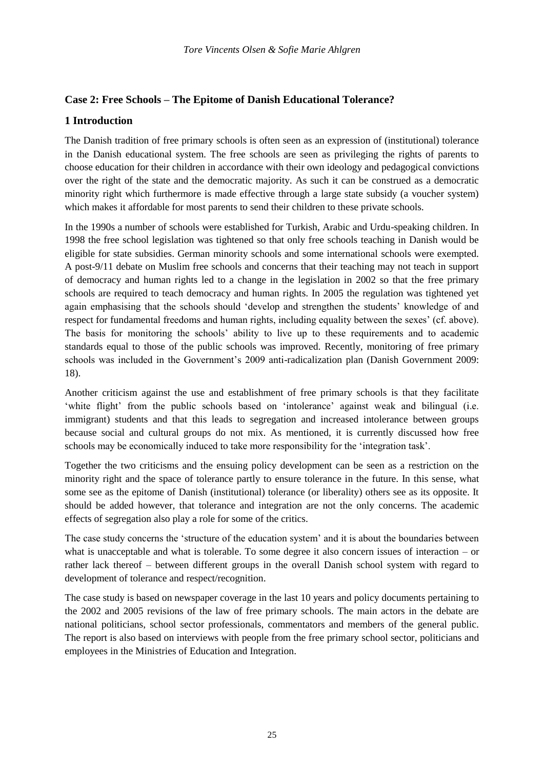## Case 2: Free Schools – The Epitome of Danish Educational Tolerance?

## 1 Introduction

The Danish tradition of free primary schools is often seen as an expression of (institutional) tolerance in the Danish educational system. The free schools are seen as privileging the rights of parents to choose education for their children in accordance with their own ideology and pedagogical convictions over the right of the state and the democratic majority. As such it can be construed as a democratic minority right which furthermore is made effective through a large state subsidy (a voucher system) which makes it affordable for most parents to send their children to these private schools.

In the 1990s a number of schools were established for Turkish, Arabic and Urdu-speaking children. In 1998 the free school legislation was tightened so that only free schools teaching in Danish would be eligible for state subsidies. German minority schools and some international schools were exempted. A post-9/11 debate on Muslim free schools and concerns that their teaching may not teach in support of democracy and human rights led to a change in the legislation in 2002 so that the free primary schools are required to teach democracy and human rights. In 2005 the regulation was tightened yet again emphasising that the schools should 'develop and strengthen the students' knowledge of and respect for fundamental freedoms and human rights, including equality between the sexes' (cf. above). The basis for monitoring the schools' ability to live up to these requirements and to academic standards equal to those of the public schools was improved. Recently, monitoring of free primary schools was included in the Government's 2009 anti-radicalization plan (Danish Government 2009: 18).

Another criticism against the use and establishment of free primary schools is that they facilitate 'white flight' from the public schools based on 'intolerance' against weak and bilingual (i.e. immigrant) students and that this leads to segregation and increased intolerance between groups because social and cultural groups do not mix. As mentioned, it is currently discussed how free schools may be economically induced to take more responsibility for the 'integration task'.

Together the two criticisms and the ensuing policy development can be seen as a restriction on the minority right and the space of tolerance partly to ensure tolerance in the future. In this sense, what some see as the epitome of Danish (institutional) tolerance (or liberality) others see as its opposite. It should be added however, that tolerance and integration are not the only concerns. The academic effects of segregation also play a role for some of the critics.

The case study concerns the 'structure of the education system' and it is about the boundaries between what is unacceptable and what is tolerable. To some degree it also concern issues of interaction – or rather lack thereof – between different groups in the overall Danish school system with regard to development of tolerance and respect/recognition.

The case study is based on newspaper coverage in the last 10 years and policy documents pertaining to the 2002 and 2005 revisions of the law of free primary schools. The main actors in the debate are national politicians, school sector professionals, commentators and members of the general public. The report is also based on interviews with people from the free primary school sector, politicians and employees in the Ministries of Education and Integration.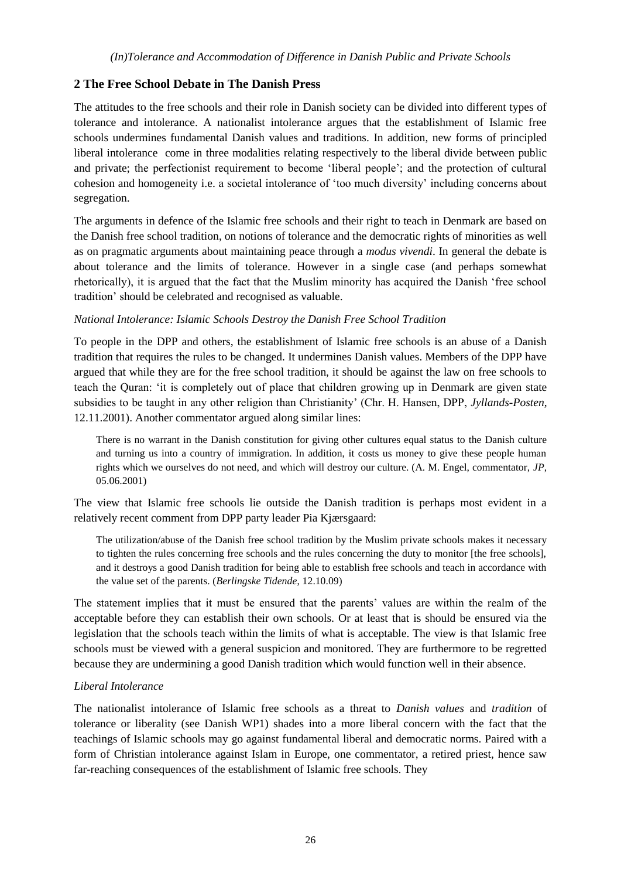## 2 The Free School Debate in The Danish Press

The attitudes to the free schools and their role in Danish society can be divided into different types of tolerance and intolerance. A nationalist intolerance argues that the establishment of Islamic free schools undermines fundamental Danish values and traditions. In addition, new forms of principled liberal intolerance come in three modalities relating respectively to the liberal divide between public and private; the perfectionist requirement to become 'liberal people'; and the protection of cultural cohesion and homogeneity i.e. a societal intolerance of 'too much diversity' including concerns about segregation.

The arguments in defence of the Islamic free schools and their right to teach in Denmark are based on the Danish free school tradition, on notions of tolerance and the democratic rights of minorities as well as on pragmatic arguments about maintaining peace through a *modus vivendi*. In general the debate is about tolerance and the limits of tolerance. However in a single case (and perhaps somewhat rhetorically), it is argued that the fact that the Muslim minority has acquired the Danish 'free school tradition' should be celebrated and recognised as valuable.

*National Intolerance: Islamic Schools Destroy the Danish Free School Tradition*

To people in the DPP and others, the establishment of Islamic free schools is an abuse of a Danish tradition that requires the rules to be changed. It undermines Danish values. Members of the DPP have argued that while they are for the free school tradition, it should be against the law on free schools to teach the Quran: 'it is completely out of place that children growing up in Denmark are given state subsidies to be taught in any other religion than Christianity' (Chr. H. Hansen, DPP, *Jyllands-Posten*, 12.11.2001). Another commentator argued along similar lines:

> There is no warrant in the Danish constitution for giving other cultures equal status to the Danish culture and turning us into a country of immigration. In addition, it costs us money to give these people human rights which we ourselves do not need, and which will destroy our culture. (A. M. Engel, commentator, *JP*, 05.06.2001)

The view that Islamic free schools lie outside the Danish tradition is perhaps most evident in a relatively recent comment from DPP party leader Pia Kjærsgaard:

> The utilization/abuse of the Danish free school tradition by the Muslim private schools makes it necessary to tighten the rules concerning free schools and the rules concerning the duty to monitor [the free schools], and it destroys a good Danish tradition for being able to establish free schools and teach in accordance with the value set of the parents. (*Berlingske Tidende*, 12.10.09)

The statement implies that it must be ensured that the parents' values are within the realm of the acceptable before they can establish their own schools. Or at least that is should be ensured via the legislation that the schools teach within the limits of what is acceptable. The view is that Islamic free schools must be viewed with a general suspicion and monitored. They are furthermore to be regretted because they are undermining a good Danish tradition which would function well in their absence.

*Liberal Intolerance*

The nationalist intolerance of Islamic free schools as a threat to *Danish values* and *tradition* of tolerance or liberality (see Danish WP1) shades into a more liberal concern with the fact that the teachings of Islamic schools may go against fundamental liberal and democratic norms. Paired with a form of Christian intolerance against Islam in Europe, one commentator, a retired priest, hence saw far-reaching consequences of the establishment of Islamic free schools. They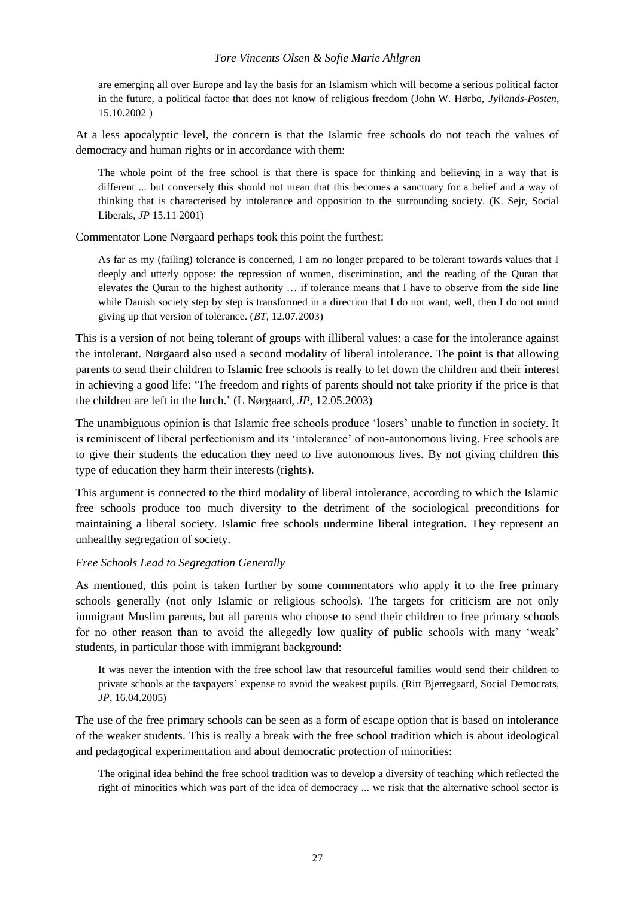> are emerging all over Europe and lay the basis for an Islamism which will become a serious political factor in the future, a political factor that does not know of religious freedom (John W. Hørbo, *Jyllands-Posten*, 15.10.2002 )

At a less apocalyptic level, the concern is that the Islamic free schools do not teach the values of democracy and human rights or in accordance with them:

> The whole point of the free school is that there is space for thinking and believing in a way that is different ... but conversely this should not mean that this becomes a sanctuary for a belief and a way of thinking that is characterised by intolerance and opposition to the surrounding society. (K. Sejr, Social Liberals, *JP* 15.11 2001)

Commentator Lone Nørgaard perhaps took this point the furthest:

> As far as my (failing) tolerance is concerned, I am no longer prepared to be tolerant towards values that I deeply and utterly oppose: the repression of women, discrimination, and the reading of the Quran that elevates the Quran to the highest authority … if tolerance means that I have to observe from the side line while Danish society step by step is transformed in a direction that I do not want, well, then I do not mind giving up that version of tolerance. (*BT*, 12.07.2003)

This is a version of not being tolerant of groups with illiberal values: a case for the intolerance against the intolerant. Nørgaard also used a second modality of liberal intolerance. The point is that allowing parents to send their children to Islamic free schools is really to let down the children and their interest in achieving a good life: 'The freedom and rights of parents should not take priority if the price is that the children are left in the lurch.' (L Nørgaard, *JP*, 12.05.2003)

The unambiguous opinion is that Islamic free schools produce 'losers' unable to function in society. It is reminiscent of liberal perfectionism and its 'intolerance' of non-autonomous living. Free schools are to give their students the education they need to live autonomous lives. By not giving children this type of education they harm their interests (rights).

This argument is connected to the third modality of liberal intolerance, according to which the Islamic free schools produce too much diversity to the detriment of the sociological preconditions for maintaining a liberal society. Islamic free schools undermine liberal integration. They represent an unhealthy segregation of society.

*Free Schools Lead to Segregation Generally*

As mentioned, this point is taken further by some commentators who apply it to the free primary schools generally (not only Islamic or religious schools). The targets for criticism are not only immigrant Muslim parents, but all parents who choose to send their children to free primary schools for no other reason than to avoid the allegedly low quality of public schools with many 'weak' students, in particular those with immigrant background:

> It was never the intention with the free school law that resourceful families would send their children to private schools at the taxpayers' expense to avoid the weakest pupils. (Ritt Bjerregaard, Social Democrats, *JP*, 16.04.2005)

The use of the free primary schools can be seen as a form of escape option that is based on intolerance of the weaker students. This is really a break with the free school tradition which is about ideological and pedagogical experimentation and about democratic protection of minorities:

> The original idea behind the free school tradition was to develop a diversity of teaching which reflected the right of minorities which was part of the idea of democracy ... we risk that the alternative school sector is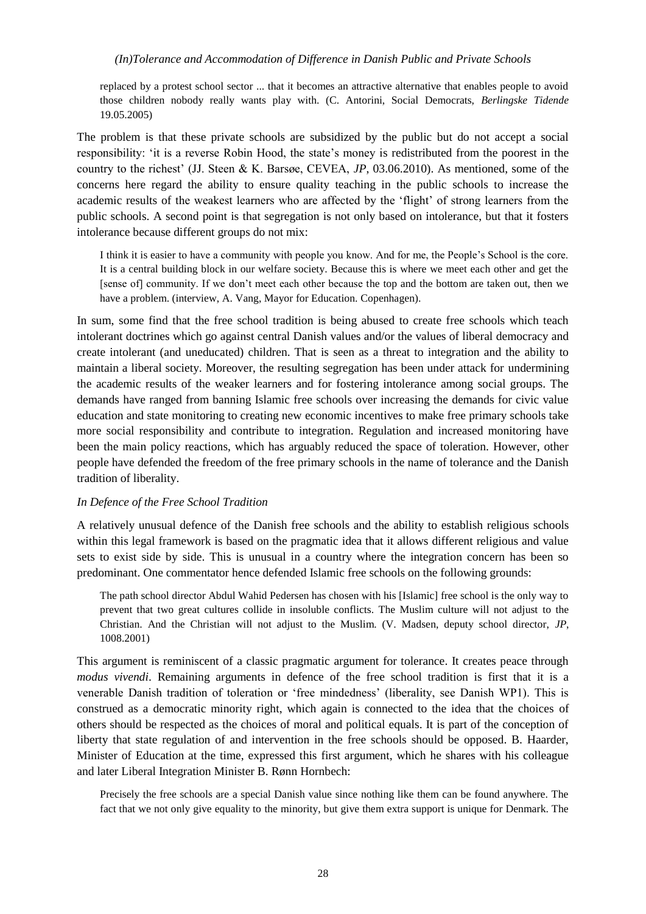> replaced by a protest school sector ... that it becomes an attractive alternative that enables people to avoid those children nobody really wants play with. (C. Antorini, Social Democrats, *Berlingske Tidende* 19.05.2005)

The problem is that these private schools are subsidized by the public but do not accept a social responsibility: 'it is a reverse Robin Hood, the state's money is redistributed from the poorest in the country to the richest' (JJ. Steen & K. Barsøe, CEVEA, *JP*, 03.06.2010). As mentioned, some of the concerns here regard the ability to ensure quality teaching in the public schools to increase the academic results of the weakest learners who are affected by the 'flight' of strong learners from the public schools. A second point is that segregation is not only based on intolerance, but that it fosters intolerance because different groups do not mix:

> I think it is easier to have a community with people you know. And for me, the People's School is the core. It is a central building block in our welfare society. Because this is where we meet each other and get the [sense of] community. If we don't meet each other because the top and the bottom are taken out, then we have a problem. (interview, A. Vang, Mayor for Education. Copenhagen).

In sum, some find that the free school tradition is being abused to create free schools which teach intolerant doctrines which go against central Danish values and/or the values of liberal democracy and create intolerant (and uneducated) children. That is seen as a threat to integration and the ability to maintain a liberal society. Moreover, the resulting segregation has been under attack for undermining the academic results of the weaker learners and for fostering intolerance among social groups. The demands have ranged from banning Islamic free schools over increasing the demands for civic value education and state monitoring to creating new economic incentives to make free primary schools take more social responsibility and contribute to integration. Regulation and increased monitoring have been the main policy reactions, which has arguably reduced the space of toleration. However, other people have defended the freedom of the free primary schools in the name of tolerance and the Danish tradition of liberality.

*In Defence of the Free School Tradition*

A relatively unusual defence of the Danish free schools and the ability to establish religious schools within this legal framework is based on the pragmatic idea that it allows different religious and value sets to exist side by side. This is unusual in a country where the integration concern has been so predominant. One commentator hence defended Islamic free schools on the following grounds:

> The path school director Abdul Wahid Pedersen has chosen with his [Islamic] free school is the only way to prevent that two great cultures collide in insoluble conflicts. The Muslim culture will not adjust to the Christian. And the Christian will not adjust to the Muslim. (V. Madsen, deputy school director, *JP*, 1008.2001)

This argument is reminiscent of a classic pragmatic argument for tolerance. It creates peace through *modus vivendi*. Remaining arguments in defence of the free school tradition is first that it is a venerable Danish tradition of toleration or 'free mindedness' (liberality, see Danish WP1). This is construed as a democratic minority right, which again is connected to the idea that the choices of others should be respected as the choices of moral and political equals. It is part of the conception of liberty that state regulation of and intervention in the free schools should be opposed. B. Haarder, Minister of Education at the time, expressed this first argument, which he shares with his colleague and later Liberal Integration Minister B. Rønn Hornbech:

> Precisely the free schools are a special Danish value since nothing like them can be found anywhere. The fact that we not only give equality to the minority, but give them extra support is unique for Denmark. The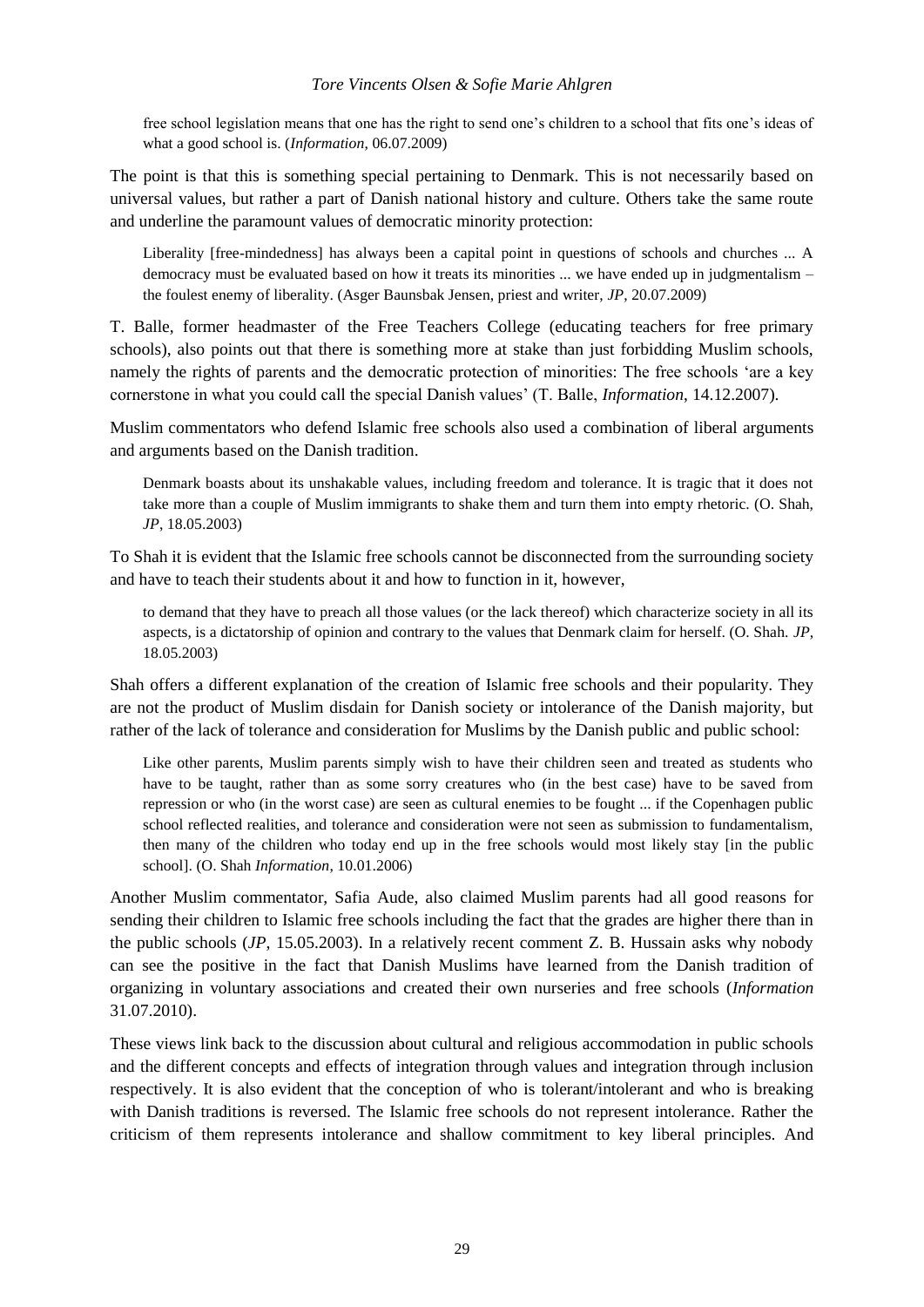> free school legislation means that one has the right to send one's children to a school that fits one's ideas of what a good school is. (*Information*, 06.07.2009)

The point is that this is something special pertaining to Denmark. This is not necessarily based on universal values, but rather a part of Danish national history and culture. Others take the same route and underline the paramount values of democratic minority protection:

> Liberality [free-mindedness] has always been a capital point in questions of schools and churches ... A democracy must be evaluated based on how it treats its minorities ... we have ended up in judgmentalism – the foulest enemy of liberality. (Asger Baunsbak Jensen, priest and writer, *JP*, 20.07.2009)

T. Balle, former headmaster of the Free Teachers College (educating teachers for free primary schools), also points out that there is something more at stake than just forbidding Muslim schools, namely the rights of parents and the democratic protection of minorities: The free schools 'are a key cornerstone in what you could call the special Danish values' (T. Balle, *Information*, 14.12.2007).

Muslim commentators who defend Islamic free schools also used a combination of liberal arguments and arguments based on the Danish tradition.

> Denmark boasts about its unshakable values, including freedom and tolerance. It is tragic that it does not take more than a couple of Muslim immigrants to shake them and turn them into empty rhetoric. (O. Shah, *JP*, 18.05.2003)

To Shah it is evident that the Islamic free schools cannot be disconnected from the surrounding society and have to teach their students about it and how to function in it, however,

> to demand that they have to preach all those values (or the lack thereof) which characterize society in all its aspects, is a dictatorship of opinion and contrary to the values that Denmark claim for herself. (O. Shah. *JP*, 18.05.2003)

Shah offers a different explanation of the creation of Islamic free schools and their popularity. They are not the product of Muslim disdain for Danish society or intolerance of the Danish majority, but rather of the lack of tolerance and consideration for Muslims by the Danish public and public school:

> Like other parents, Muslim parents simply wish to have their children seen and treated as students who have to be taught, rather than as some sorry creatures who (in the best case) have to be saved from repression or who (in the worst case) are seen as cultural enemies to be fought ... if the Copenhagen public school reflected realities, and tolerance and consideration were not seen as submission to fundamentalism, then many of the children who today end up in the free schools would most likely stay [in the public school]. (O. Shah *Information*, 10.01.2006)

Another Muslim commentator, Safia Aude, also claimed Muslim parents had all good reasons for sending their children to Islamic free schools including the fact that the grades are higher there than in the public schools (*JP*, 15.05.2003). In a relatively recent comment Z. B. Hussain asks why nobody can see the positive in the fact that Danish Muslims have learned from the Danish tradition of organizing in voluntary associations and created their own nurseries and free schools (*Information* 31.07.2010).

These views link back to the discussion about cultural and religious accommodation in public schools and the different concepts and effects of integration through values and integration through inclusion respectively. It is also evident that the conception of who is tolerant/intolerant and who is breaking with Danish traditions is reversed. The Islamic free schools do not represent intolerance. Rather the criticism of them represents intolerance and shallow commitment to key liberal principles. And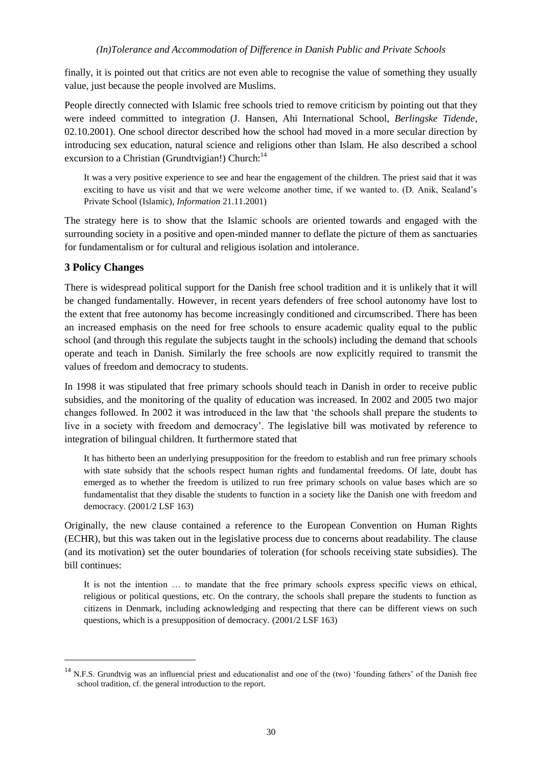finally, it is pointed out that critics are not even able to recognise the value of something they usually value, just because the people involved are Muslims.

People directly connected with Islamic free schools tried to remove criticism by pointing out that they were indeed committed to integration (J. Hansen, Ahi International School, *Berlingske Tidende*, 02.10.2001). One school director described how the school had moved in a more secular direction by introducing sex education, natural science and religions other than Islam. He also described a school excursion to a Christian (Grundtvigian!) Church:[14]

> It was a very positive experience to see and hear the engagement of the children. The priest said that it was exciting to have us visit and that we were welcome another time, if we wanted to. (D. Anik, Sealand's Private School (Islamic), *Information* 21.11.2001)

The strategy here is to show that the Islamic schools are oriented towards and engaged with the surrounding society in a positive and open-minded manner to deflate the picture of them as sanctuaries for fundamentalism or for cultural and religious isolation and intolerance.

## 3 Policy Changes

There is widespread political support for the Danish free school tradition and it is unlikely that it will be changed fundamentally. However, in recent years defenders of free school autonomy have lost to the extent that free autonomy has become increasingly conditioned and circumscribed. There has been an increased emphasis on the need for free schools to ensure academic quality equal to the public school (and through this regulate the subjects taught in the schools) including the demand that schools operate and teach in Danish. Similarly the free schools are now explicitly required to transmit the values of freedom and democracy to students.

In 1998 it was stipulated that free primary schools should teach in Danish in order to receive public subsidies, and the monitoring of the quality of education was increased. In 2002 and 2005 two major changes followed. In 2002 it was introduced in the law that 'the schools shall prepare the students to live in a society with freedom and democracy'. The legislative bill was motivated by reference to integration of bilingual children. It furthermore stated that

> It has hitherto been an underlying presupposition for the freedom to establish and run free primary schools with state subsidy that the schools respect human rights and fundamental freedoms. Of late, doubt has emerged as to whether the freedom is utilized to run free primary schools on value bases which are so fundamentalist that they disable the students to function in a society like the Danish one with freedom and democracy. (2001/2 LSF 163)

Originally, the new clause contained a reference to the European Convention on Human Rights (ECHR), but this was taken out in the legislative process due to concerns about readability. The clause (and its motivation) set the outer boundaries of toleration (for schools receiving state subsidies). The bill continues:

> It is not the intention … to mandate that the free primary schools express specific views on ethical, religious or political questions, etc. On the contrary, the schools shall prepare the students to function as citizens in Denmark, including acknowledging and respecting that there can be different views on such questions, which is a presupposition of democracy. (2001/2 LSF 163)

---

[14] N.F.S. Grundtvig was an influencial priest and educationalist and one of the (two) 'founding fathers' of the Danish free school tradition, cf. the general introduction to the report.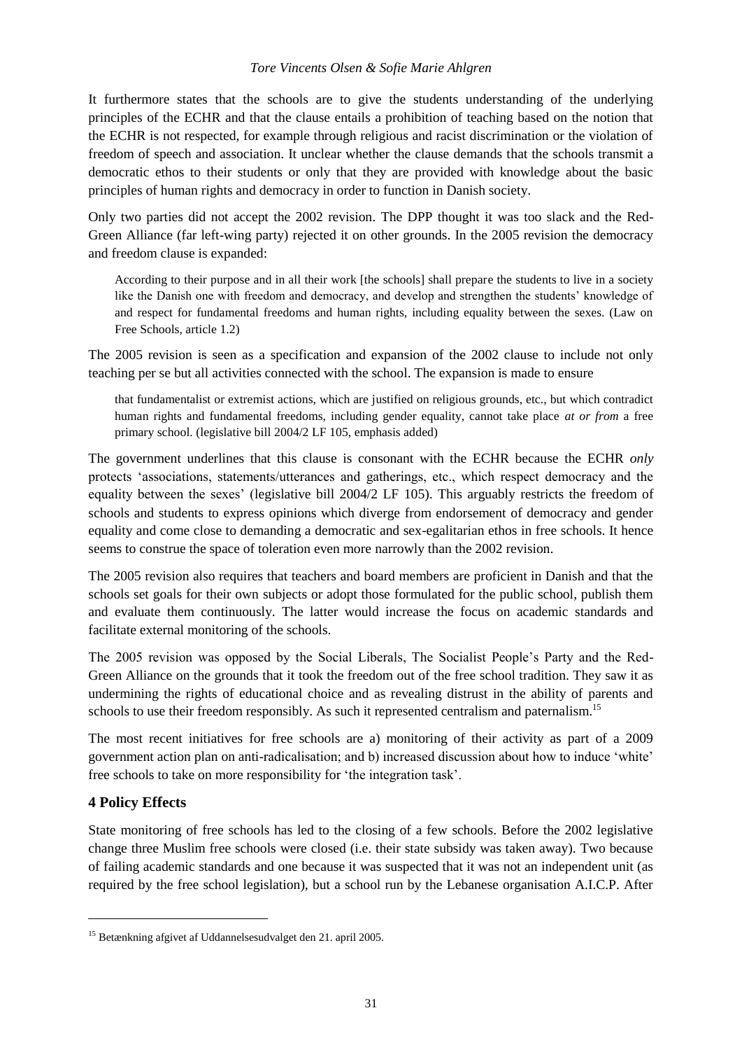It furthermore states that the schools are to give the students understanding of the underlying principles of the ECHR and that the clause entails a prohibition of teaching based on the notion that the ECHR is not respected, for example through religious and racist discrimination or the violation of freedom of speech and association. It unclear whether the clause demands that the schools transmit a democratic ethos to their students or only that they are provided with knowledge about the basic principles of human rights and democracy in order to function in Danish society.

Only two parties did not accept the 2002 revision. The DPP thought it was too slack and the Red-Green Alliance (far left-wing party) rejected it on other grounds. In the 2005 revision the democracy and freedom clause is expanded:

> According to their purpose and in all their work [the schools] shall prepare the students to live in a society like the Danish one with freedom and democracy, and develop and strengthen the students' knowledge of and respect for fundamental freedoms and human rights, including equality between the sexes. (Law on Free Schools, article 1.2)

The 2005 revision is seen as a specification and expansion of the 2002 clause to include not only teaching per se but all activities connected with the school. The expansion is made to ensure

> that fundamentalist or extremist actions, which are justified on religious grounds, etc., but which contradict human rights and fundamental freedoms, including gender equality, cannot take place *at or from* a free primary school. (legislative bill 2004/2 LF 105, emphasis added)

The government underlines that this clause is consonant with the ECHR because the ECHR *only* protects 'associations, statements/utterances and gatherings, etc., which respect democracy and the equality between the sexes' (legislative bill 2004/2 LF 105). This arguably restricts the freedom of schools and students to express opinions which diverge from endorsement of democracy and gender equality and come close to demanding a democratic and sex-egalitarian ethos in free schools. It hence seems to construe the space of toleration even more narrowly than the 2002 revision.

The 2005 revision also requires that teachers and board members are proficient in Danish and that the schools set goals for their own subjects or adopt those formulated for the public school, publish them and evaluate them continuously. The latter would increase the focus on academic standards and facilitate external monitoring of the schools.

The 2005 revision was opposed by the Social Liberals, The Socialist People's Party and the Red-Green Alliance on the grounds that it took the freedom out of the free school tradition. They saw it as undermining the rights of educational choice and as revealing distrust in the ability of parents and schools to use their freedom responsibly. As such it represented centralism and paternalism.[15]

The most recent initiatives for free schools are a) monitoring of their activity as part of a 2009 government action plan on anti-radicalisation; and b) increased discussion about how to induce 'white' free schools to take on more responsibility for 'the integration task'.

## 4 Policy Effects

State monitoring of free schools has led to the closing of a few schools. Before the 2002 legislative change three Muslim free schools were closed (i.e. their state subsidy was taken away). Two because of failing academic standards and one because it was suspected that it was not an independent unit (as required by the free school legislation), but a school run by the Lebanese organisation A.I.C.P. After

[15] Betænkning afgivet af Uddannelsesudvalget den 21. april 2005.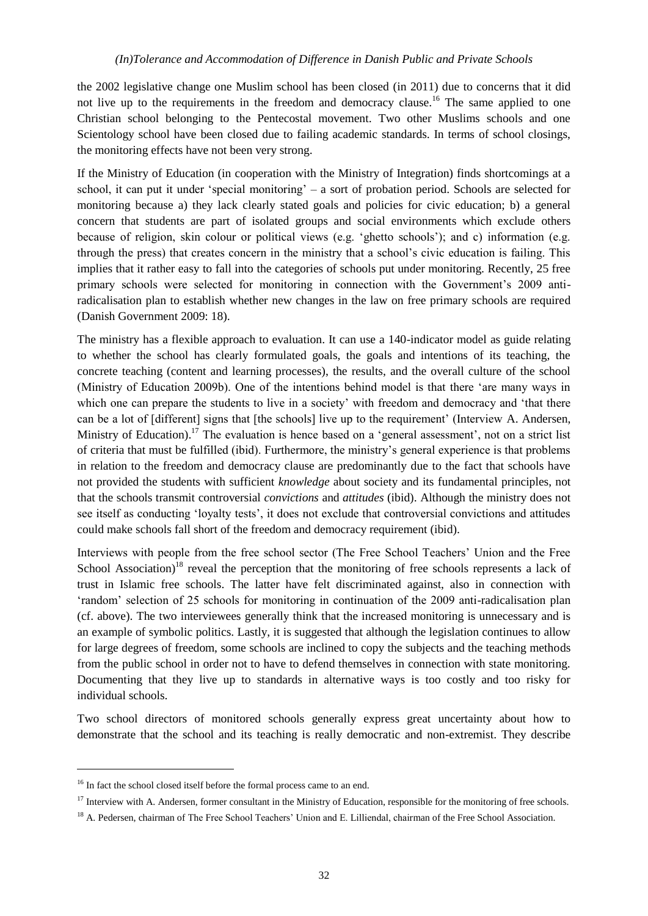the 2002 legislative change one Muslim school has been closed (in 2011) due to concerns that it did not live up to the requirements in the freedom and democracy clause.[16] The same applied to one Christian school belonging to the Pentecostal movement. Two other Muslims schools and one Scientology school have been closed due to failing academic standards. In terms of school closings, the monitoring effects have not been very strong.

If the Ministry of Education (in cooperation with the Ministry of Integration) finds shortcomings at a school, it can put it under 'special monitoring' – a sort of probation period. Schools are selected for monitoring because a) they lack clearly stated goals and policies for civic education; b) a general concern that students are part of isolated groups and social environments which exclude others because of religion, skin colour or political views (e.g. 'ghetto schools'); and c) information (e.g. through the press) that creates concern in the ministry that a school's civic education is failing. This implies that it rather easy to fall into the categories of schools put under monitoring. Recently, 25 free primary schools were selected for monitoring in connection with the Government's 2009 anti-radicalisation plan to establish whether new changes in the law on free primary schools are required (Danish Government 2009: 18).

The ministry has a flexible approach to evaluation. It can use a 140-indicator model as guide relating to whether the school has clearly formulated goals, the goals and intentions of its teaching, the concrete teaching (content and learning processes), the results, and the overall culture of the school (Ministry of Education 2009b). One of the intentions behind model is that there 'are many ways in which one can prepare the students to live in a society' with freedom and democracy and 'that there can be a lot of [different] signs that [the schools] live up to the requirement' (Interview A. Andersen, Ministry of Education).[17] The evaluation is hence based on a 'general assessment', not on a strict list of criteria that must be fulfilled (ibid). Furthermore, the ministry's general experience is that problems in relation to the freedom and democracy clause are predominantly due to the fact that schools have not provided the students with sufficient *knowledge* about society and its fundamental principles, not that the schools transmit controversial *convictions* and *attitudes* (ibid). Although the ministry does not see itself as conducting 'loyalty tests', it does not exclude that controversial convictions and attitudes could make schools fall short of the freedom and democracy requirement (ibid).

Interviews with people from the free school sector (The Free School Teachers' Union and the Free School Association)[18] reveal the perception that the monitoring of free schools represents a lack of trust in Islamic free schools. The latter have felt discriminated against, also in connection with 'random' selection of 25 schools for monitoring in continuation of the 2009 anti-radicalisation plan (cf. above). The two interviewees generally think that the increased monitoring is unnecessary and is an example of symbolic politics. Lastly, it is suggested that although the legislation continues to allow for large degrees of freedom, some schools are inclined to copy the subjects and the teaching methods from the public school in order not to have to defend themselves in connection with state monitoring. Documenting that they live up to standards in alternative ways is too costly and too risky for individual schools.

Two school directors of monitored schools generally express great uncertainty about how to demonstrate that the school and its teaching is really democratic and non-extremist. They describe

---

[16] In fact the school closed itself before the formal process came to an end.

[17] Interview with A. Andersen, former consultant in the Ministry of Education, responsible for the monitoring of free schools.

[18] A. Pedersen, chairman of The Free School Teachers' Union and E. Lilliendal, chairman of the Free School Association.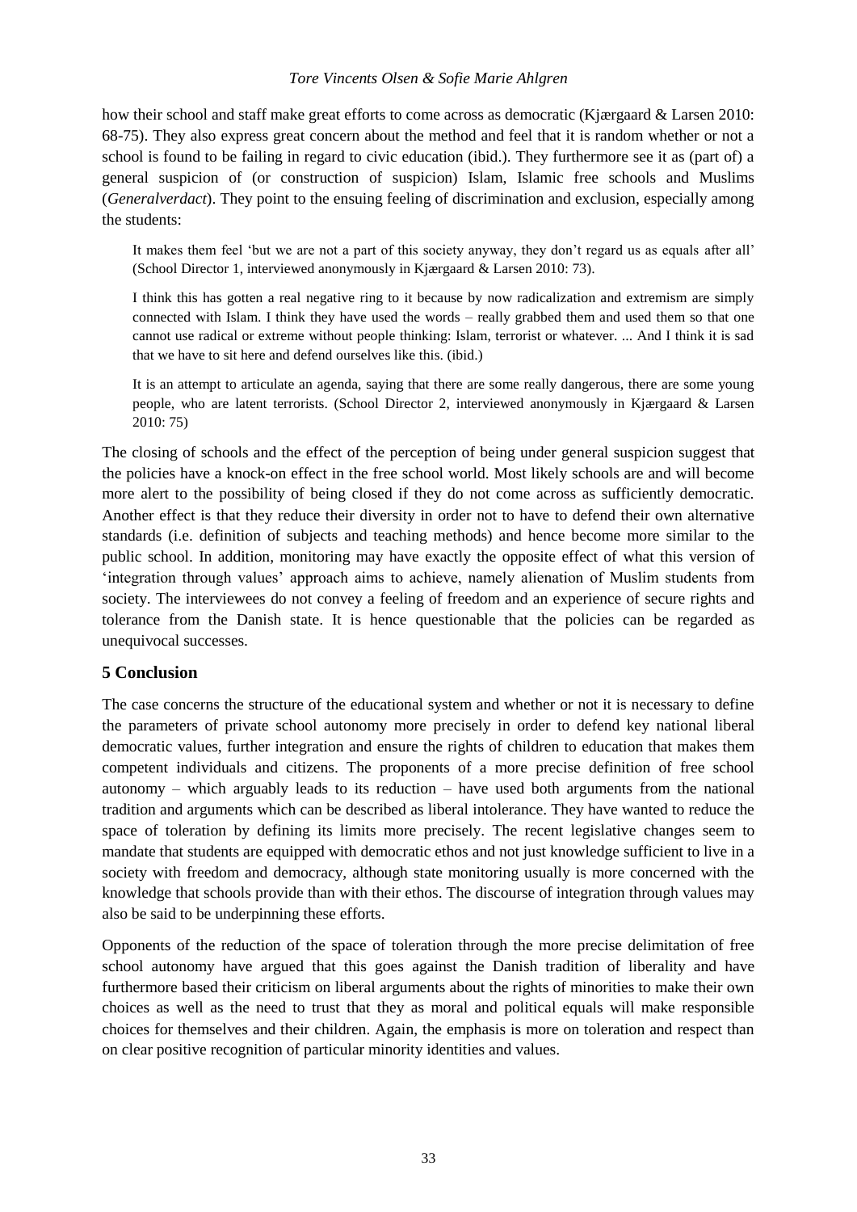how their school and staff make great efforts to come across as democratic (Kjærgaard & Larsen 2010: 68-75). They also express great concern about the method and feel that it is random whether or not a school is found to be failing in regard to civic education (ibid.). They furthermore see it as (part of) a general suspicion of (or construction of suspicion) Islam, Islamic free schools and Muslims (*Generalverdact*). They point to the ensuing feeling of discrimination and exclusion, especially among the students:

> It makes them feel 'but we are not a part of this society anyway, they don't regard us as equals after all' (School Director 1, interviewed anonymously in Kjærgaard & Larsen 2010: 73).

> I think this has gotten a real negative ring to it because by now radicalization and extremism are simply connected with Islam. I think they have used the words – really grabbed them and used them so that one cannot use radical or extreme without people thinking: Islam, terrorist or whatever. ... And I think it is sad that we have to sit here and defend ourselves like this. (ibid.)

> It is an attempt to articulate an agenda, saying that there are some really dangerous, there are some young people, who are latent terrorists. (School Director 2, interviewed anonymously in Kjærgaard & Larsen 2010: 75)

The closing of schools and the effect of the perception of being under general suspicion suggest that the policies have a knock-on effect in the free school world. Most likely schools are and will become more alert to the possibility of being closed if they do not come across as sufficiently democratic. Another effect is that they reduce their diversity in order not to have to defend their own alternative standards (i.e. definition of subjects and teaching methods) and hence become more similar to the public school. In addition, monitoring may have exactly the opposite effect of what this version of 'integration through values' approach aims to achieve, namely alienation of Muslim students from society. The interviewees do not convey a feeling of freedom and an experience of secure rights and tolerance from the Danish state. It is hence questionable that the policies can be regarded as unequivocal successes.

## 5 Conclusion

The case concerns the structure of the educational system and whether or not it is necessary to define the parameters of private school autonomy more precisely in order to defend key national liberal democratic values, further integration and ensure the rights of children to education that makes them competent individuals and citizens. The proponents of a more precise definition of free school autonomy – which arguably leads to its reduction – have used both arguments from the national tradition and arguments which can be described as liberal intolerance. They have wanted to reduce the space of toleration by defining its limits more precisely. The recent legislative changes seem to mandate that students are equipped with democratic ethos and not just knowledge sufficient to live in a society with freedom and democracy, although state monitoring usually is more concerned with the knowledge that schools provide than with their ethos. The discourse of integration through values may also be said to be underpinning these efforts.

Opponents of the reduction of the space of toleration through the more precise delimitation of free school autonomy have argued that this goes against the Danish tradition of liberality and have furthermore based their criticism on liberal arguments about the rights of minorities to make their own choices as well as the need to trust that they as moral and political equals will make responsible choices for themselves and their children. Again, the emphasis is more on toleration and respect than on clear positive recognition of particular minority identities and values.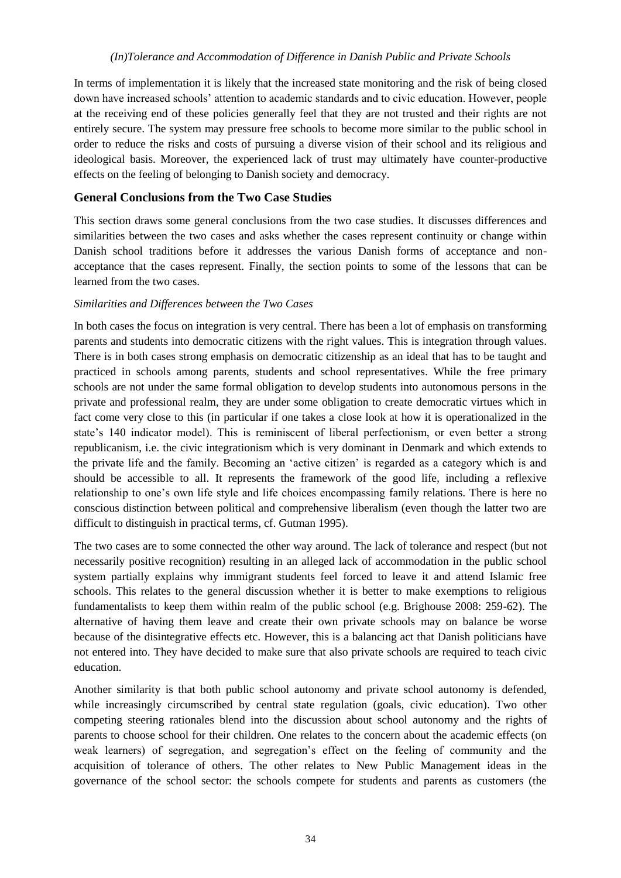In terms of implementation it is likely that the increased state monitoring and the risk of being closed down have increased schools' attention to academic standards and to civic education. However, people at the receiving end of these policies generally feel that they are not trusted and their rights are not entirely secure. The system may pressure free schools to become more similar to the public school in order to reduce the risks and costs of pursuing a diverse vision of their school and its religious and ideological basis. Moreover, the experienced lack of trust may ultimately have counter-productive effects on the feeling of belonging to Danish society and democracy.

## General Conclusions from the Two Case Studies

This section draws some general conclusions from the two case studies. It discusses differences and similarities between the two cases and asks whether the cases represent continuity or change within Danish school traditions before it addresses the various Danish forms of acceptance and non-acceptance that the cases represent. Finally, the section points to some of the lessons that can be learned from the two cases.

### *Similarities and Differences between the Two Cases*

In both cases the focus on integration is very central. There has been a lot of emphasis on transforming parents and students into democratic citizens with the right values. This is integration through values. There is in both cases strong emphasis on democratic citizenship as an ideal that has to be taught and practiced in schools among parents, students and school representatives. While the free primary schools are not under the same formal obligation to develop students into autonomous persons in the private and professional realm, they are under some obligation to create democratic virtues which in fact come very close to this (in particular if one takes a close look at how it is operationalized in the state's 140 indicator model). This is reminiscent of liberal perfectionism, or even better a strong republicanism, i.e. the civic integrationism which is very dominant in Denmark and which extends to the private life and the family. Becoming an 'active citizen' is regarded as a category which is and should be accessible to all. It represents the framework of the good life, including a reflexive relationship to one's own life style and life choices encompassing family relations. There is here no conscious distinction between political and comprehensive liberalism (even though the latter two are difficult to distinguish in practical terms, cf. Gutman 1995).

The two cases are to some connected the other way around. The lack of tolerance and respect (but not necessarily positive recognition) resulting in an alleged lack of accommodation in the public school system partially explains why immigrant students feel forced to leave it and attend Islamic free schools. This relates to the general discussion whether it is better to make exemptions to religious fundamentalists to keep them within realm of the public school (e.g. Brighouse 2008: 259-62). The alternative of having them leave and create their own private schools may on balance be worse because of the disintegrative effects etc. However, this is a balancing act that Danish politicians have not entered into. They have decided to make sure that also private schools are required to teach civic education.

Another similarity is that both public school autonomy and private school autonomy is defended, while increasingly circumscribed by central state regulation (goals, civic education). Two other competing steering rationales blend into the discussion about school autonomy and the rights of parents to choose school for their children. One relates to the concern about the academic effects (on weak learners) of segregation, and segregation's effect on the feeling of community and the acquisition of tolerance of others. The other relates to New Public Management ideas in the governance of the school sector: the schools compete for students and parents as customers (the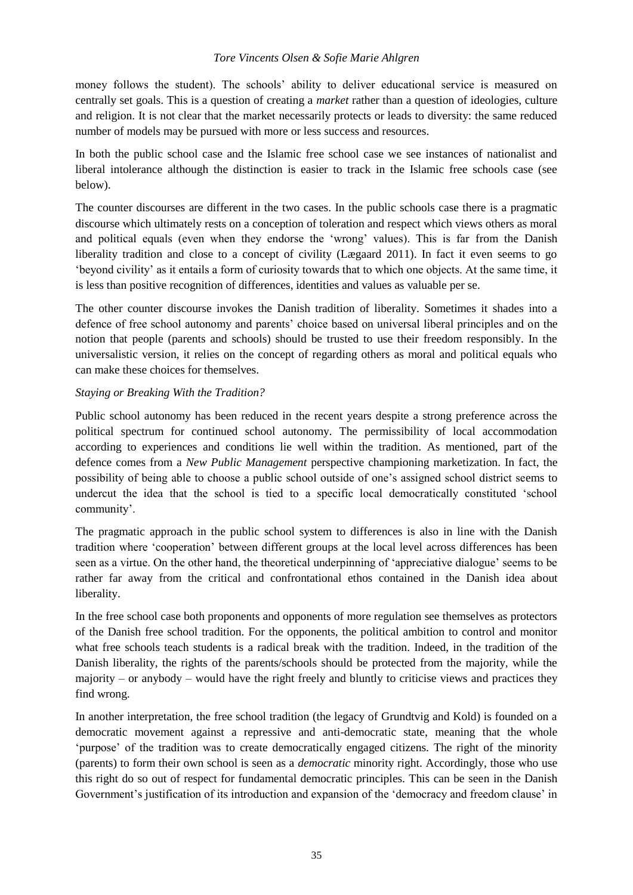money follows the student). The schools' ability to deliver educational service is measured on centrally set goals. This is a question of creating a *market* rather than a question of ideologies, culture and religion. It is not clear that the market necessarily protects or leads to diversity: the same reduced number of models may be pursued with more or less success and resources.

In both the public school case and the Islamic free school case we see instances of nationalist and liberal intolerance although the distinction is easier to track in the Islamic free schools case (see below).

The counter discourses are different in the two cases. In the public schools case there is a pragmatic discourse which ultimately rests on a conception of toleration and respect which views others as moral and political equals (even when they endorse the 'wrong' values). This is far from the Danish liberality tradition and close to a concept of civility (Lægaard 2011). In fact it even seems to go 'beyond civility' as it entails a form of curiosity towards that to which one objects. At the same time, it is less than positive recognition of differences, identities and values as valuable per se.

The other counter discourse invokes the Danish tradition of liberality. Sometimes it shades into a defence of free school autonomy and parents' choice based on universal liberal principles and on the notion that people (parents and schools) should be trusted to use their freedom responsibly. In the universalistic version, it relies on the concept of regarding others as moral and political equals who can make these choices for themselves.

*Staying or Breaking With the Tradition?*

Public school autonomy has been reduced in the recent years despite a strong preference across the political spectrum for continued school autonomy. The permissibility of local accommodation according to experiences and conditions lie well within the tradition. As mentioned, part of the defence comes from a *New Public Management* perspective championing marketization. In fact, the possibility of being able to choose a public school outside of one's assigned school district seems to undercut the idea that the school is tied to a specific local democratically constituted 'school community'.

The pragmatic approach in the public school system to differences is also in line with the Danish tradition where 'cooperation' between different groups at the local level across differences has been seen as a virtue. On the other hand, the theoretical underpinning of 'appreciative dialogue' seems to be rather far away from the critical and confrontational ethos contained in the Danish idea about liberality.

In the free school case both proponents and opponents of more regulation see themselves as protectors of the Danish free school tradition. For the opponents, the political ambition to control and monitor what free schools teach students is a radical break with the tradition. Indeed, in the tradition of the Danish liberality, the rights of the parents/schools should be protected from the majority, while the majority – or anybody – would have the right freely and bluntly to criticise views and practices they find wrong.

In another interpretation, the free school tradition (the legacy of Grundtvig and Kold) is founded on a democratic movement against a repressive and anti-democratic state, meaning that the whole 'purpose' of the tradition was to create democratically engaged citizens. The right of the minority (parents) to form their own school is seen as a *democratic* minority right. Accordingly, those who use this right do so out of respect for fundamental democratic principles. This can be seen in the Danish Government's justification of its introduction and expansion of the 'democracy and freedom clause' in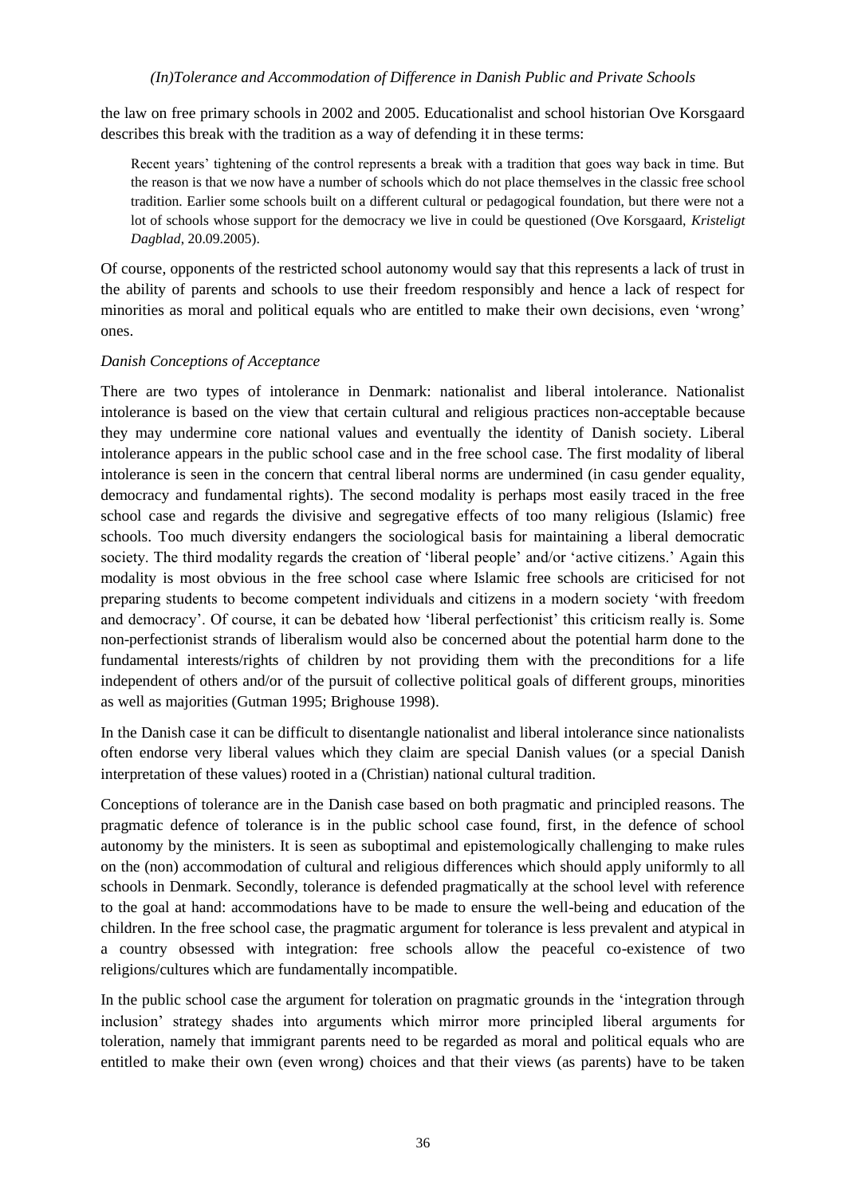the law on free primary schools in 2002 and 2005. Educationalist and school historian Ove Korsgaard describes this break with the tradition as a way of defending it in these terms:

> Recent years' tightening of the control represents a break with a tradition that goes way back in time. But the reason is that we now have a number of schools which do not place themselves in the classic free school tradition. Earlier some schools built on a different cultural or pedagogical foundation, but there were not a lot of schools whose support for the democracy we live in could be questioned (Ove Korsgaard, *Kristeligt Dagblad*, 20.09.2005).

Of course, opponents of the restricted school autonomy would say that this represents a lack of trust in the ability of parents and schools to use their freedom responsibly and hence a lack of respect for minorities as moral and political equals who are entitled to make their own decisions, even 'wrong' ones.

### *Danish Conceptions of Acceptance*

There are two types of intolerance in Denmark: nationalist and liberal intolerance. Nationalist intolerance is based on the view that certain cultural and religious practices non-acceptable because they may undermine core national values and eventually the identity of Danish society. Liberal intolerance appears in the public school case and in the free school case. The first modality of liberal intolerance is seen in the concern that central liberal norms are undermined (in casu gender equality, democracy and fundamental rights). The second modality is perhaps most easily traced in the free school case and regards the divisive and segregative effects of too many religious (Islamic) free schools. Too much diversity endangers the sociological basis for maintaining a liberal democratic society. The third modality regards the creation of 'liberal people' and/or 'active citizens.' Again this modality is most obvious in the free school case where Islamic free schools are criticised for not preparing students to become competent individuals and citizens in a modern society 'with freedom and democracy'. Of course, it can be debated how 'liberal perfectionist' this criticism really is. Some non-perfectionist strands of liberalism would also be concerned about the potential harm done to the fundamental interests/rights of children by not providing them with the preconditions for a life independent of others and/or of the pursuit of collective political goals of different groups, minorities as well as majorities (Gutman 1995; Brighouse 1998).

In the Danish case it can be difficult to disentangle nationalist and liberal intolerance since nationalists often endorse very liberal values which they claim are special Danish values (or a special Danish interpretation of these values) rooted in a (Christian) national cultural tradition.

Conceptions of tolerance are in the Danish case based on both pragmatic and principled reasons. The pragmatic defence of tolerance is in the public school case found, first, in the defence of school autonomy by the ministers. It is seen as suboptimal and epistemologically challenging to make rules on the (non) accommodation of cultural and religious differences which should apply uniformly to all schools in Denmark. Secondly, tolerance is defended pragmatically at the school level with reference to the goal at hand: accommodations have to be made to ensure the well-being and education of the children. In the free school case, the pragmatic argument for tolerance is less prevalent and atypical in a country obsessed with integration: free schools allow the peaceful co-existence of two religions/cultures which are fundamentally incompatible.

In the public school case the argument for toleration on pragmatic grounds in the 'integration through inclusion' strategy shades into arguments which mirror more principled liberal arguments for toleration, namely that immigrant parents need to be regarded as moral and political equals who are entitled to make their own (even wrong) choices and that their views (as parents) have to be taken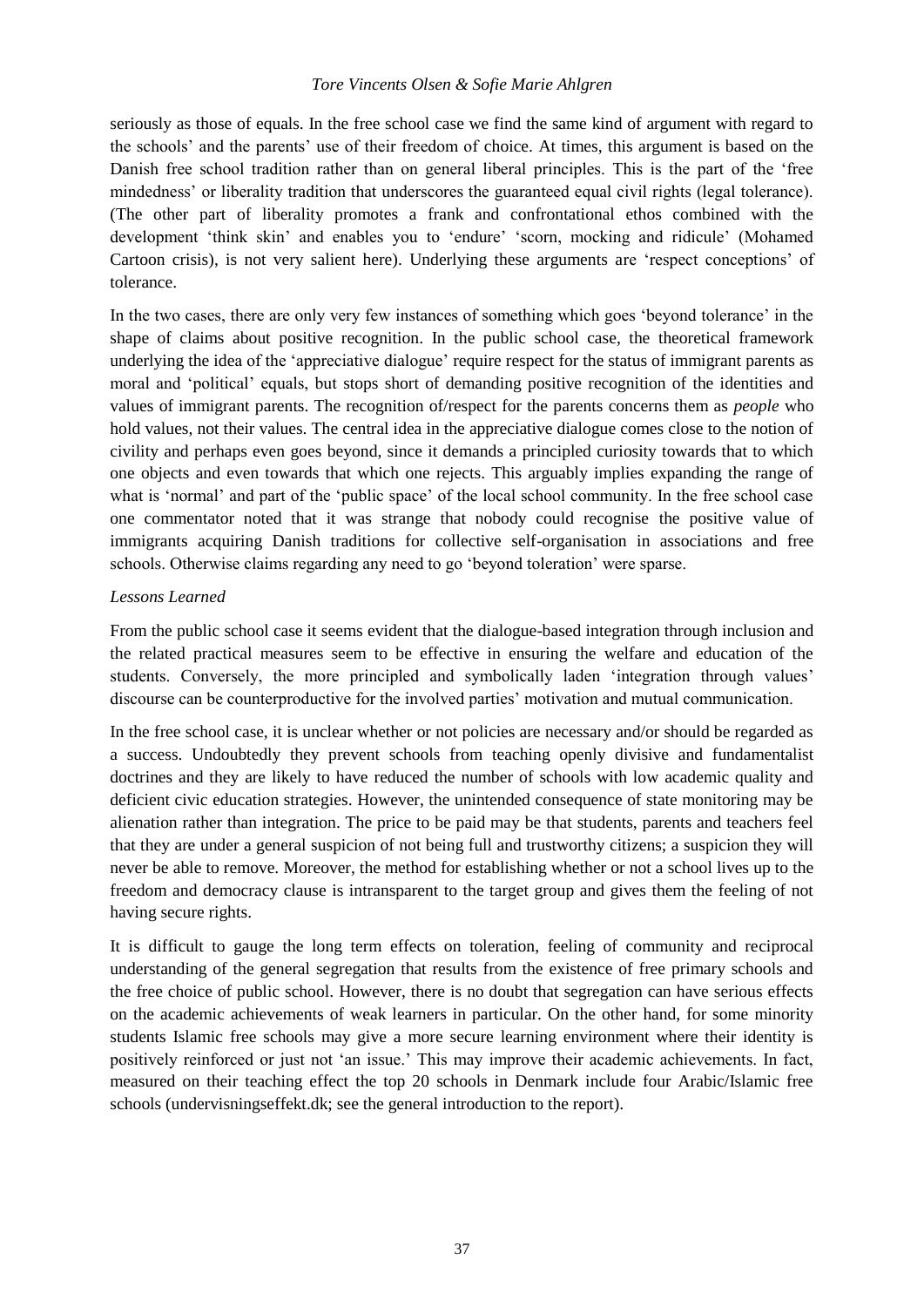seriously as those of equals. In the free school case we find the same kind of argument with regard to the schools' and the parents' use of their freedom of choice. At times, this argument is based on the Danish free school tradition rather than on general liberal principles. This is the part of the 'free mindedness' or liberality tradition that underscores the guaranteed equal civil rights (legal tolerance). (The other part of liberality promotes a frank and confrontational ethos combined with the development 'think skin' and enables you to 'endure' 'scorn, mocking and ridicule' (Mohamed Cartoon crisis), is not very salient here). Underlying these arguments are 'respect conceptions' of tolerance.

In the two cases, there are only very few instances of something which goes 'beyond tolerance' in the shape of claims about positive recognition. In the public school case, the theoretical framework underlying the idea of the 'appreciative dialogue' require respect for the status of immigrant parents as moral and 'political' equals, but stops short of demanding positive recognition of the identities and values of immigrant parents. The recognition of/respect for the parents concerns them as *people* who hold values, not their values. The central idea in the appreciative dialogue comes close to the notion of civility and perhaps even goes beyond, since it demands a principled curiosity towards that to which one objects and even towards that which one rejects. This arguably implies expanding the range of what is 'normal' and part of the 'public space' of the local school community. In the free school case one commentator noted that it was strange that nobody could recognise the positive value of immigrants acquiring Danish traditions for collective self-organisation in associations and free schools. Otherwise claims regarding any need to go 'beyond toleration' were sparse.

*Lessons Learned*

From the public school case it seems evident that the dialogue-based integration through inclusion and the related practical measures seem to be effective in ensuring the welfare and education of the students. Conversely, the more principled and symbolically laden 'integration through values' discourse can be counterproductive for the involved parties' motivation and mutual communication.

In the free school case, it is unclear whether or not policies are necessary and/or should be regarded as a success. Undoubtedly they prevent schools from teaching openly divisive and fundamentalist doctrines and they are likely to have reduced the number of schools with low academic quality and deficient civic education strategies. However, the unintended consequence of state monitoring may be alienation rather than integration. The price to be paid may be that students, parents and teachers feel that they are under a general suspicion of not being full and trustworthy citizens; a suspicion they will never be able to remove. Moreover, the method for establishing whether or not a school lives up to the freedom and democracy clause is intransparent to the target group and gives them the feeling of not having secure rights.

It is difficult to gauge the long term effects on toleration, feeling of community and reciprocal understanding of the general segregation that results from the existence of free primary schools and the free choice of public school. However, there is no doubt that segregation can have serious effects on the academic achievements of weak learners in particular. On the other hand, for some minority students Islamic free schools may give a more secure learning environment where their identity is positively reinforced or just not 'an issue.' This may improve their academic achievements. In fact, measured on their teaching effect the top 20 schools in Denmark include four Arabic/Islamic free schools (undervisningseffekt.dk; see the general introduction to the report).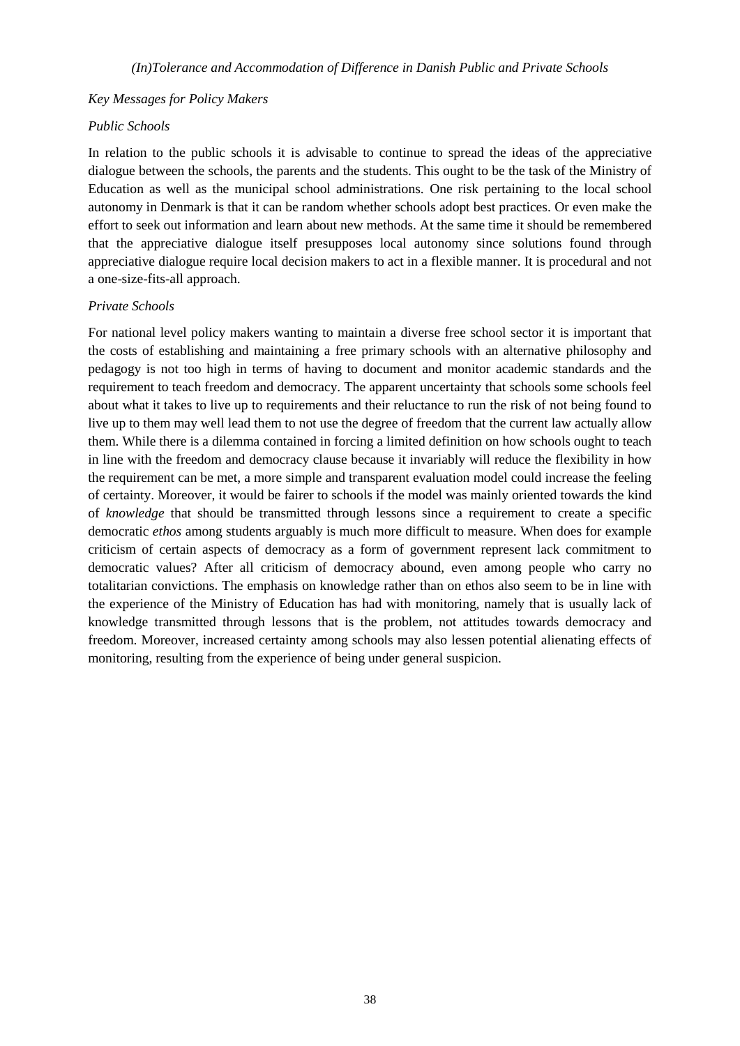## *Key Messages for Policy Makers*

### *Public Schools*

In relation to the public schools it is advisable to continue to spread the ideas of the appreciative dialogue between the schools, the parents and the students. This ought to be the task of the Ministry of Education as well as the municipal school administrations. One risk pertaining to the local school autonomy in Denmark is that it can be random whether schools adopt best practices. Or even make the effort to seek out information and learn about new methods. At the same time it should be remembered that the appreciative dialogue itself presupposes local autonomy since solutions found through appreciative dialogue require local decision makers to act in a flexible manner. It is procedural and not a one-size-fits-all approach.

### *Private Schools*

For national level policy makers wanting to maintain a diverse free school sector it is important that the costs of establishing and maintaining a free primary schools with an alternative philosophy and pedagogy is not too high in terms of having to document and monitor academic standards and the requirement to teach freedom and democracy. The apparent uncertainty that schools some schools feel about what it takes to live up to requirements and their reluctance to run the risk of not being found to live up to them may well lead them to not use the degree of freedom that the current law actually allow them. While there is a dilemma contained in forcing a limited definition on how schools ought to teach in line with the freedom and democracy clause because it invariably will reduce the flexibility in how the requirement can be met, a more simple and transparent evaluation model could increase the feeling of certainty. Moreover, it would be fairer to schools if the model was mainly oriented towards the kind of *knowledge* that should be transmitted through lessons since a requirement to create a specific democratic *ethos* among students arguably is much more difficult to measure. When does for example criticism of certain aspects of democracy as a form of government represent lack commitment to democratic values? After all criticism of democracy abound, even among people who carry no totalitarian convictions. The emphasis on knowledge rather than on ethos also seem to be in line with the experience of the Ministry of Education has had with monitoring, namely that is usually lack of knowledge transmitted through lessons that is the problem, not attitudes towards democracy and freedom. Moreover, increased certainty among schools may also lessen potential alienating effects of monitoring, resulting from the experience of being under general suspicion.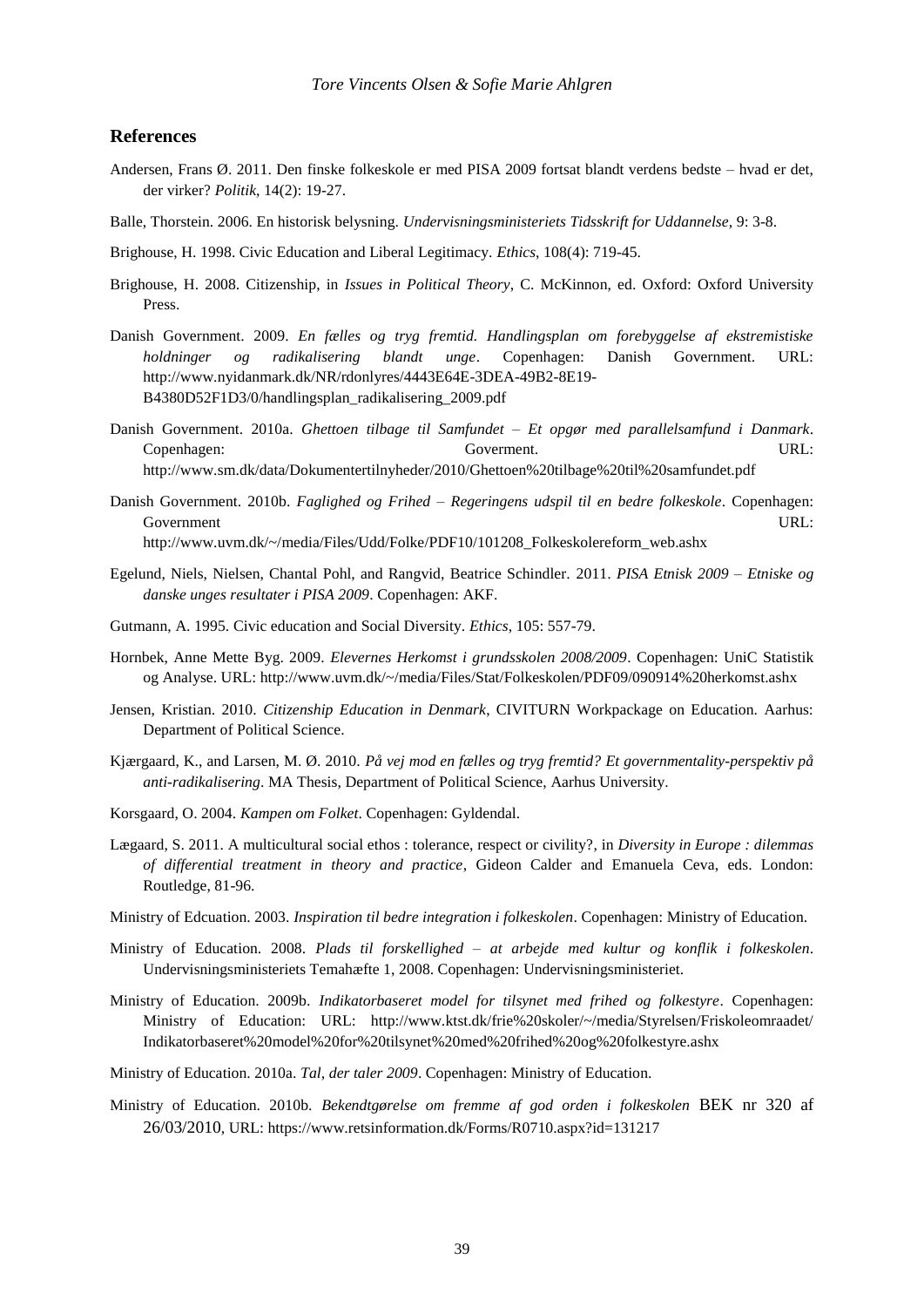## References

Andersen, Frans Ø. 2011. Den finske folkeskole er med PISA 2009 fortsat blandt verdens bedste – hvad er det, der virker? *Politik*, 14(2): 19-27.

Balle, Thorstein. 2006. En historisk belysning. *Undervisningsministeriets Tidsskrift for Uddannelse*, 9: 3-8.

Brighouse, H. 1998. Civic Education and Liberal Legitimacy. *Ethics*, 108(4): 719-45.

Brighouse, H. 2008. Citizenship, in *Issues in Political Theory*, C. McKinnon, ed. Oxford: Oxford University Press.

Danish Government. 2009. *En fælles og tryg fremtid. Handlingsplan om forebyggelse af ekstremistiske holdninger og radikalisering blandt unge*. Copenhagen: Danish Government. URL: http://www.nyidanmark.dk/NR/rdonlyres/4443E64E-3DEA-49B2-8E19-B4380D52F1D3/0/handlingsplan_radikalisering_2009.pdf

Danish Government. 2010a. *Ghettoen tilbage til Samfundet – Et opgør med parallelsamfund i Danmark*. Copenhagen: Goverment. URL: http://www.sm.dk/data/Dokumentertilnyheder/2010/Ghettoen%20tilbage%20til%20samfundet.pdf

Danish Government. 2010b. *Faglighed og Frihed – Regeringens udspil til en bedre folkeskole*. Copenhagen: Government URL: http://www.uvm.dk/~/media/Files/Udd/Folke/PDF10/101208_Folkeskolereform_web.ashx

Egelund, Niels, Nielsen, Chantal Pohl, and Rangvid, Beatrice Schindler. 2011. *PISA Etnisk 2009 – Etniske og danske unges resultater i PISA 2009*. Copenhagen: AKF.

Gutmann, A. 1995. Civic education and Social Diversity. *Ethics*, 105: 557-79.

Hornbek, Anne Mette Byg. 2009. *Elevernes Herkomst i grundsskolen 2008/2009*. Copenhagen: UniC Statistik og Analyse. URL: http://www.uvm.dk/~/media/Files/Stat/Folkeskolen/PDF09/090914%20herkomst.ashx

Jensen, Kristian. 2010. *Citizenship Education in Denmark*, CIVITURN Workpackage on Education. Aarhus: Department of Political Science.

Kjærgaard, K., and Larsen, M. Ø. 2010. *På vej mod en fælles og tryg fremtid? Et governmentality-perspektiv på anti-radikalisering*. MA Thesis, Department of Political Science, Aarhus University.

Korsgaard, O. 2004. *Kampen om Folket*. Copenhagen: Gyldendal.

Lægaard, S. 2011. A multicultural social ethos : tolerance, respect or civility?, in *Diversity in Europe : dilemmas of differential treatment in theory and practice*, Gideon Calder and Emanuela Ceva, eds. London: Routledge, 81-96.

Ministry of Edcuation. 2003. *Inspiration til bedre integration i folkeskolen*. Copenhagen: Ministry of Education.

Ministry of Education. 2008. *Plads til forskellighed – at arbejde med kultur og konflik i folkeskolen*. Undervisningsministeriets Temahæfte 1, 2008. Copenhagen: Undervisningsministeriet.

Ministry of Education. 2009b. *Indikatorbaseret model for tilsynet med frihed og folkestyre*. Copenhagen: Ministry of Education: URL: http://www.ktst.dk/frie%20skoler/~/media/Styrelsen/Friskoleomraadet/Indikatorbaseret%20model%20for%20tilsynet%20med%20frihed%20og%20folkestyre.ashx

Ministry of Education. 2010a. *Tal, der taler 2009*. Copenhagen: Ministry of Education.

Ministry of Education. 2010b. *Bekendtgørelse om fremme af god orden i folkeskolen* BEK nr 320 af 26/03/2010, URL: https://www.retsinformation.dk/Forms/R0710.aspx?id=131217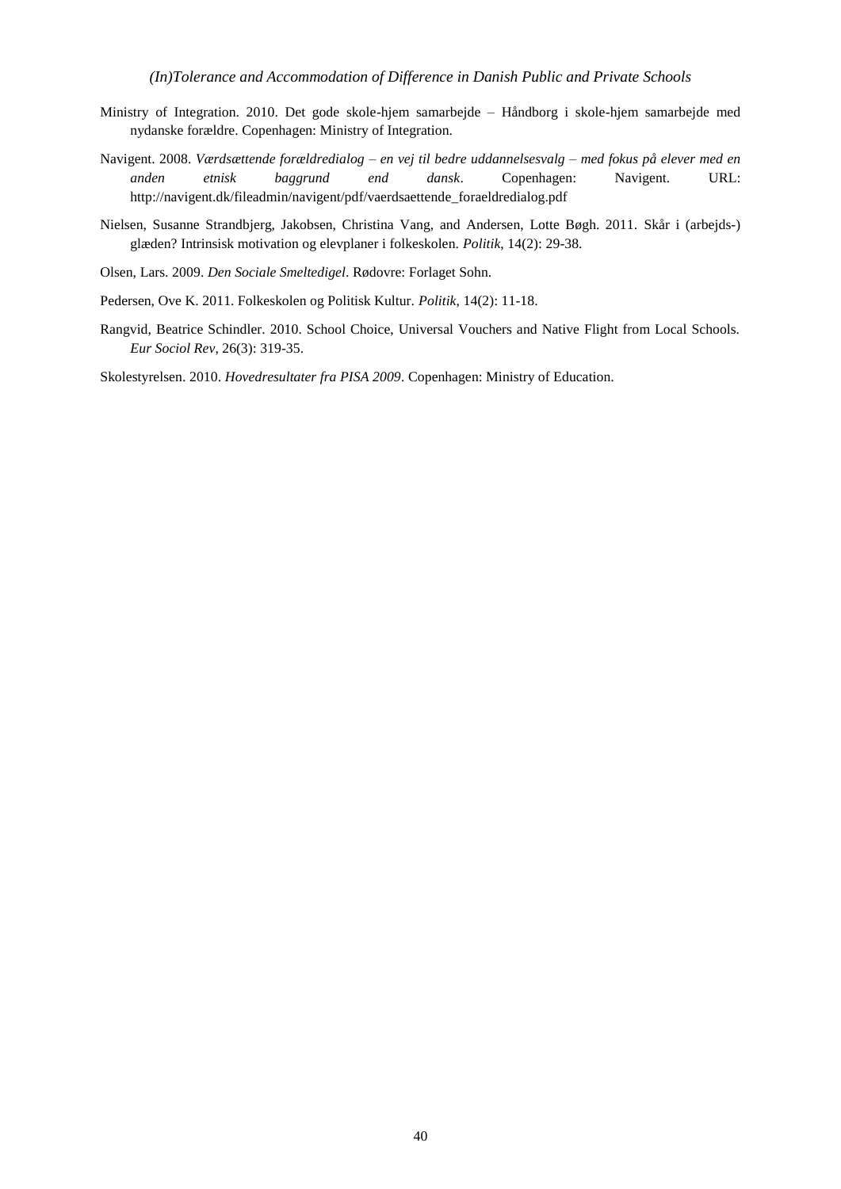Ministry of Integration. 2010. Det gode skole-hjem samarbejde – Håndborg i skole-hjem samarbejde med nydanske forældre. Copenhagen: Ministry of Integration.

Navigent. 2008. *Værdsættende forældredialog – en vej til bedre uddannelsesvalg – med fokus på elever med en anden etnisk baggrund end dansk*. Copenhagen: Navigent. URL: http://navigent.dk/fileadmin/navigent/pdf/vaerdsaettende_foraeldredialog.pdf

Nielsen, Susanne Strandbjerg, Jakobsen, Christina Vang, and Andersen, Lotte Bøgh. 2011. Skår i (arbejds-) glæden? Intrinsisk motivation og elevplaner i folkeskolen. *Politik*, 14(2): 29-38.

Olsen, Lars. 2009. *Den Sociale Smeltedigel*. Rødovre: Forlaget Sohn.

Pedersen, Ove K. 2011. Folkeskolen og Politisk Kultur. *Politik*, 14(2): 11-18.

Rangvid, Beatrice Schindler. 2010. School Choice, Universal Vouchers and Native Flight from Local Schools. *Eur Sociol Rev*, 26(3): 319-35.

Skolestyrelsen. 2010. *Hovedresultater fra PISA 2009*. Copenhagen: Ministry of Education.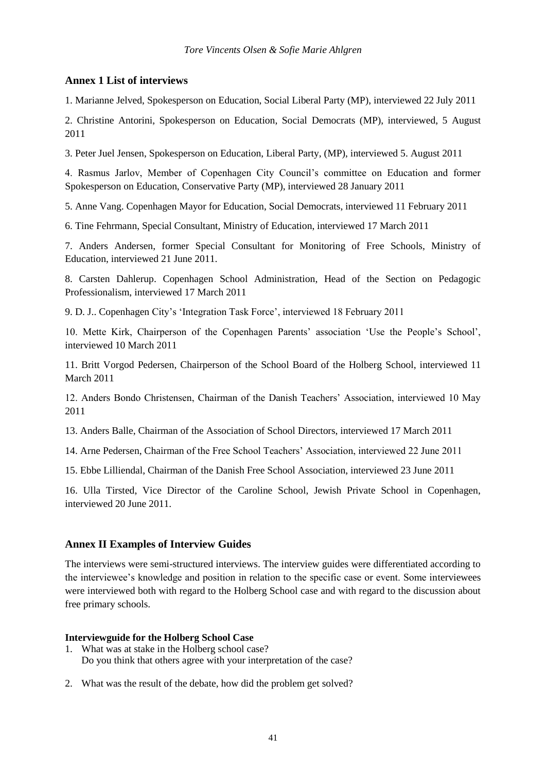## Annex 1 List of interviews

1. Marianne Jelved, Spokesperson on Education, Social Liberal Party (MP), interviewed 22 July 2011

2. Christine Antorini, Spokesperson on Education, Social Democrats (MP), interviewed, 5 August 2011

3. Peter Juel Jensen, Spokesperson on Education, Liberal Party, (MP), interviewed 5. August 2011

4. Rasmus Jarlov, Member of Copenhagen City Council's committee on Education and former Spokesperson on Education, Conservative Party (MP), interviewed 28 January 2011

5. Anne Vang. Copenhagen Mayor for Education, Social Democrats, interviewed 11 February 2011

6. Tine Fehrmann, Special Consultant, Ministry of Education, interviewed 17 March 2011

7. Anders Andersen, former Special Consultant for Monitoring of Free Schools, Ministry of Education, interviewed 21 June 2011.

8. Carsten Dahlerup. Copenhagen School Administration, Head of the Section on Pedagogic Professionalism, interviewed 17 March 2011

9. D. J.. Copenhagen City's 'Integration Task Force', interviewed 18 February 2011

10. Mette Kirk, Chairperson of the Copenhagen Parents' association 'Use the People's School', interviewed 10 March 2011

11. Britt Vorgod Pedersen, Chairperson of the School Board of the Holberg School, interviewed 11 March 2011

12. Anders Bondo Christensen, Chairman of the Danish Teachers' Association, interviewed 10 May 2011

13. Anders Balle, Chairman of the Association of School Directors, interviewed 17 March 2011

14. Arne Pedersen, Chairman of the Free School Teachers' Association, interviewed 22 June 2011

15. Ebbe Lilliendal, Chairman of the Danish Free School Association, interviewed 23 June 2011

16. Ulla Tirsted, Vice Director of the Caroline School, Jewish Private School in Copenhagen, interviewed 20 June 2011.

## Annex II Examples of Interview Guides

The interviews were semi-structured interviews. The interview guides were differentiated according to the interviewee's knowledge and position in relation to the specific case or event. Some interviewees were interviewed both with regard to the Holberg School case and with regard to the discussion about free primary schools.

**Interviewguide for the Holberg School Case**

1. What was at stake in the Holberg school case?
   Do you think that others agree with your interpretation of the case?

2. What was the result of the debate, how did the problem get solved?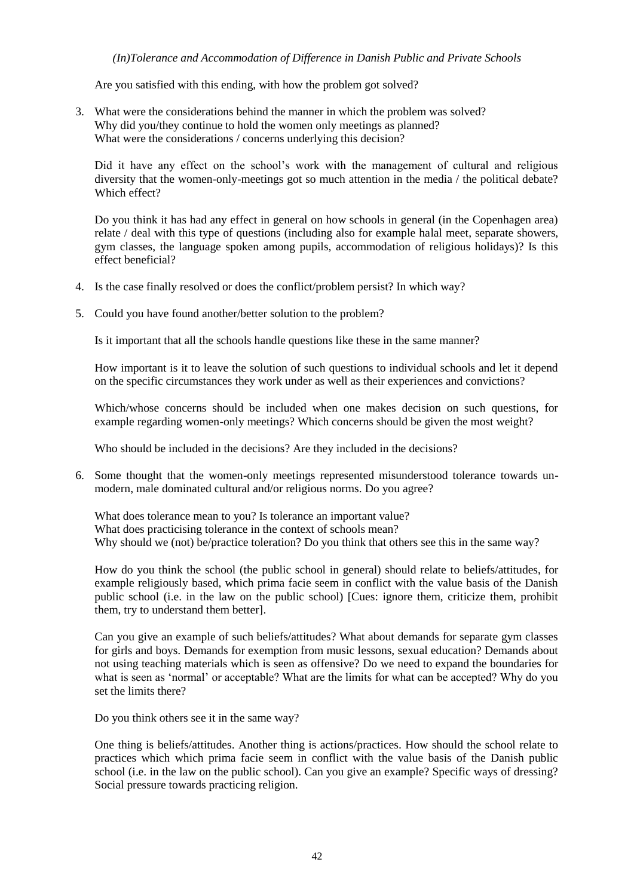Are you satisfied with this ending, with how the problem got solved?

3. What were the considerations behind the manner in which the problem was solved?
   Why did you/they continue to hold the women only meetings as planned?
   What were the considerations / concerns underlying this decision?

   Did it have any effect on the school's work with the management of cultural and religious diversity that the women-only-meetings got so much attention in the media / the political debate? Which effect?

   Do you think it has had any effect in general on how schools in general (in the Copenhagen area) relate / deal with this type of questions (including also for example halal meet, separate showers, gym classes, the language spoken among pupils, accommodation of religious holidays)? Is this effect beneficial?

4. Is the case finally resolved or does the conflict/problem persist? In which way?

5. Could you have found another/better solution to the problem?

   Is it important that all the schools handle questions like these in the same manner?

   How important is it to leave the solution of such questions to individual schools and let it depend on the specific circumstances they work under as well as their experiences and convictions?

   Which/whose concerns should be included when one makes decision on such questions, for example regarding women-only meetings? Which concerns should be given the most weight?

   Who should be included in the decisions? Are they included in the decisions?

6. Some thought that the women-only meetings represented misunderstood tolerance towards un-modern, male dominated cultural and/or religious norms. Do you agree?

   What does tolerance mean to you? Is tolerance an important value?
   What does practicising tolerance in the context of schools mean?
   Why should we (not) be/practice toleration? Do you think that others see this in the same way?

   How do you think the school (the public school in general) should relate to beliefs/attitudes, for example religiously based, which prima facie seem in conflict with the value basis of the Danish public school (i.e. in the law on the public school) [Cues: ignore them, criticize them, prohibit them, try to understand them better].

   Can you give an example of such beliefs/attitudes? What about demands for separate gym classes for girls and boys. Demands for exemption from music lessons, sexual education? Demands about not using teaching materials which is seen as offensive? Do we need to expand the boundaries for what is seen as 'normal' or acceptable? What are the limits for what can be accepted? Why do you set the limits there?

   Do you think others see it in the same way?

   One thing is beliefs/attitudes. Another thing is actions/practices. How should the school relate to practices which which prima facie seem in conflict with the value basis of the Danish public school (i.e. in the law on the public school). Can you give an example? Specific ways of dressing? Social pressure towards practicing religion.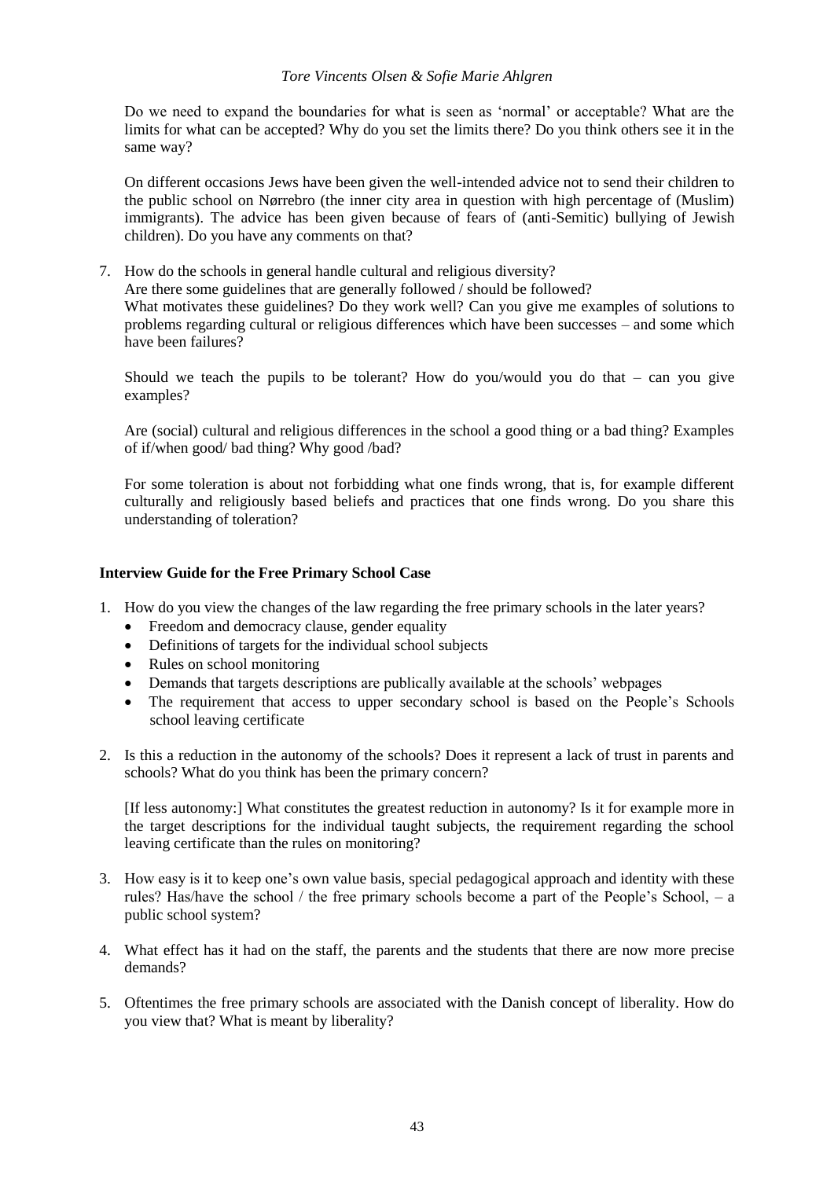Do we need to expand the boundaries for what is seen as 'normal' or acceptable? What are the limits for what can be accepted? Why do you set the limits there? Do you think others see it in the same way?

On different occasions Jews have been given the well-intended advice not to send their children to the public school on Nørrebro (the inner city area in question with high percentage of (Muslim) immigrants). The advice has been given because of fears of (anti-Semitic) bullying of Jewish children). Do you have any comments on that?

7. How do the schools in general handle cultural and religious diversity?
   Are there some guidelines that are generally followed / should be followed?
   What motivates these guidelines? Do they work well? Can you give me examples of solutions to problems regarding cultural or religious differences which have been successes – and some which have been failures?

   Should we teach the pupils to be tolerant? How do you/would you do that – can you give examples?

   Are (social) cultural and religious differences in the school a good thing or a bad thing? Examples of if/when good/ bad thing? Why good /bad?

   For some toleration is about not forbidding what one finds wrong, that is, for example different culturally and religiously based beliefs and practices that one finds wrong. Do you share this understanding of toleration?

**Interview Guide for the Free Primary School Case**

1. How do you view the changes of the law regarding the free primary schools in the later years?
   - Freedom and democracy clause, gender equality
   - Definitions of targets for the individual school subjects
   - Rules on school monitoring
   - Demands that targets descriptions are publically available at the schools' webpages
   - The requirement that access to upper secondary school is based on the People's Schools school leaving certificate

2. Is this a reduction in the autonomy of the schools? Does it represent a lack of trust in parents and schools? What do you think has been the primary concern?

   [If less autonomy:] What constitutes the greatest reduction in autonomy? Is it for example more in the target descriptions for the individual taught subjects, the requirement regarding the school leaving certificate than the rules on monitoring?

3. How easy is it to keep one's own value basis, special pedagogical approach and identity with these rules? Has/have the school / the free primary schools become a part of the People's School, – a public school system?

4. What effect has it had on the staff, the parents and the students that there are now more precise demands?

5. Oftentimes the free primary schools are associated with the Danish concept of liberality. How do you view that? What is meant by liberality?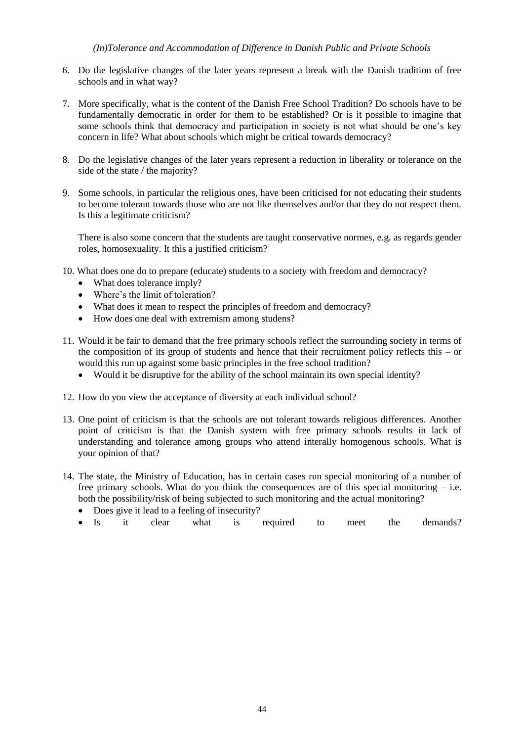6. Do the legislative changes of the later years represent a break with the Danish tradition of free schools and in what way?

7. More specifically, what is the content of the Danish Free School Tradition? Do schools have to be fundamentally democratic in order for them to be established? Or is it possible to imagine that some schools think that democracy and participation in society is not what should be one's key concern in life? What about schools which might be critical towards democracy?

8. Do the legislative changes of the later years represent a reduction in liberality or tolerance on the side of the state / the majority?

9. Some schools, in particular the religious ones, have been criticised for not educating their students to become tolerant towards those who are not like themselves and/or that they do not respect them. Is this a legitimate criticism?

   There is also some concern that the students are taught conservative normes, e.g. as regards gender roles, homosexuality. It this a justified criticism?

10. What does one do to prepare (educate) students to a society with freedom and democracy?
    - What does tolerance imply?
    - Where's the limit of toleration?
    - What does it mean to respect the principles of freedom and democracy?
    - How does one deal with extremism among studens?

11. Would it be fair to demand that the free primary schools reflect the surrounding society in terms of the composition of its group of students and hence that their recruitment policy reflects this – or would this run up against some basic principles in the free school tradition?
    - Would it be disruptive for the ability of the school maintain its own special identity?

12. How do you view the acceptance of diversity at each individual school?

13. One point of criticism is that the schools are not tolerant towards religious differences. Another point of criticism is that the Danish system with free primary schools results in lack of understanding and tolerance among groups who attend interally homogenous schools. What is your opinion of that?

14. The state, the Ministry of Education, has in certain cases run special monitoring of a number of free primary schools. What do you think the consequences are of this special monitoring – i.e. both the possibility/risk of being subjected to such monitoring and the actual monitoring?
    - Does give it lead to a feeling of insecurity?
    - Is it clear what is required to meet the demands?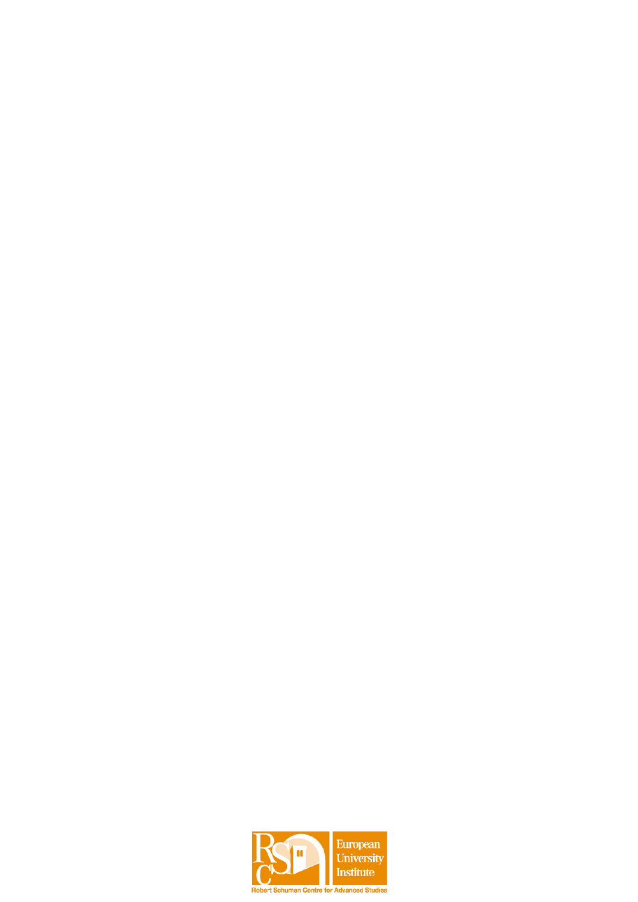European
University
Institute

Robert Schuman Centre for Advanced Studies